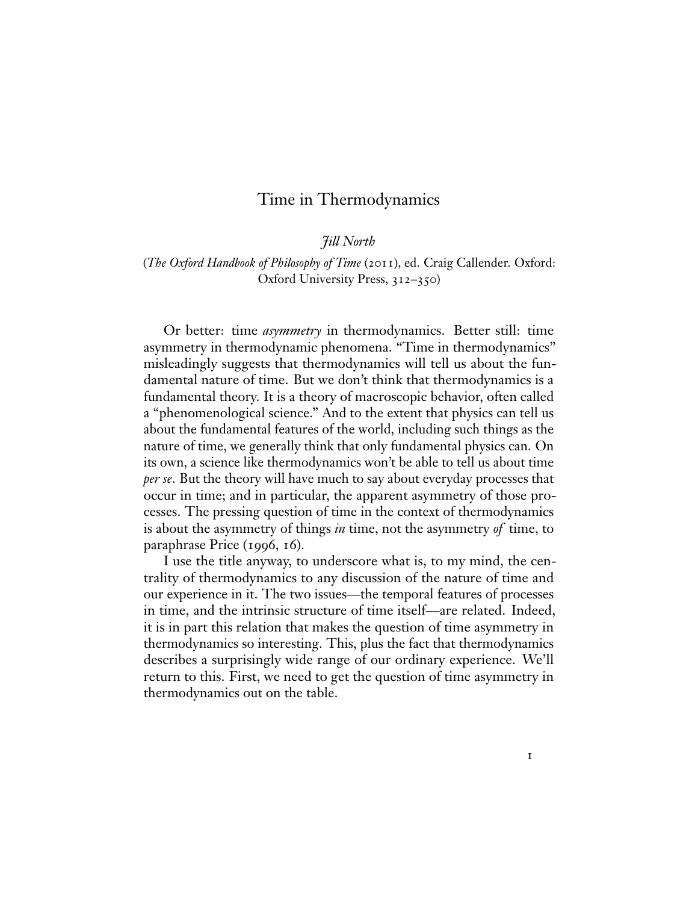# Time in Thermodynamics

*Jill North*

(*The Oxford Handbook of Philosophy of Time* (2011), ed. Craig Callender. Oxford: Oxford University Press, 312–350)

Or better: time *asymmetry* in thermodynamics. Better still: time asymmetry in thermodynamic phenomena. "Time in thermodynamics" misleadingly suggests that thermodynamics will tell us about the fundamental nature of time. But we don't think that thermodynamics is a fundamental theory. It is a theory of macroscopic behavior, often called a "phenomenological science." And to the extent that physics can tell us about the fundamental features of the world, including such things as the nature of time, we generally think that only fundamental physics can. On its own, a science like thermodynamics won't be able to tell us about time *per se*. But the theory will have much to say about everyday processes that occur in time; and in particular, the apparent asymmetry of those processes. The pressing question of time in the context of thermodynamics is about the asymmetry of things *in* time, not the asymmetry *of* time, to paraphrase Price (1996, 16).

I use the title anyway, to underscore what is, to my mind, the centrality of thermodynamics to any discussion of the nature of time and our experience in it. The two issues—the temporal features of processes in time, and the intrinsic structure of time itself—are related. Indeed, it is in part this relation that makes the question of time asymmetry in thermodynamics so interesting. This, plus the fact that thermodynamics describes a surprisingly wide range of our ordinary experience. We'll return to this. First, we need to get the question of time asymmetry in thermodynamics out on the table.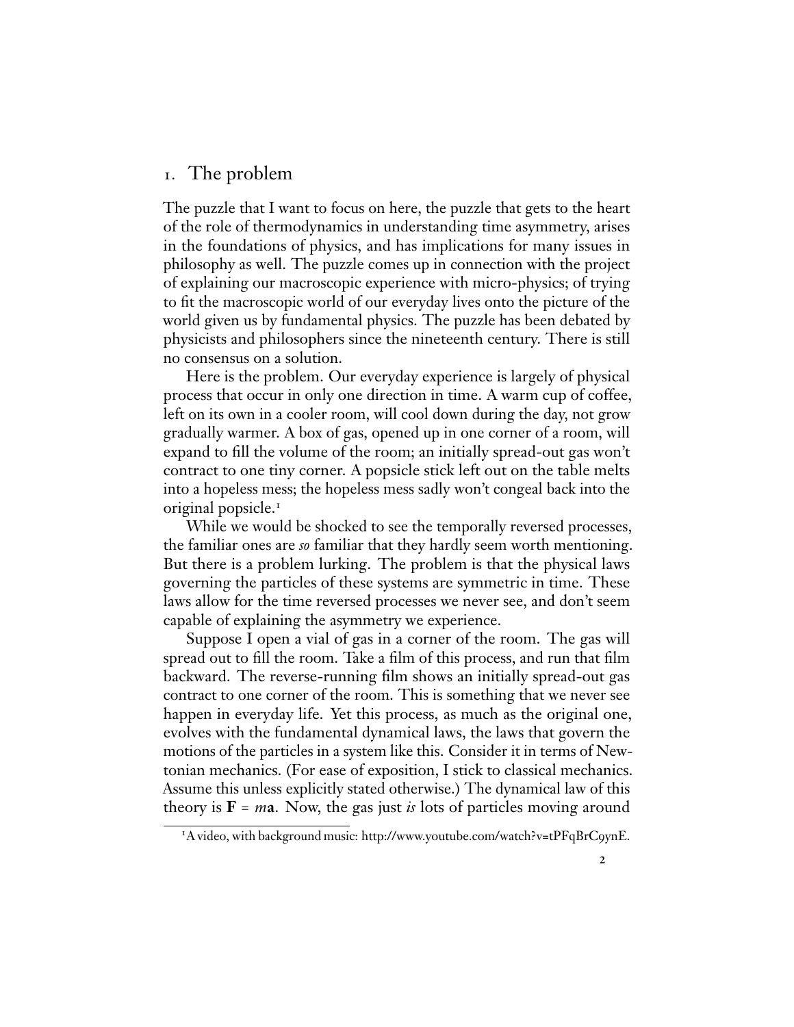## 1. The problem

The puzzle that I want to focus on here, the puzzle that gets to the heart of the role of thermodynamics in understanding time asymmetry, arises in the foundations of physics, and has implications for many issues in philosophy as well. The puzzle comes up in connection with the project of explaining our macroscopic experience with micro-physics; of trying to fit the macroscopic world of our everyday lives onto the picture of the world given us by fundamental physics. The puzzle has been debated by physicists and philosophers since the nineteenth century. There is still no consensus on a solution.

Here is the problem. Our everyday experience is largely of physical process that occur in only one direction in time. A warm cup of coffee, left on its own in a cooler room, will cool down during the day, not grow gradually warmer. A box of gas, opened up in one corner of a room, will expand to fill the volume of the room; an initially spread-out gas won't contract to one tiny corner. A popsicle stick left out on the table melts into a hopeless mess; the hopeless mess sadly won't congeal back into the original popsicle.[1]

While we would be shocked to see the temporally reversed processes, the familiar ones are *so* familiar that they hardly seem worth mentioning. But there is a problem lurking. The problem is that the physical laws governing the particles of these systems are symmetric in time. These laws allow for the time reversed processes we never see, and don't seem capable of explaining the asymmetry we experience.

Suppose I open a vial of gas in a corner of the room. The gas will spread out to fill the room. Take a film of this process, and run that film backward. The reverse-running film shows an initially spread-out gas contract to one corner of the room. This is something that we never see happen in everyday life. Yet this process, as much as the original one, evolves with the fundamental dynamical laws, the laws that govern the motions of the particles in a system like this. Consider it in terms of Newtonian mechanics. (For ease of exposition, I stick to classical mechanics. Assume this unless explicitly stated otherwise.) The dynamical law of this theory is $\mathbf{F} = m\mathbf{a}$. Now, the gas just *is* lots of particles moving around

[1] A video, with background music: http://www.youtube.com/watch?v=tPFqBrC9ynE.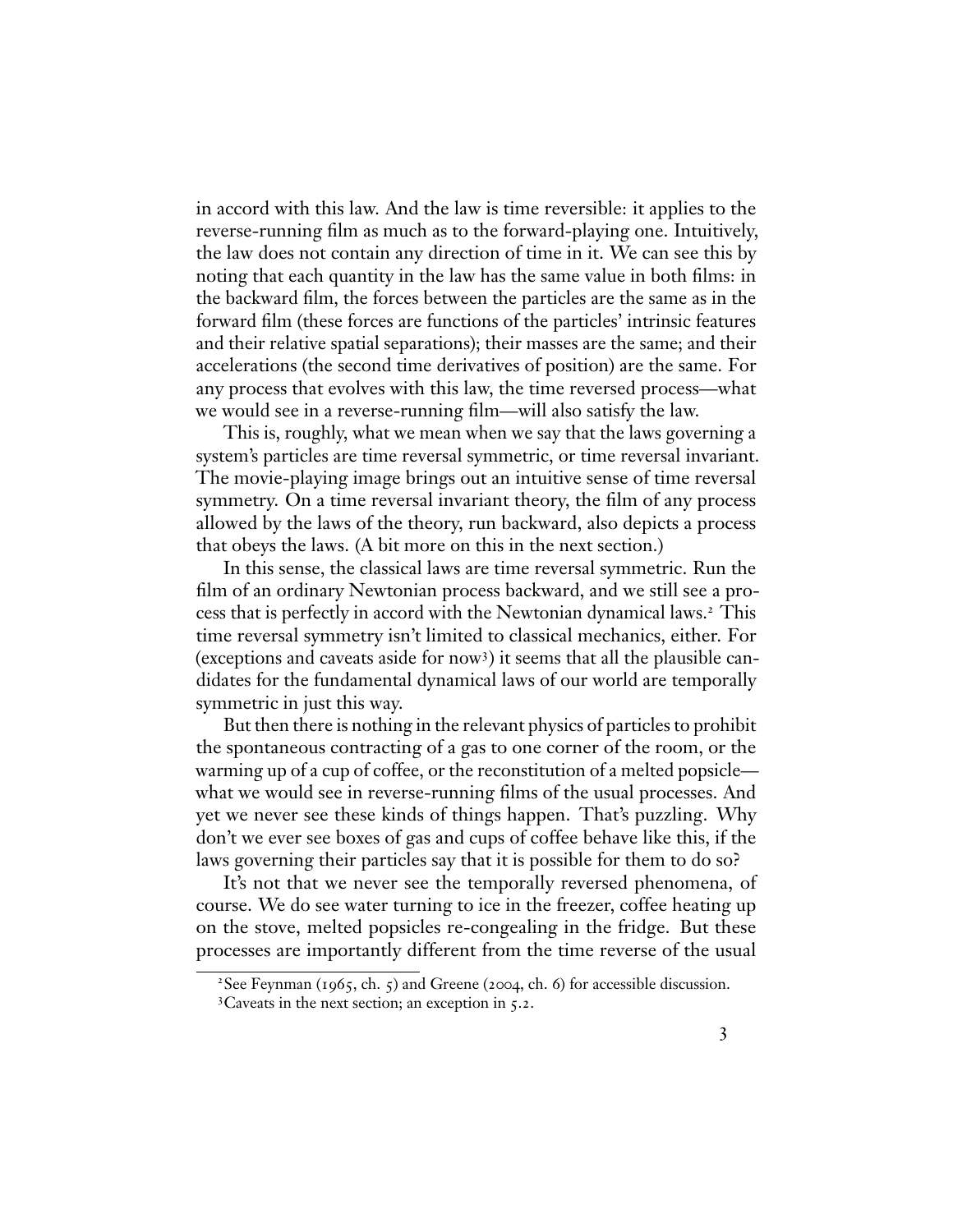in accord with this law. And the law is time reversible: it applies to the reverse-running film as much as to the forward-playing one. Intuitively, the law does not contain any direction of time in it. We can see this by noting that each quantity in the law has the same value in both films: in the backward film, the forces between the particles are the same as in the forward film (these forces are functions of the particles' intrinsic features and their relative spatial separations); their masses are the same; and their accelerations (the second time derivatives of position) are the same. For any process that evolves with this law, the time reversed process—what we would see in a reverse-running film—will also satisfy the law.

This is, roughly, what we mean when we say that the laws governing a system's particles are time reversal symmetric, or time reversal invariant. The movie-playing image brings out an intuitive sense of time reversal symmetry. On a time reversal invariant theory, the film of any process allowed by the laws of the theory, run backward, also depicts a process that obeys the laws. (A bit more on this in the next section.)

In this sense, the classical laws are time reversal symmetric. Run the film of an ordinary Newtonian process backward, and we still see a process that is perfectly in accord with the Newtonian dynamical laws.[2] This time reversal symmetry isn't limited to classical mechanics, either. For (exceptions and caveats aside for now[3]) it seems that all the plausible candidates for the fundamental dynamical laws of our world are temporally symmetric in just this way.

But then there is nothing in the relevant physics of particles to prohibit the spontaneous contracting of a gas to one corner of the room, or the warming up of a cup of coffee, or the reconstitution of a melted popsicle—what we would see in reverse-running films of the usual processes. And yet we never see these kinds of things happen. That's puzzling. Why don't we ever see boxes of gas and cups of coffee behave like this, if the laws governing their particles say that it is possible for them to do so?

It's not that we never see the temporally reversed phenomena, of course. We do see water turning to ice in the freezer, coffee heating up on the stove, melted popsicles re-congealing in the fridge. But these processes are importantly different from the time reverse of the usual

---

[2] See Feynman (1965, ch. 5) and Greene (2004, ch. 6) for accessible discussion.

[3] Caveats in the next section; an exception in 5.2.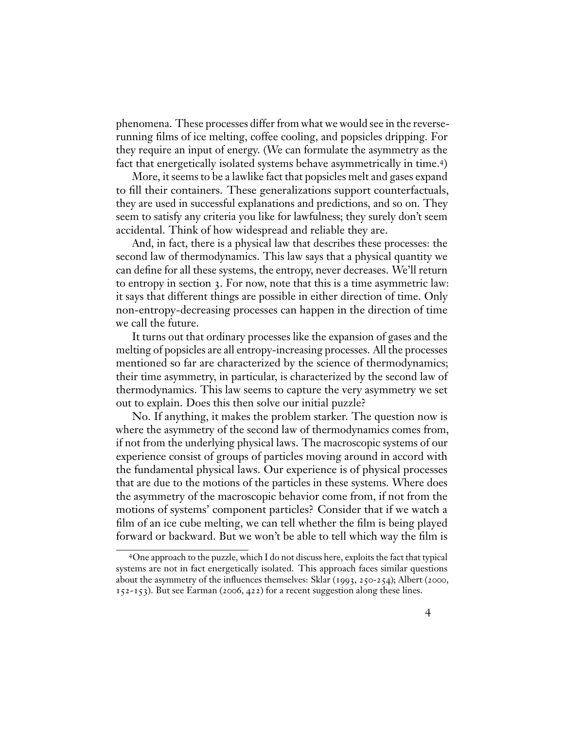phenomena. These processes differ from what we would see in the reverse-running films of ice melting, coffee cooling, and popsicles dripping. For they require an input of energy. (We can formulate the asymmetry as the fact that energetically isolated systems behave asymmetrically in time.[4])

More, it seems to be a lawlike fact that popsicles melt and gases expand to fill their containers. These generalizations support counterfactuals, they are used in successful explanations and predictions, and so on. They seem to satisfy any criteria you like for lawfulness; they surely don't seem accidental. Think of how widespread and reliable they are.

And, in fact, there is a physical law that describes these processes: the second law of thermodynamics. This law says that a physical quantity we can define for all these systems, the entropy, never decreases. We'll return to entropy in section 3. For now, note that this is a time asymmetric law: it says that different things are possible in either direction of time. Only non-entropy-decreasing processes can happen in the direction of time we call the future.

It turns out that ordinary processes like the expansion of gases and the melting of popsicles are all entropy-increasing processes. All the processes mentioned so far are characterized by the science of thermodynamics; their time asymmetry, in particular, is characterized by the second law of thermodynamics. This law seems to capture the very asymmetry we set out to explain. Does this then solve our initial puzzle?

No. If anything, it makes the problem starker. The question now is where the asymmetry of the second law of thermodynamics comes from, if not from the underlying physical laws. The macroscopic systems of our experience consist of groups of particles moving around in accord with the fundamental physical laws. Our experience is of physical processes that are due to the motions of the particles in these systems. Where does the asymmetry of the macroscopic behavior come from, if not from the motions of systems' component particles? Consider that if we watch a film of an ice cube melting, we can tell whether the film is being played forward or backward. But we won't be able to tell which way the film is

[4]One approach to the puzzle, which I do not discuss here, exploits the fact that typical systems are not in fact energetically isolated. This approach faces similar questions about the asymmetry of the influences themselves: Sklar (1993, 250-254); Albert (2000, 152-153). But see Earman (2006, 422) for a recent suggestion along these lines.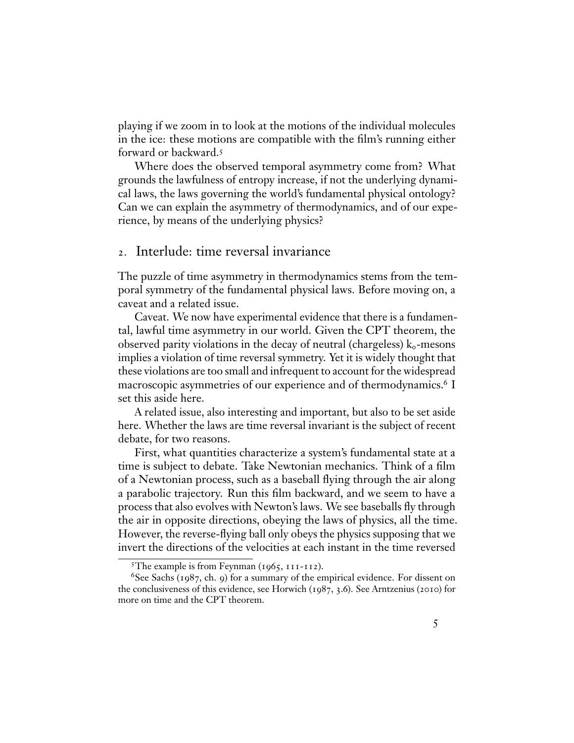playing if we zoom in to look at the motions of the individual molecules in the ice: these motions are compatible with the film's running either forward or backward.[5]

Where does the observed temporal asymmetry come from? What grounds the lawfulness of entropy increase, if not the underlying dynamical laws, the laws governing the world's fundamental physical ontology? Can we can explain the asymmetry of thermodynamics, and of our experience, by means of the underlying physics?

## 2. Interlude: time reversal invariance

The puzzle of time asymmetry in thermodynamics stems from the temporal symmetry of the fundamental physical laws. Before moving on, a caveat and a related issue.

Caveat. We now have experimental evidence that there is a fundamental, lawful time asymmetry in our world. Given the CPT theorem, the observed parity violations in the decay of neutral (chargeless) $k_o$-mesons implies a violation of time reversal symmetry. Yet it is widely thought that these violations are too small and infrequent to account for the widespread macroscopic asymmetries of our experience and of thermodynamics.[6] I set this aside here.

A related issue, also interesting and important, but also to be set aside here. Whether the laws are time reversal invariant is the subject of recent debate, for two reasons.

First, what quantities characterize a system's fundamental state at a time is subject to debate. Take Newtonian mechanics. Think of a film of a Newtonian process, such as a baseball flying through the air along a parabolic trajectory. Run this film backward, and we seem to have a process that also evolves with Newton's laws. We see baseballs fly through the air in opposite directions, obeying the laws of physics, all the time. However, the reverse-flying ball only obeys the physics supposing that we invert the directions of the velocities at each instant in the time reversed

[5] The example is from Feynman (1965, 111-112).

[6] See Sachs (1987, ch. 9) for a summary of the empirical evidence. For dissent on the conclusiveness of this evidence, see Horwich (1987, 3.6). See Arntzenius (2010) for more on time and the CPT theorem.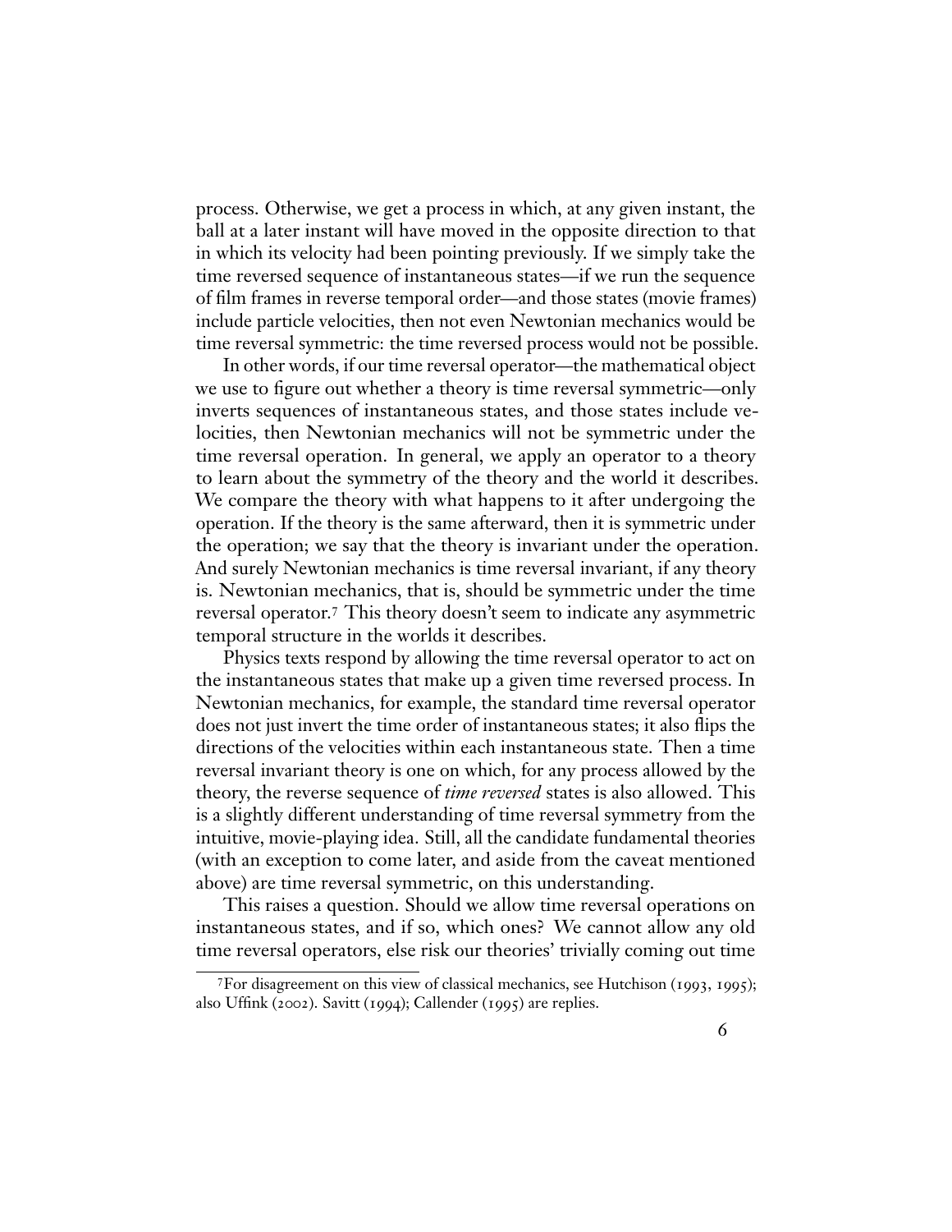process. Otherwise, we get a process in which, at any given instant, the ball at a later instant will have moved in the opposite direction to that in which its velocity had been pointing previously. If we simply take the time reversed sequence of instantaneous states—if we run the sequence of film frames in reverse temporal order—and those states (movie frames) include particle velocities, then not even Newtonian mechanics would be time reversal symmetric: the time reversed process would not be possible.

In other words, if our time reversal operator—the mathematical object we use to figure out whether a theory is time reversal symmetric—only inverts sequences of instantaneous states, and those states include velocities, then Newtonian mechanics will not be symmetric under the time reversal operation. In general, we apply an operator to a theory to learn about the symmetry of the theory and the world it describes. We compare the theory with what happens to it after undergoing the operation. If the theory is the same afterward, then it is symmetric under the operation; we say that the theory is invariant under the operation. And surely Newtonian mechanics is time reversal invariant, if any theory is. Newtonian mechanics, that is, should be symmetric under the time reversal operator.[7] This theory doesn't seem to indicate any asymmetric temporal structure in the worlds it describes.

Physics texts respond by allowing the time reversal operator to act on the instantaneous states that make up a given time reversed process. In Newtonian mechanics, for example, the standard time reversal operator does not just invert the time order of instantaneous states; it also flips the directions of the velocities within each instantaneous state. Then a time reversal invariant theory is one on which, for any process allowed by the theory, the reverse sequence of *time reversed* states is also allowed. This is a slightly different understanding of time reversal symmetry from the intuitive, movie-playing idea. Still, all the candidate fundamental theories (with an exception to come later, and aside from the caveat mentioned above) are time reversal symmetric, on this understanding.

This raises a question. Should we allow time reversal operations on instantaneous states, and if so, which ones? We cannot allow any old time reversal operators, else risk our theories' trivially coming out time

[7] For disagreement on this view of classical mechanics, see Hutchison (1993, 1995); also Uffink (2002). Savitt (1994); Callender (1995) are replies.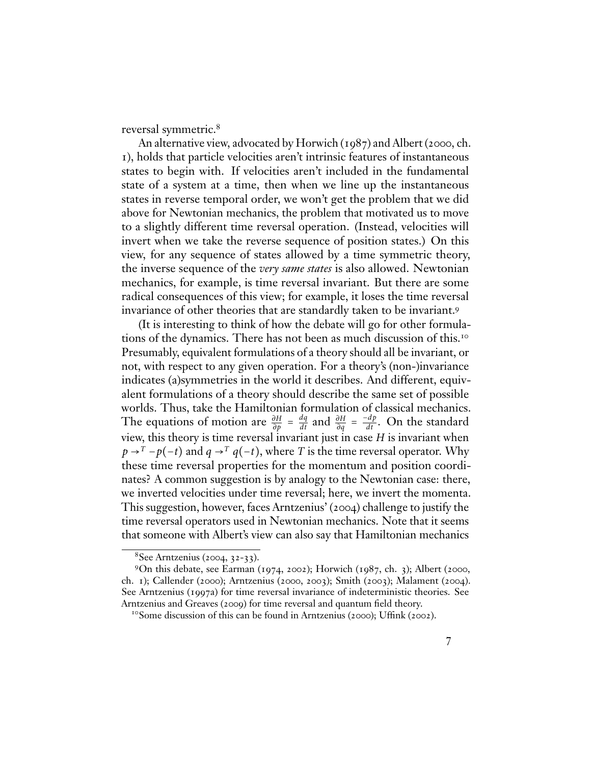reversal symmetric.[8]

An alternative view, advocated by Horwich (1987) and Albert (2000, ch. 1), holds that particle velocities aren't intrinsic features of instantaneous states to begin with. If velocities aren't included in the fundamental state of a system at a time, then when we line up the instantaneous states in reverse temporal order, we won't get the problem that we did above for Newtonian mechanics, the problem that motivated us to move to a slightly different time reversal operation. (Instead, velocities will invert when we take the reverse sequence of position states.) On this view, for any sequence of states allowed by a time symmetric theory, the inverse sequence of the *very same states* is also allowed. Newtonian mechanics, for example, is time reversal invariant. But there are some radical consequences of this view; for example, it loses the time reversal invariance of other theories that are standardly taken to be invariant.[9]

(It is interesting to think of how the debate will go for other formulations of the dynamics. There has not been as much discussion of this.[10] Presumably, equivalent formulations of a theory should all be invariant, or not, with respect to any given operation. For a theory's (non-)invariance indicates (a)symmetries in the world it describes. And different, equivalent formulations of a theory should describe the same set of possible worlds. Thus, take the Hamiltonian formulation of classical mechanics. The equations of motion are $\frac{\partial H}{\partial p} = \frac{dq}{dt}$ and $\frac{\partial H}{\partial q} = \frac{-dp}{dt}$. On the standard view, this theory is time reversal invariant just in case $H$ is invariant when $p \rightarrow^{T} -p(-t)$ and $q \rightarrow^{T} q(-t)$, where $T$ is the time reversal operator. Why these time reversal properties for the momentum and position coordinates? A common suggestion is by analogy to the Newtonian case: there, we inverted velocities under time reversal; here, we invert the momenta. This suggestion, however, faces Arntzenius' (2004) challenge to justify the time reversal operators used in Newtonian mechanics. Note that it seems that someone with Albert's view can also say that Hamiltonian mechanics

---

[8] See Arntzenius (2004, 32-33).

[9] On this debate, see Earman (1974, 2002); Horwich (1987, ch. 3); Albert (2000, ch. 1); Callender (2000); Arntzenius (2000, 2003); Smith (2003); Malament (2004). See Arntzenius (1997a) for time reversal invariance of indeterministic theories. See Arntzenius and Greaves (2009) for time reversal and quantum field theory.

[10] Some discussion of this can be found in Arntzenius (2000); Uffink (2002).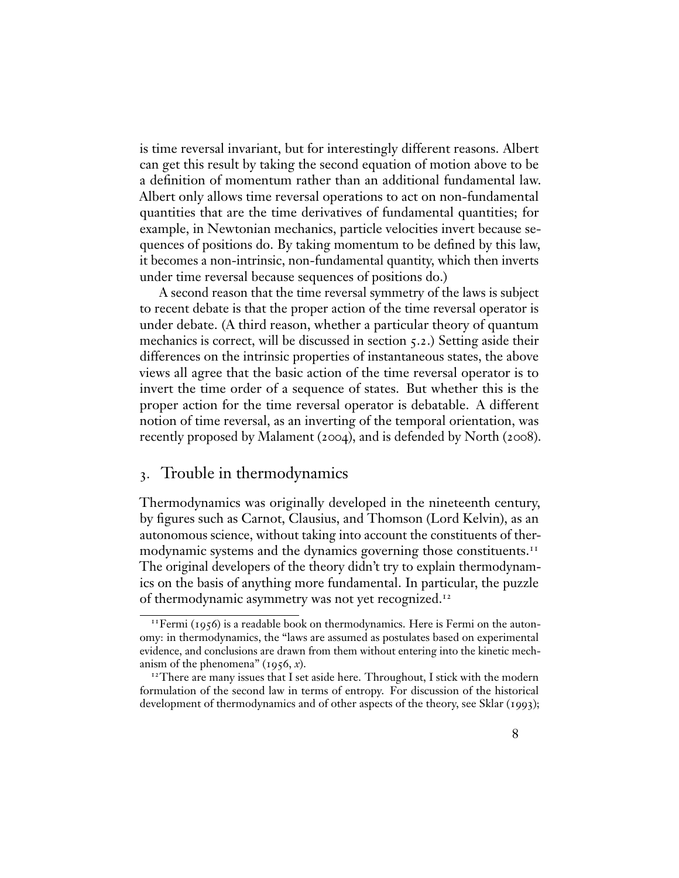is time reversal invariant, but for interestingly different reasons. Albert can get this result by taking the second equation of motion above to be a definition of momentum rather than an additional fundamental law. Albert only allows time reversal operations to act on non-fundamental quantities that are the time derivatives of fundamental quantities; for example, in Newtonian mechanics, particle velocities invert because sequences of positions do. By taking momentum to be defined by this law, it becomes a non-intrinsic, non-fundamental quantity, which then inverts under time reversal because sequences of positions do.)

A second reason that the time reversal symmetry of the laws is subject to recent debate is that the proper action of the time reversal operator is under debate. (A third reason, whether a particular theory of quantum mechanics is correct, will be discussed in section 5.2.) Setting aside their differences on the intrinsic properties of instantaneous states, the above views all agree that the basic action of the time reversal operator is to invert the time order of a sequence of states. But whether this is the proper action for the time reversal operator is debatable. A different notion of time reversal, as an inverting of the temporal orientation, was recently proposed by Malament (2004), and is defended by North (2008).

## 3. Trouble in thermodynamics

Thermodynamics was originally developed in the nineteenth century, by figures such as Carnot, Clausius, and Thomson (Lord Kelvin), as an autonomous science, without taking into account the constituents of thermodynamic systems and the dynamics governing those constituents.[11] The original developers of the theory didn't try to explain thermodynamics on the basis of anything more fundamental. In particular, the puzzle of thermodynamic asymmetry was not yet recognized.[12]

[11] Fermi (1956) is a readable book on thermodynamics. Here is Fermi on the autonomy: in thermodynamics, the "laws are assumed as postulates based on experimental evidence, and conclusions are drawn from them without entering into the kinetic mechanism of the phenomena" (1956, *x*).

[12] There are many issues that I set aside here. Throughout, I stick with the modern formulation of the second law in terms of entropy. For discussion of the historical development of thermodynamics and of other aspects of the theory, see Sklar (1993);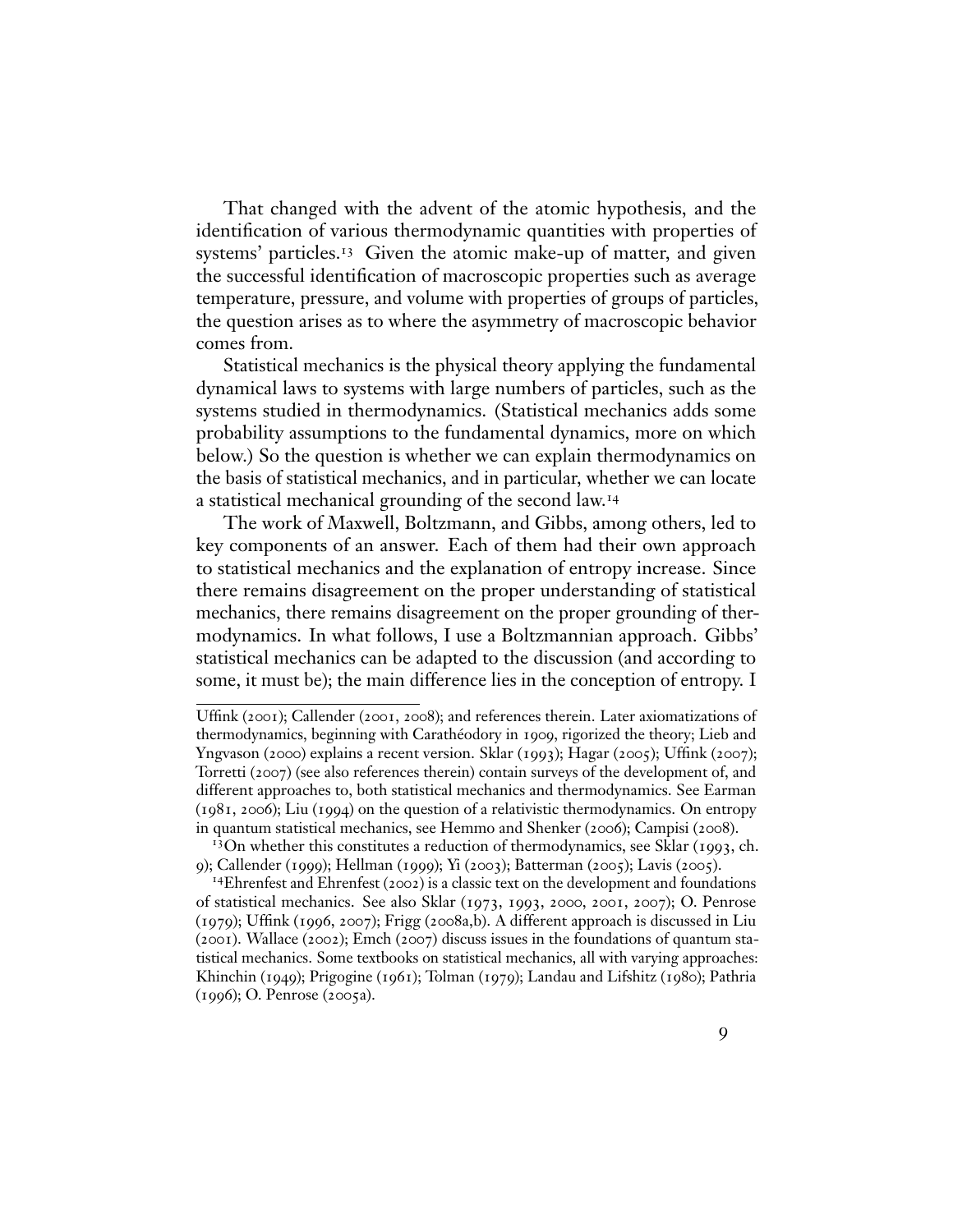That changed with the advent of the atomic hypothesis, and the identification of various thermodynamic quantities with properties of systems' particles.[13] Given the atomic make-up of matter, and given the successful identification of macroscopic properties such as average temperature, pressure, and volume with properties of groups of particles, the question arises as to where the asymmetry of macroscopic behavior comes from.

Statistical mechanics is the physical theory applying the fundamental dynamical laws to systems with large numbers of particles, such as the systems studied in thermodynamics. (Statistical mechanics adds some probability assumptions to the fundamental dynamics, more on which below.) So the question is whether we can explain thermodynamics on the basis of statistical mechanics, and in particular, whether we can locate a statistical mechanical grounding of the second law.[14]

The work of Maxwell, Boltzmann, and Gibbs, among others, led to key components of an answer. Each of them had their own approach to statistical mechanics and the explanation of entropy increase. Since there remains disagreement on the proper understanding of statistical mechanics, there remains disagreement on the proper grounding of thermodynamics. In what follows, I use a Boltzmannian approach. Gibbs' statistical mechanics can be adapted to the discussion (and according to some, it must be); the main difference lies in the conception of entropy. I

---

Uffink (2001); Callender (2001, 2008); and references therein. Later axiomatizations of thermodynamics, beginning with Carathéodory in 1909, rigorized the theory; Lieb and Yngvason (2000) explains a recent version. Sklar (1993); Hagar (2005); Uffink (2007); Torretti (2007) (see also references therein) contain surveys of the development of, and different approaches to, both statistical mechanics and thermodynamics. See Earman (1981, 2006); Liu (1994) on the question of a relativistic thermodynamics. On entropy in quantum statistical mechanics, see Hemmo and Shenker (2006); Campisi (2008).

[13] On whether this constitutes a reduction of thermodynamics, see Sklar (1993, ch. 9); Callender (1999); Hellman (1999); Yi (2003); Batterman (2005); Lavis (2005).

[14] Ehrenfest and Ehrenfest (2002) is a classic text on the development and foundations of statistical mechanics. See also Sklar (1973, 1993, 2000, 2001, 2007); O. Penrose (1979); Uffink (1996, 2007); Frigg (2008a,b). A different approach is discussed in Liu (2001). Wallace (2002); Emch (2007) discuss issues in the foundations of quantum statistical mechanics. Some textbooks on statistical mechanics, all with varying approaches: Khinchin (1949); Prigogine (1961); Tolman (1979); Landau and Lifshitz (1980); Pathria (1996); O. Penrose (2005a).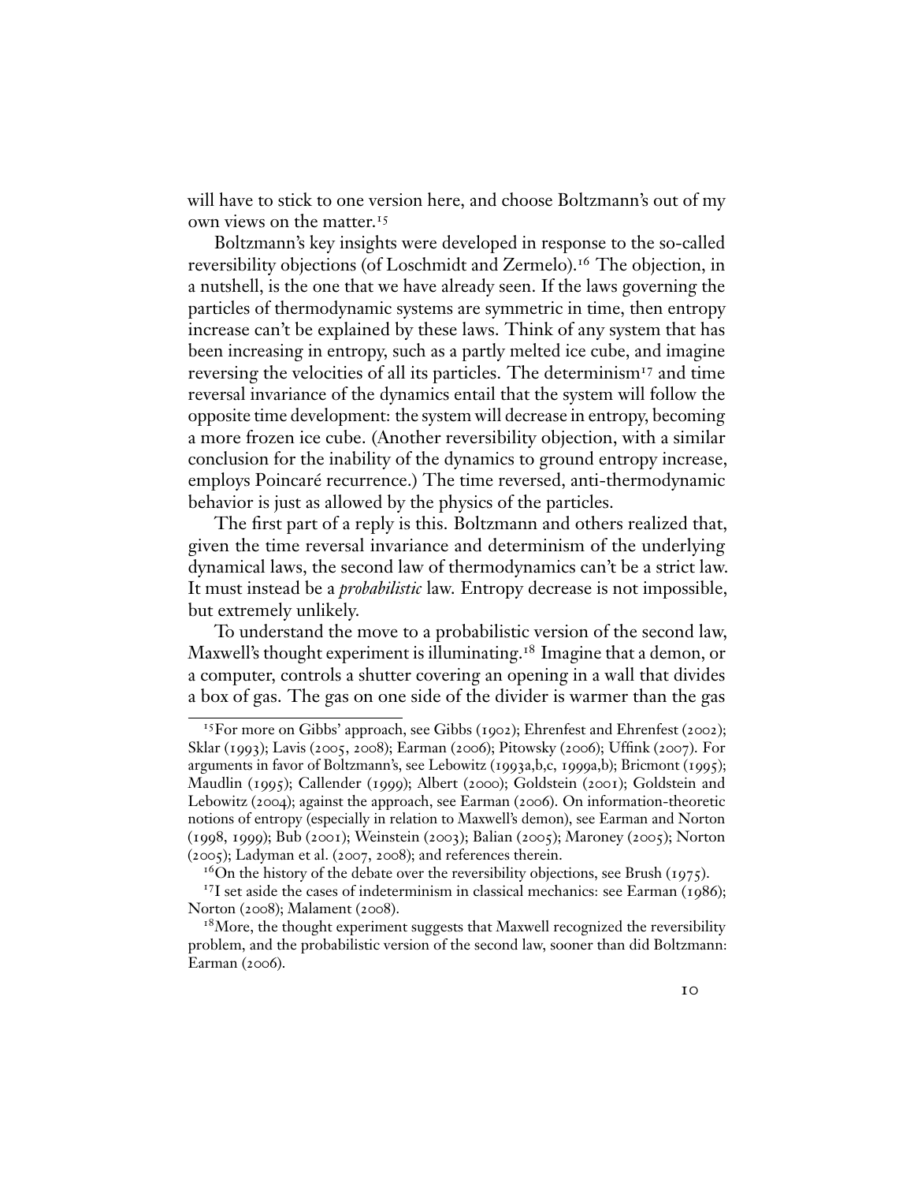will have to stick to one version here, and choose Boltzmann's out of my own views on the matter.[15]

Boltzmann's key insights were developed in response to the so-called reversibility objections (of Loschmidt and Zermelo).[16] The objection, in a nutshell, is the one that we have already seen. If the laws governing the particles of thermodynamic systems are symmetric in time, then entropy increase can't be explained by these laws. Think of any system that has been increasing in entropy, such as a partly melted ice cube, and imagine reversing the velocities of all its particles. The determinism[17] and time reversal invariance of the dynamics entail that the system will follow the opposite time development: the system will decrease in entropy, becoming a more frozen ice cube. (Another reversibility objection, with a similar conclusion for the inability of the dynamics to ground entropy increase, employs Poincaré recurrence.) The time reversed, anti-thermodynamic behavior is just as allowed by the physics of the particles.

The first part of a reply is this. Boltzmann and others realized that, given the time reversal invariance and determinism of the underlying dynamical laws, the second law of thermodynamics can't be a strict law. It must instead be a *probabilistic* law. Entropy decrease is not impossible, but extremely unlikely.

To understand the move to a probabilistic version of the second law, Maxwell's thought experiment is illuminating.[18] Imagine that a demon, or a computer, controls a shutter covering an opening in a wall that divides a box of gas. The gas on one side of the divider is warmer than the gas

---

[15] For more on Gibbs' approach, see Gibbs (1902); Ehrenfest and Ehrenfest (2002); Sklar (1993); Lavis (2005, 2008); Earman (2006); Pitowsky (2006); Uffink (2007). For arguments in favor of Boltzmann's, see Lebowitz (1993a,b,c, 1999a,b); Bricmont (1995); Maudlin (1995); Callender (1999); Albert (2000); Goldstein (2001); Goldstein and Lebowitz (2004); against the approach, see Earman (2006). On information-theoretic notions of entropy (especially in relation to Maxwell's demon), see Earman and Norton (1998, 1999); Bub (2001); Weinstein (2003); Balian (2005); Maroney (2005); Norton (2005); Ladyman et al. (2007, 2008); and references therein.

[16] On the history of the debate over the reversibility objections, see Brush (1975).

[17] I set aside the cases of indeterminism in classical mechanics: see Earman (1986); Norton (2008); Malament (2008).

[18] More, the thought experiment suggests that Maxwell recognized the reversibility problem, and the probabilistic version of the second law, sooner than did Boltzmann: Earman (2006).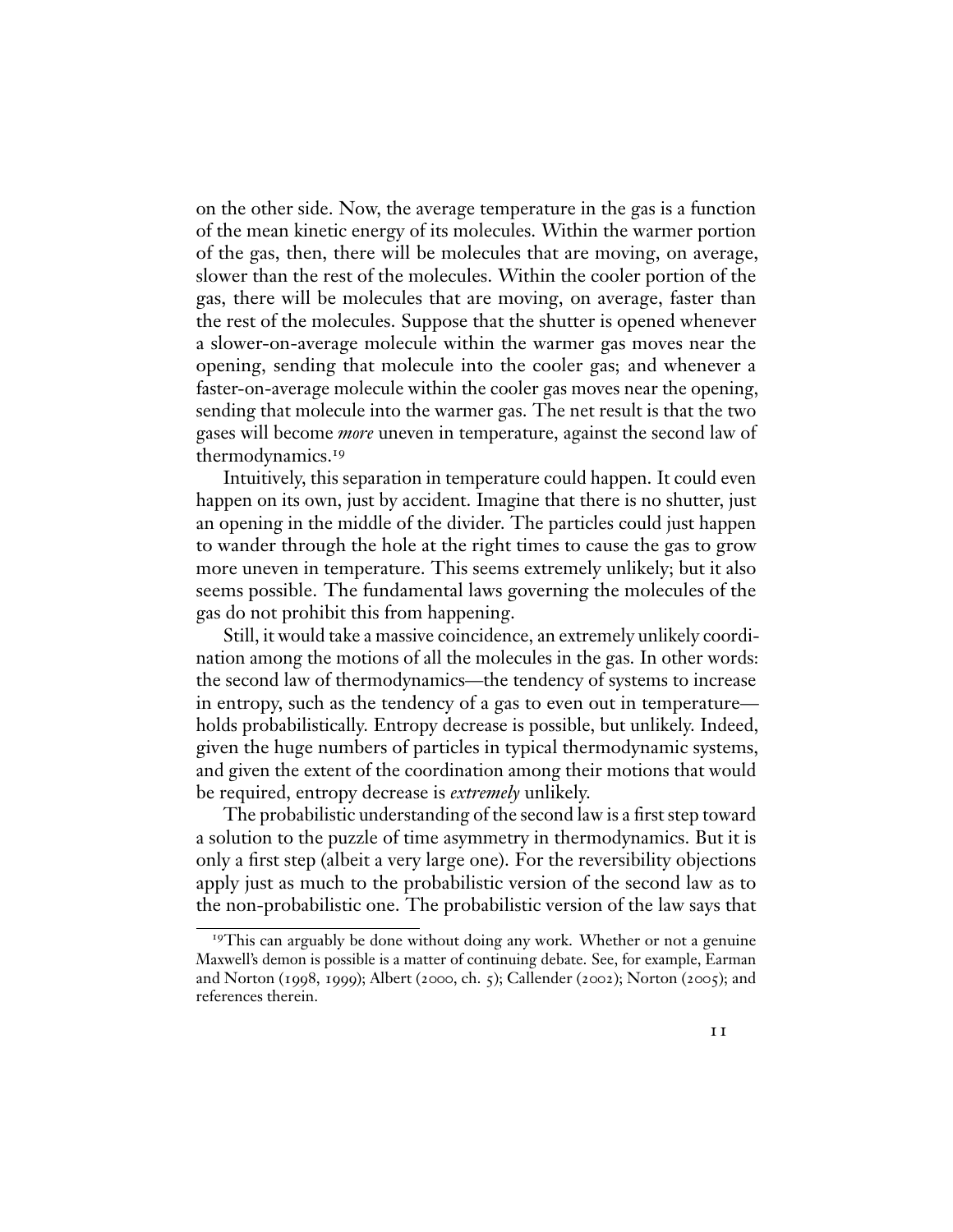on the other side. Now, the average temperature in the gas is a function of the mean kinetic energy of its molecules. Within the warmer portion of the gas, then, there will be molecules that are moving, on average, slower than the rest of the molecules. Within the cooler portion of the gas, there will be molecules that are moving, on average, faster than the rest of the molecules. Suppose that the shutter is opened whenever a slower-on-average molecule within the warmer gas moves near the opening, sending that molecule into the cooler gas; and whenever a faster-on-average molecule within the cooler gas moves near the opening, sending that molecule into the warmer gas. The net result is that the two gases will become *more* uneven in temperature, against the second law of thermodynamics.[19]

Intuitively, this separation in temperature could happen. It could even happen on its own, just by accident. Imagine that there is no shutter, just an opening in the middle of the divider. The particles could just happen to wander through the hole at the right times to cause the gas to grow more uneven in temperature. This seems extremely unlikely; but it also seems possible. The fundamental laws governing the molecules of the gas do not prohibit this from happening.

Still, it would take a massive coincidence, an extremely unlikely coordination among the motions of all the molecules in the gas. In other words: the second law of thermodynamics—the tendency of systems to increase in entropy, such as the tendency of a gas to even out in temperature—holds probabilistically. Entropy decrease is possible, but unlikely. Indeed, given the huge numbers of particles in typical thermodynamic systems, and given the extent of the coordination among their motions that would be required, entropy decrease is *extremely* unlikely.

The probabilistic understanding of the second law is a first step toward a solution to the puzzle of time asymmetry in thermodynamics. But it is only a first step (albeit a very large one). For the reversibility objections apply just as much to the probabilistic version of the second law as to the non-probabilistic one. The probabilistic version of the law says that

---

[19] This can arguably be done without doing any work. Whether or not a genuine Maxwell's demon is possible is a matter of continuing debate. See, for example, Earman and Norton (1998, 1999); Albert (2000, ch. 5); Callender (2002); Norton (2005); and references therein.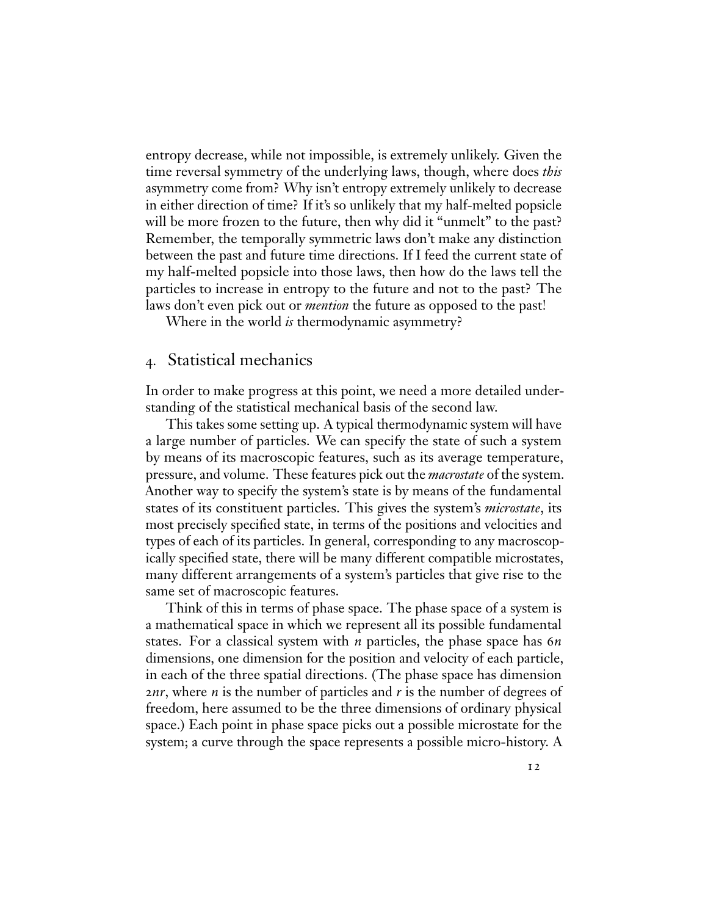entropy decrease, while not impossible, is extremely unlikely. Given the time reversal symmetry of the underlying laws, though, where does *this* asymmetry come from? Why isn't entropy extremely unlikely to decrease in either direction of time? If it's so unlikely that my half-melted popsicle will be more frozen to the future, then why did it "unmelt" to the past? Remember, the temporally symmetric laws don't make any distinction between the past and future time directions. If I feed the current state of my half-melted popsicle into those laws, then how do the laws tell the particles to increase in entropy to the future and not to the past? The laws don't even pick out or *mention* the future as opposed to the past!

Where in the world *is* thermodynamic asymmetry?

## 4. Statistical mechanics

In order to make progress at this point, we need a more detailed understanding of the statistical mechanical basis of the second law.

This takes some setting up. A typical thermodynamic system will have a large number of particles. We can specify the state of such a system by means of its macroscopic features, such as its average temperature, pressure, and volume. These features pick out the *macrostate* of the system. Another way to specify the system's state is by means of the fundamental states of its constituent particles. This gives the system's *microstate*, its most precisely specified state, in terms of the positions and velocities and types of each of its particles. In general, corresponding to any macroscopically specified state, there will be many different compatible microstates, many different arrangements of a system's particles that give rise to the same set of macroscopic features.

Think of this in terms of phase space. The phase space of a system is a mathematical space in which we represent all its possible fundamental states. For a classical system with $n$ particles, the phase space has $6n$ dimensions, one dimension for the position and velocity of each particle, in each of the three spatial directions. (The phase space has dimension $2nr$, where $n$ is the number of particles and $r$ is the number of degrees of freedom, here assumed to be the three dimensions of ordinary physical space.) Each point in phase space picks out a possible microstate for the system; a curve through the space represents a possible micro-history. A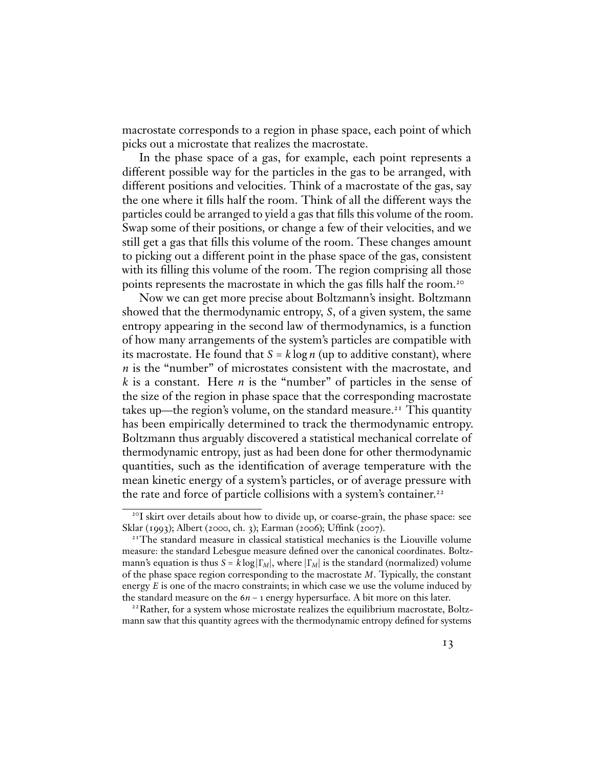macrostate corresponds to a region in phase space, each point of which picks out a microstate that realizes the macrostate.

In the phase space of a gas, for example, each point represents a different possible way for the particles in the gas to be arranged, with different positions and velocities. Think of a macrostate of the gas, say the one where it fills half the room. Think of all the different ways the particles could be arranged to yield a gas that fills this volume of the room. Swap some of their positions, or change a few of their velocities, and we still get a gas that fills this volume of the room. These changes amount to picking out a different point in the phase space of the gas, consistent with its filling this volume of the room. The region comprising all those points represents the macrostate in which the gas fills half the room.[20]

Now we can get more precise about Boltzmann's insight. Boltzmann showed that the thermodynamic entropy, $S$, of a given system, the same entropy appearing in the second law of thermodynamics, is a function of how many arrangements of the system's particles are compatible with its macrostate. He found that $S = k \log n$ (up to additive constant), where $n$ is the "number" of microstates consistent with the macrostate, and $k$ is a constant. Here $n$ is the "number" of particles in the sense of the size of the region in phase space that the corresponding macrostate takes up—the region's volume, on the standard measure.[21] This quantity has been empirically determined to track the thermodynamic entropy. Boltzmann thus arguably discovered a statistical mechanical correlate of thermodynamic entropy, just as had been done for other thermodynamic quantities, such as the identification of average temperature with the mean kinetic energy of a system's particles, or of average pressure with the rate and force of particle collisions with a system's container.[22]

---

[20] I skirt over details about how to divide up, or coarse-grain, the phase space: see Sklar (1993); Albert (2000, ch. 3); Earman (2006); Uffink (2007).

[21] The standard measure in classical statistical mechanics is the Liouville volume measure: the standard Lebesgue measure defined over the canonical coordinates. Boltzmann's equation is thus $S = k \log |\Gamma_M|$, where $|\Gamma_M|$ is the standard (normalized) volume of the phase space region corresponding to the macrostate $M$. Typically, the constant energy $E$ is one of the macro constraints; in which case we use the volume induced by the standard measure on the $6n - 1$ energy hypersurface. A bit more on this later.

[22] Rather, for a system whose microstate realizes the equilibrium macrostate, Boltzmann saw that this quantity agrees with the thermodynamic entropy defined for systems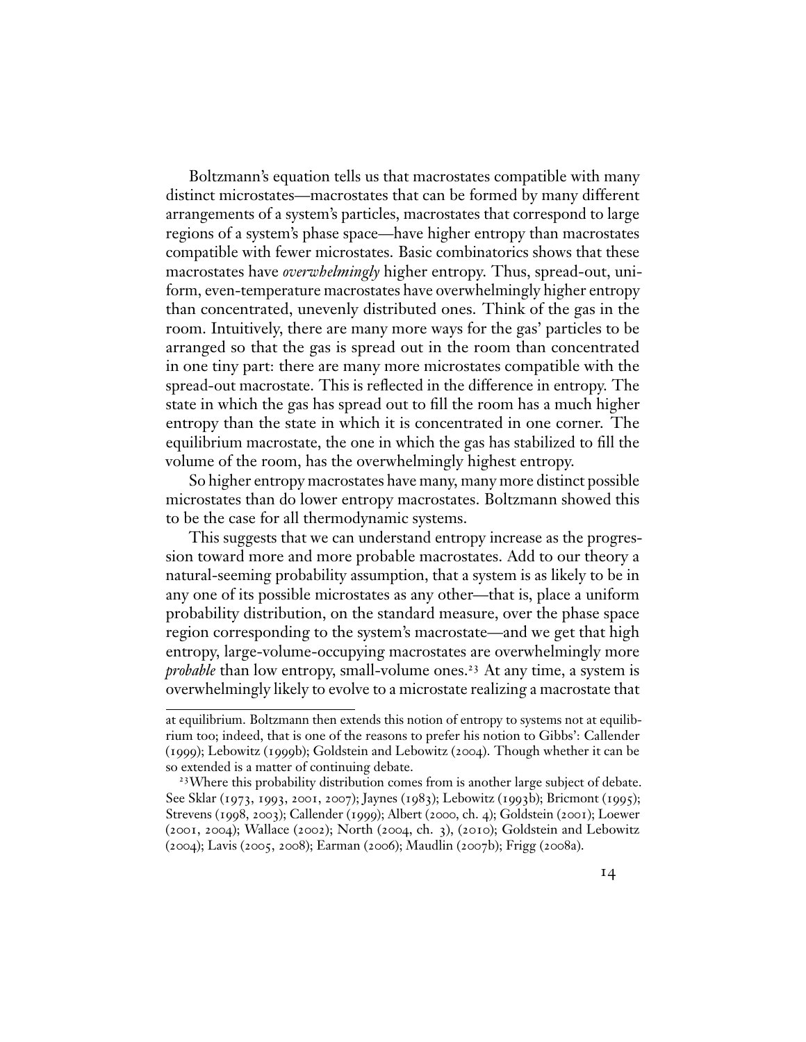Boltzmann's equation tells us that macrostates compatible with many distinct microstates—macrostates that can be formed by many different arrangements of a system's particles, macrostates that correspond to large regions of a system's phase space—have higher entropy than macrostates compatible with fewer microstates. Basic combinatorics shows that these macrostates have *overwhelmingly* higher entropy. Thus, spread-out, uniform, even-temperature macrostates have overwhelmingly higher entropy than concentrated, unevenly distributed ones. Think of the gas in the room. Intuitively, there are many more ways for the gas' particles to be arranged so that the gas is spread out in the room than concentrated in one tiny part: there are many more microstates compatible with the spread-out macrostate. This is reflected in the difference in entropy. The state in which the gas has spread out to fill the room has a much higher entropy than the state in which it is concentrated in one corner. The equilibrium macrostate, the one in which the gas has stabilized to fill the volume of the room, has the overwhelmingly highest entropy.

So higher entropy macrostates have many, many more distinct possible microstates than do lower entropy macrostates. Boltzmann showed this to be the case for all thermodynamic systems.

This suggests that we can understand entropy increase as the progression toward more and more probable macrostates. Add to our theory a natural-seeming probability assumption, that a system is as likely to be in any one of its possible microstates as any other—that is, place a uniform probability distribution, on the standard measure, over the phase space region corresponding to the system's macrostate—and we get that high entropy, large-volume-occupying macrostates are overwhelmingly more *probable* than low entropy, small-volume ones.[23] At any time, a system is overwhelmingly likely to evolve to a microstate realizing a macrostate that

---

at equilibrium. Boltzmann then extends this notion of entropy to systems not at equilibrium too; indeed, that is one of the reasons to prefer his notion to Gibbs': Callender (1999); Lebowitz (1999b); Goldstein and Lebowitz (2004). Though whether it can be so extended is a matter of continuing debate.

[23] Where this probability distribution comes from is another large subject of debate. See Sklar (1973, 1993, 2001, 2007); Jaynes (1983); Lebowitz (1993b); Bricmont (1995); Strevens (1998, 2003); Callender (1999); Albert (2000, ch. 4); Goldstein (2001); Loewer (2001, 2004); Wallace (2002); North (2004, ch. 3), (2010); Goldstein and Lebowitz (2004); Lavis (2005, 2008); Earman (2006); Maudlin (2007b); Frigg (2008a).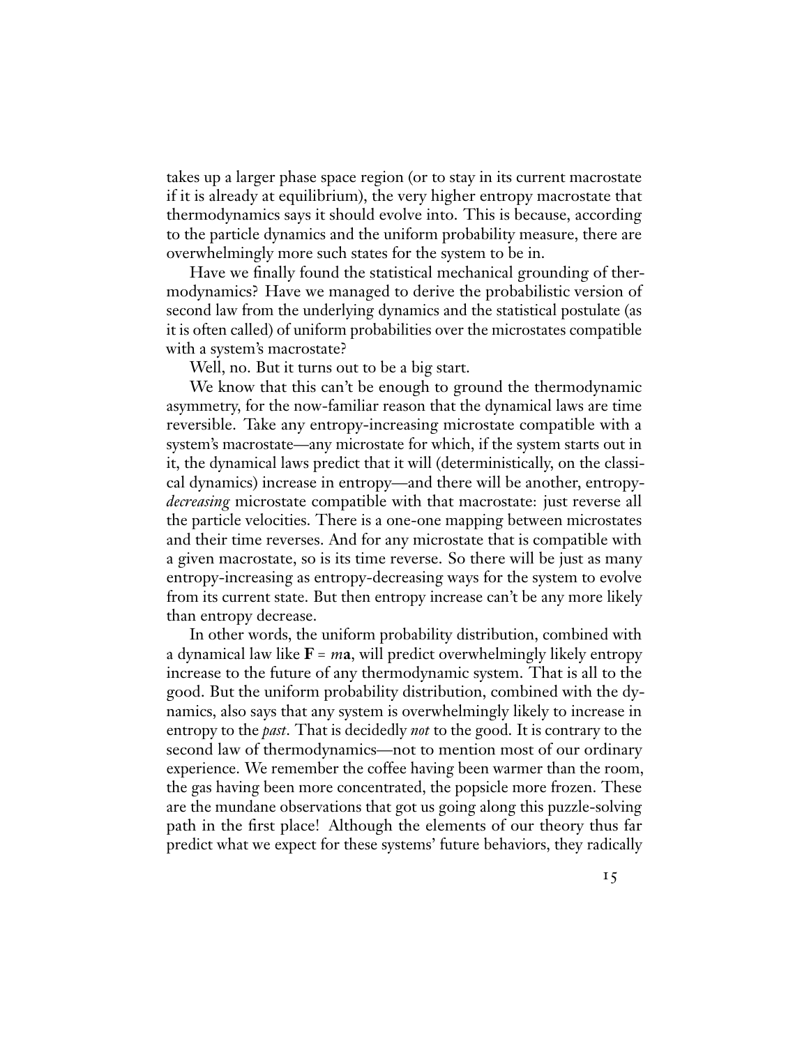takes up a larger phase space region (or to stay in its current macrostate if it is already at equilibrium), the very higher entropy macrostate that thermodynamics says it should evolve into. This is because, according to the particle dynamics and the uniform probability measure, there are overwhelmingly more such states for the system to be in.

Have we finally found the statistical mechanical grounding of thermodynamics? Have we managed to derive the probabilistic version of second law from the underlying dynamics and the statistical postulate (as it is often called) of uniform probabilities over the microstates compatible with a system's macrostate?

Well, no. But it turns out to be a big start.

We know that this can't be enough to ground the thermodynamic asymmetry, for the now-familiar reason that the dynamical laws are time reversible. Take any entropy-increasing microstate compatible with a system's macrostate—any microstate for which, if the system starts out in it, the dynamical laws predict that it will (deterministically, on the classical dynamics) increase in entropy—and there will be another, entropy-*decreasing* microstate compatible with that macrostate: just reverse all the particle velocities. There is a one-one mapping between microstates and their time reverses. And for any microstate that is compatible with a given macrostate, so is its time reverse. So there will be just as many entropy-increasing as entropy-decreasing ways for the system to evolve from its current state. But then entropy increase can't be any more likely than entropy decrease.

In other words, the uniform probability distribution, combined with a dynamical law like $\mathbf{F} = m\mathbf{a}$, will predict overwhelmingly likely entropy increase to the future of any thermodynamic system. That is all to the good. But the uniform probability distribution, combined with the dynamics, also says that any system is overwhelmingly likely to increase in entropy to the *past*. That is decidedly *not* to the good. It is contrary to the second law of thermodynamics—not to mention most of our ordinary experience. We remember the coffee having been warmer than the room, the gas having been more concentrated, the popsicle more frozen. These are the mundane observations that got us going along this puzzle-solving path in the first place! Although the elements of our theory thus far predict what we expect for these systems' future behaviors, they radically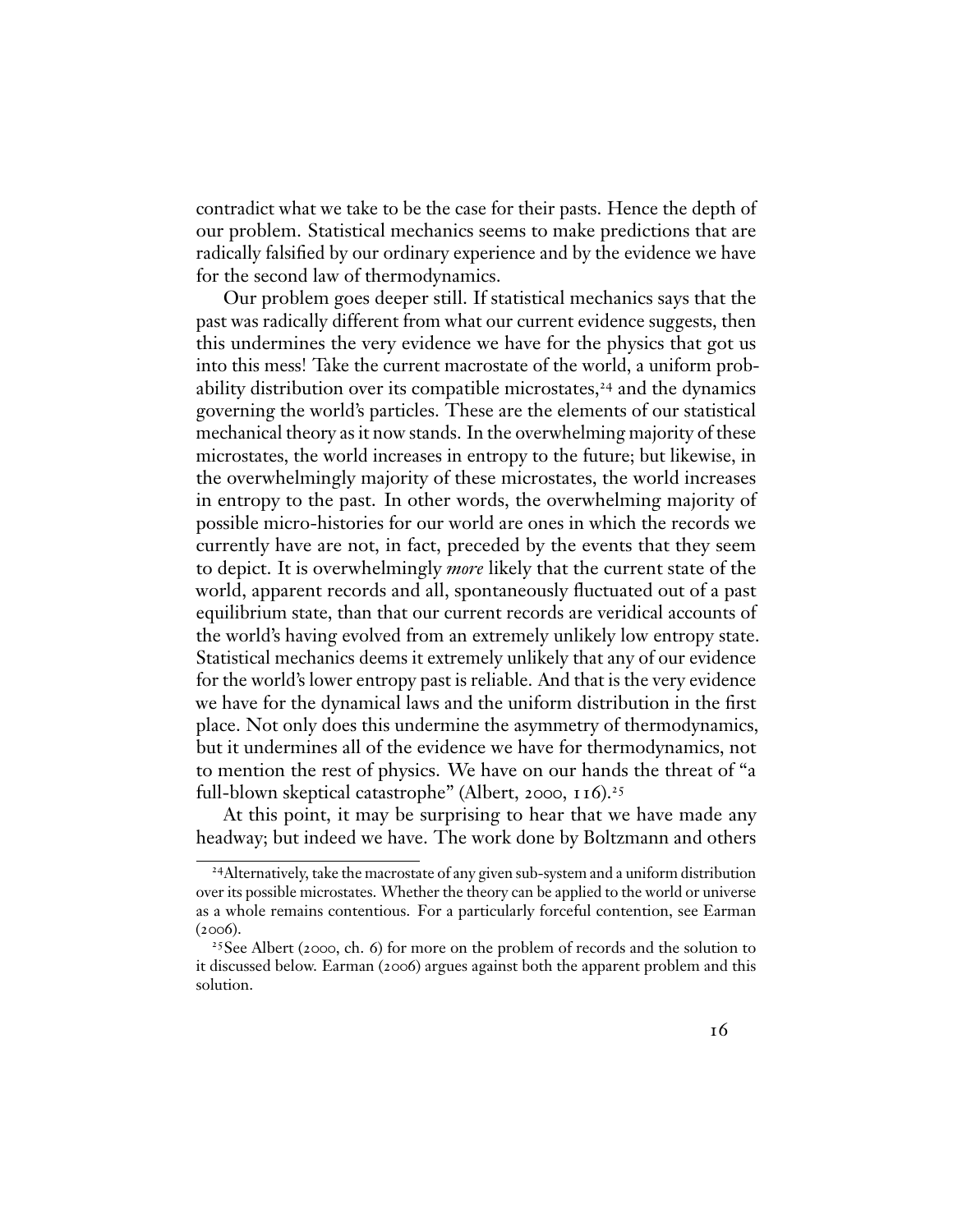contradict what we take to be the case for their pasts. Hence the depth of our problem. Statistical mechanics seems to make predictions that are radically falsified by our ordinary experience and by the evidence we have for the second law of thermodynamics.

Our problem goes deeper still. If statistical mechanics says that the past was radically different from what our current evidence suggests, then this undermines the very evidence we have for the physics that got us into this mess! Take the current macrostate of the world, a uniform probability distribution over its compatible microstates,[24] and the dynamics governing the world's particles. These are the elements of our statistical mechanical theory as it now stands. In the overwhelming majority of these microstates, the world increases in entropy to the future; but likewise, in the overwhelmingly majority of these microstates, the world increases in entropy to the past. In other words, the overwhelming majority of possible micro-histories for our world are ones in which the records we currently have are not, in fact, preceded by the events that they seem to depict. It is overwhelmingly *more* likely that the current state of the world, apparent records and all, spontaneously fluctuated out of a past equilibrium state, than that our current records are veridical accounts of the world's having evolved from an extremely unlikely low entropy state. Statistical mechanics deems it extremely unlikely that any of our evidence for the world's lower entropy past is reliable. And that is the very evidence we have for the dynamical laws and the uniform distribution in the first place. Not only does this undermine the asymmetry of thermodynamics, but it undermines all of the evidence we have for thermodynamics, not to mention the rest of physics. We have on our hands the threat of "a full-blown skeptical catastrophe" (Albert, 2000, 116).[25]

At this point, it may be surprising to hear that we have made any headway; but indeed we have. The work done by Boltzmann and others

---

[24] Alternatively, take the macrostate of any given sub-system and a uniform distribution over its possible microstates. Whether the theory can be applied to the world or universe as a whole remains contentious. For a particularly forceful contention, see Earman (2006).

[25] See Albert (2000, ch. 6) for more on the problem of records and the solution to it discussed below. Earman (2006) argues against both the apparent problem and this solution.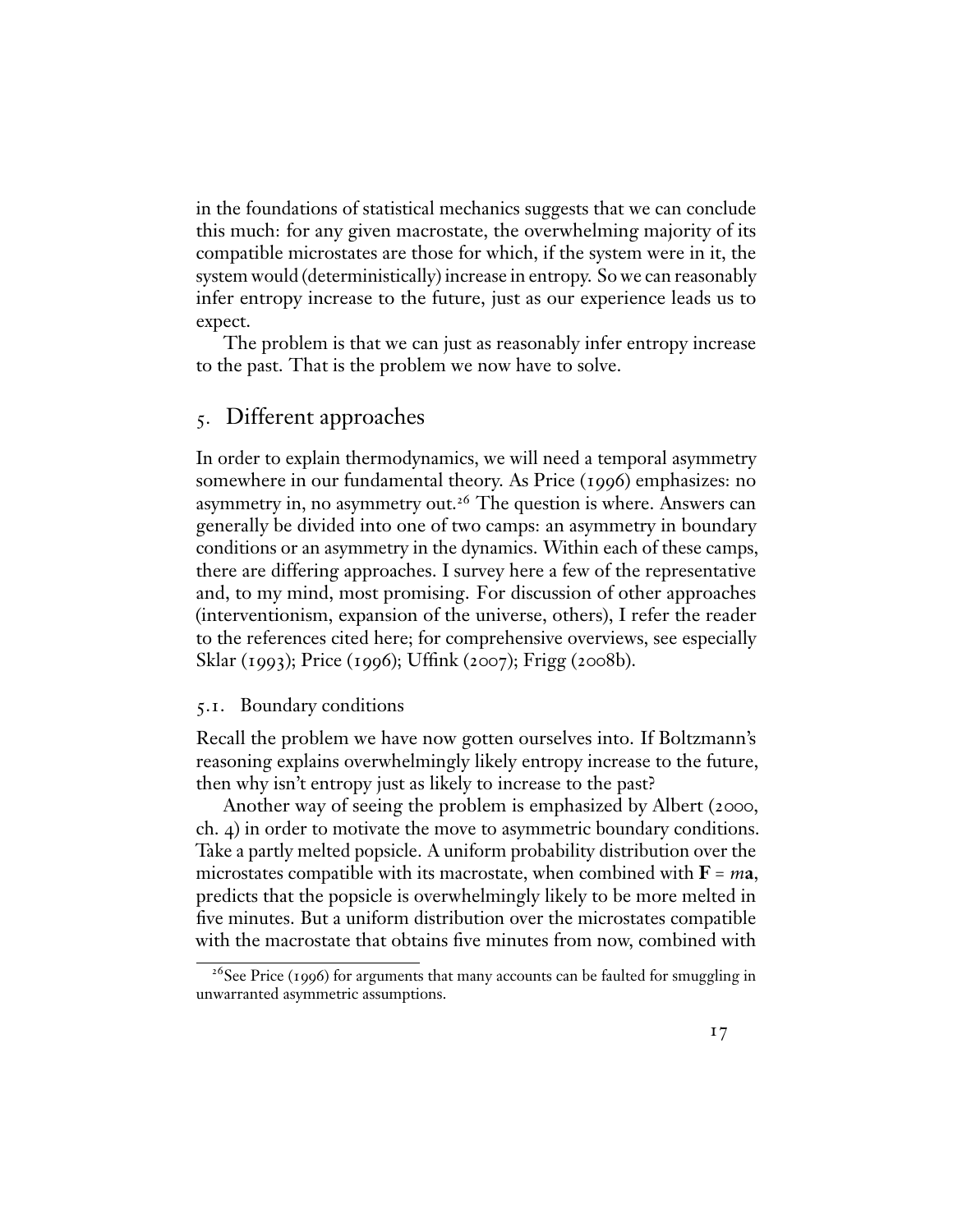in the foundations of statistical mechanics suggests that we can conclude this much: for any given macrostate, the overwhelming majority of its compatible microstates are those for which, if the system were in it, the system would (deterministically) increase in entropy. So we can reasonably infer entropy increase to the future, just as our experience leads us to expect.

The problem is that we can just as reasonably infer entropy increase to the past. That is the problem we now have to solve.

## 5. Different approaches

In order to explain thermodynamics, we will need a temporal asymmetry somewhere in our fundamental theory. As Price (1996) emphasizes: no asymmetry in, no asymmetry out.[26] The question is where. Answers can generally be divided into one of two camps: an asymmetry in boundary conditions or an asymmetry in the dynamics. Within each of these camps, there are differing approaches. I survey here a few of the representative and, to my mind, most promising. For discussion of other approaches (interventionism, expansion of the universe, others), I refer the reader to the references cited here; for comprehensive overviews, see especially Sklar (1993); Price (1996); Uffink (2007); Frigg (2008b).

### 5.1. Boundary conditions

Recall the problem we have now gotten ourselves into. If Boltzmann's reasoning explains overwhelmingly likely entropy increase to the future, then why isn't entropy just as likely to increase to the past?

Another way of seeing the problem is emphasized by Albert (2000, ch. 4) in order to motivate the move to asymmetric boundary conditions. Take a partly melted popsicle. A uniform probability distribution over the microstates compatible with its macrostate, when combined with $\mathbf{F} = m\mathbf{a}$, predicts that the popsicle is overwhelmingly likely to be more melted in five minutes. But a uniform distribution over the microstates compatible with the macrostate that obtains five minutes from now, combined with

[26]See Price (1996) for arguments that many accounts can be faulted for smuggling in unwarranted asymmetric assumptions.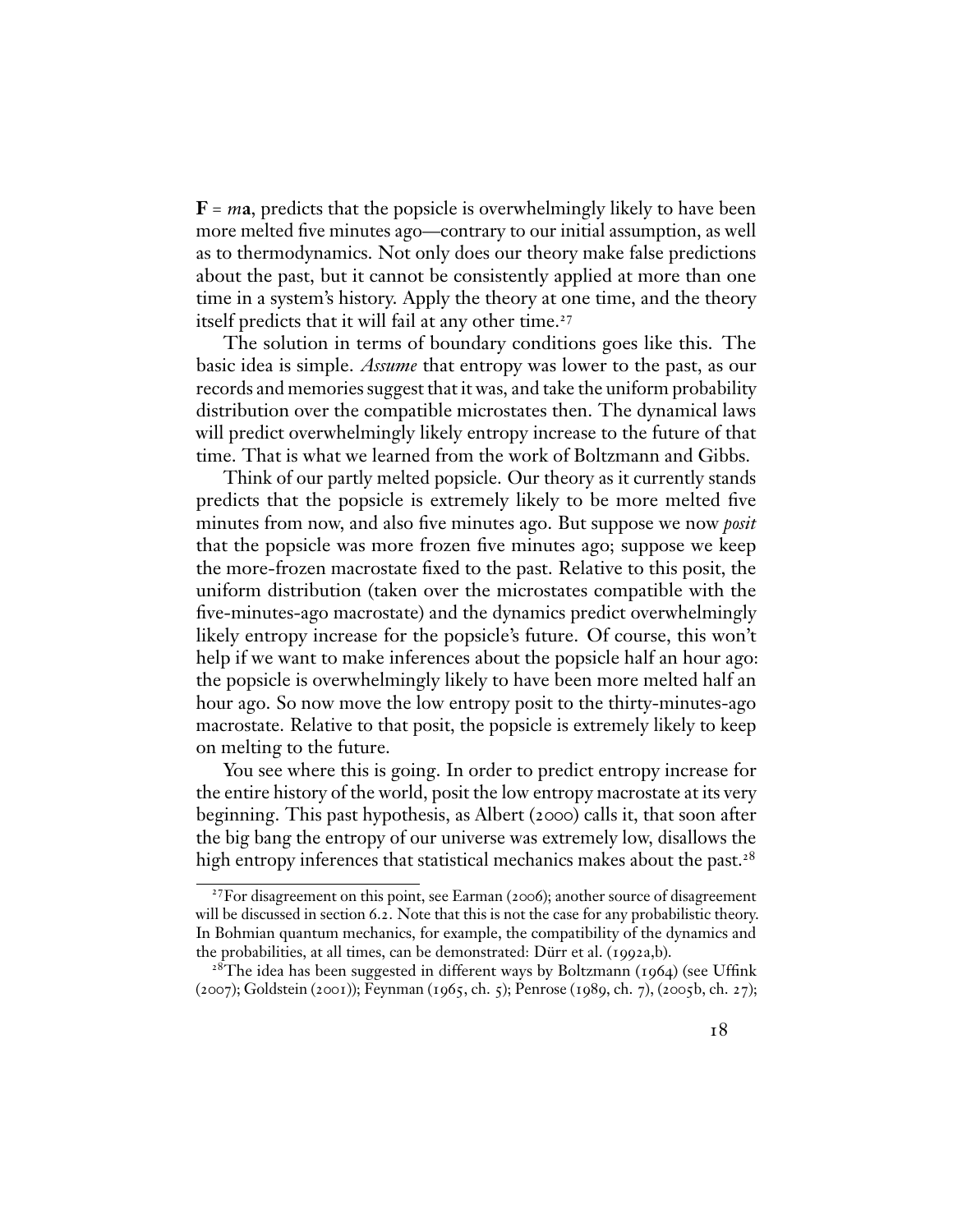$\mathbf{F} = m\mathbf{a}$, predicts that the popsicle is overwhelmingly likely to have been more melted five minutes ago—contrary to our initial assumption, as well as to thermodynamics. Not only does our theory make false predictions about the past, but it cannot be consistently applied at more than one time in a system's history. Apply the theory at one time, and the theory itself predicts that it will fail at any other time.[27]

The solution in terms of boundary conditions goes like this. The basic idea is simple. *Assume* that entropy was lower to the past, as our records and memories suggest that it was, and take the uniform probability distribution over the compatible microstates then. The dynamical laws will predict overwhelmingly likely entropy increase to the future of that time. That is what we learned from the work of Boltzmann and Gibbs.

Think of our partly melted popsicle. Our theory as it currently stands predicts that the popsicle is extremely likely to be more melted five minutes from now, and also five minutes ago. But suppose we now *posit* that the popsicle was more frozen five minutes ago; suppose we keep the more-frozen macrostate fixed to the past. Relative to this posit, the uniform distribution (taken over the microstates compatible with the five-minutes-ago macrostate) and the dynamics predict overwhelmingly likely entropy increase for the popsicle's future. Of course, this won't help if we want to make inferences about the popsicle half an hour ago: the popsicle is overwhelmingly likely to have been more melted half an hour ago. So now move the low entropy posit to the thirty-minutes-ago macrostate. Relative to that posit, the popsicle is extremely likely to keep on melting to the future.

You see where this is going. In order to predict entropy increase for the entire history of the world, posit the low entropy macrostate at its very beginning. This past hypothesis, as Albert (2000) calls it, that soon after the big bang the entropy of our universe was extremely low, disallows the high entropy inferences that statistical mechanics makes about the past.[28]

---

[27] For disagreement on this point, see Earman (2006); another source of disagreement will be discussed in section 6.2. Note that this is not the case for any probabilistic theory. In Bohmian quantum mechanics, for example, the compatibility of the dynamics and the probabilities, at all times, can be demonstrated: Dürr et al. (1992a,b).

[28] The idea has been suggested in different ways by Boltzmann (1964) (see Uffink (2007); Goldstein (2001)); Feynman (1965, ch. 5); Penrose (1989, ch. 7), (2005b, ch. 27);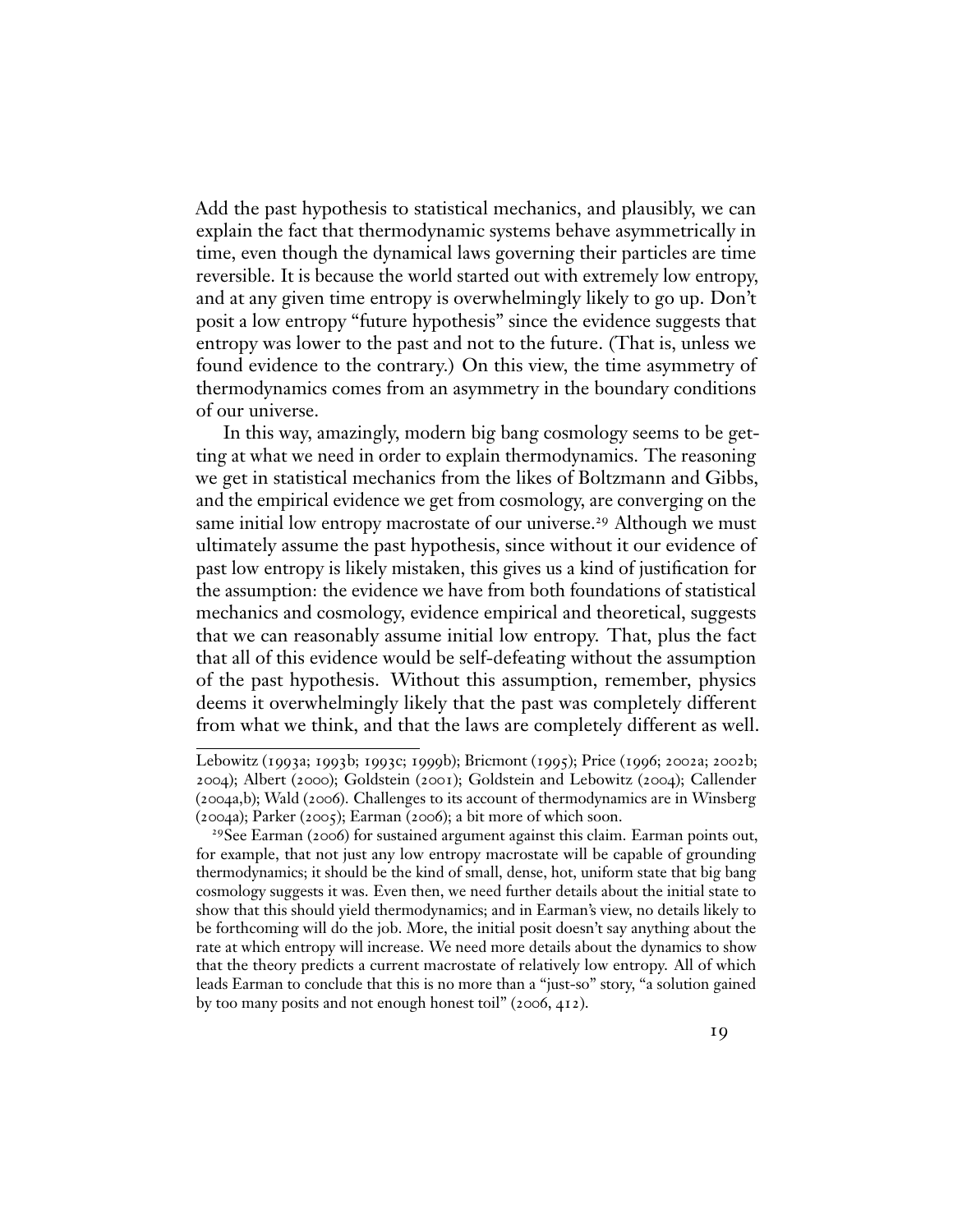Add the past hypothesis to statistical mechanics, and plausibly, we can explain the fact that thermodynamic systems behave asymmetrically in time, even though the dynamical laws governing their particles are time reversible. It is because the world started out with extremely low entropy, and at any given time entropy is overwhelmingly likely to go up. Don't posit a low entropy "future hypothesis" since the evidence suggests that entropy was lower to the past and not to the future. (That is, unless we found evidence to the contrary.) On this view, the time asymmetry of thermodynamics comes from an asymmetry in the boundary conditions of our universe.

In this way, amazingly, modern big bang cosmology seems to be getting at what we need in order to explain thermodynamics. The reasoning we get in statistical mechanics from the likes of Boltzmann and Gibbs, and the empirical evidence we get from cosmology, are converging on the same initial low entropy macrostate of our universe.[29] Although we must ultimately assume the past hypothesis, since without it our evidence of past low entropy is likely mistaken, this gives us a kind of justification for the assumption: the evidence we have from both foundations of statistical mechanics and cosmology, evidence empirical and theoretical, suggests that we can reasonably assume initial low entropy. That, plus the fact that all of this evidence would be self-defeating without the assumption of the past hypothesis. Without this assumption, remember, physics deems it overwhelmingly likely that the past was completely different from what we think, and that the laws are completely different as well.

---

Lebowitz (1993a; 1993b; 1993c; 1999b); Bricmont (1995); Price (1996; 2002a; 2002b; 2004); Albert (2000); Goldstein (2001); Goldstein and Lebowitz (2004); Callender (2004a,b); Wald (2006). Challenges to its account of thermodynamics are in Winsberg (2004a); Parker (2005); Earman (2006); a bit more of which soon.

[29] See Earman (2006) for sustained argument against this claim. Earman points out, for example, that not just any low entropy macrostate will be capable of grounding thermodynamics; it should be the kind of small, dense, hot, uniform state that big bang cosmology suggests it was. Even then, we need further details about the initial state to show that this should yield thermodynamics; and in Earman's view, no details likely to be forthcoming will do the job. More, the initial posit doesn't say anything about the rate at which entropy will increase. We need more details about the dynamics to show that the theory predicts a current macrostate of relatively low entropy. All of which leads Earman to conclude that this is no more than a "just-so" story, "a solution gained by too many posits and not enough honest toil" (2006, 412).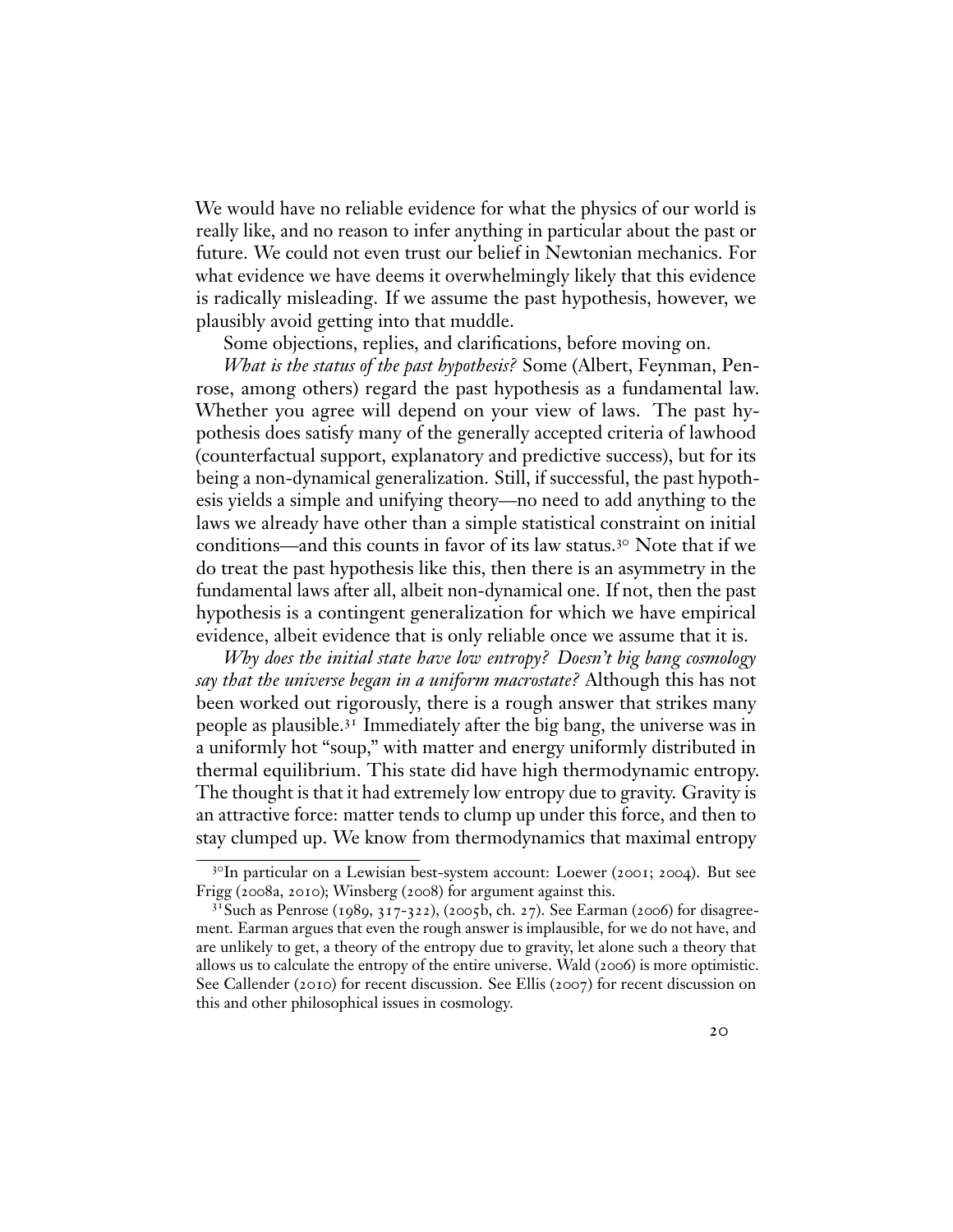We would have no reliable evidence for what the physics of our world is really like, and no reason to infer anything in particular about the past or future. We could not even trust our belief in Newtonian mechanics. For what evidence we have deems it overwhelmingly likely that this evidence is radically misleading. If we assume the past hypothesis, however, we plausibly avoid getting into that muddle.

Some objections, replies, and clarifications, before moving on.

*What is the status of the past hypothesis?* Some (Albert, Feynman, Penrose, among others) regard the past hypothesis as a fundamental law. Whether you agree will depend on your view of laws. The past hypothesis does satisfy many of the generally accepted criteria of lawhood (counterfactual support, explanatory and predictive success), but for its being a non-dynamical generalization. Still, if successful, the past hypothesis yields a simple and unifying theory—no need to add anything to the laws we already have other than a simple statistical constraint on initial conditions—and this counts in favor of its law status.[30] Note that if we do treat the past hypothesis like this, then there is an asymmetry in the fundamental laws after all, albeit non-dynamical one. If not, then the past hypothesis is a contingent generalization for which we have empirical evidence, albeit evidence that is only reliable once we assume that it is.

*Why does the initial state have low entropy? Doesn't big bang cosmology say that the universe began in a uniform macrostate?* Although this has not been worked out rigorously, there is a rough answer that strikes many people as plausible.[31] Immediately after the big bang, the universe was in a uniformly hot "soup," with matter and energy uniformly distributed in thermal equilibrium. This state did have high thermodynamic entropy. The thought is that it had extremely low entropy due to gravity. Gravity is an attractive force: matter tends to clump up under this force, and then to stay clumped up. We know from thermodynamics that maximal entropy

[30] In particular on a Lewisian best-system account: Loewer (2001; 2004). But see Frigg (2008a, 2010); Winsberg (2008) for argument against this.

[31] Such as Penrose (1989, 317-322), (2005b, ch. 27). See Earman (2006) for disagreement. Earman argues that even the rough answer is implausible, for we do not have, and are unlikely to get, a theory of the entropy due to gravity, let alone such a theory that allows us to calculate the entropy of the entire universe. Wald (2006) is more optimistic. See Callender (2010) for recent discussion. See Ellis (2007) for recent discussion on this and other philosophical issues in cosmology.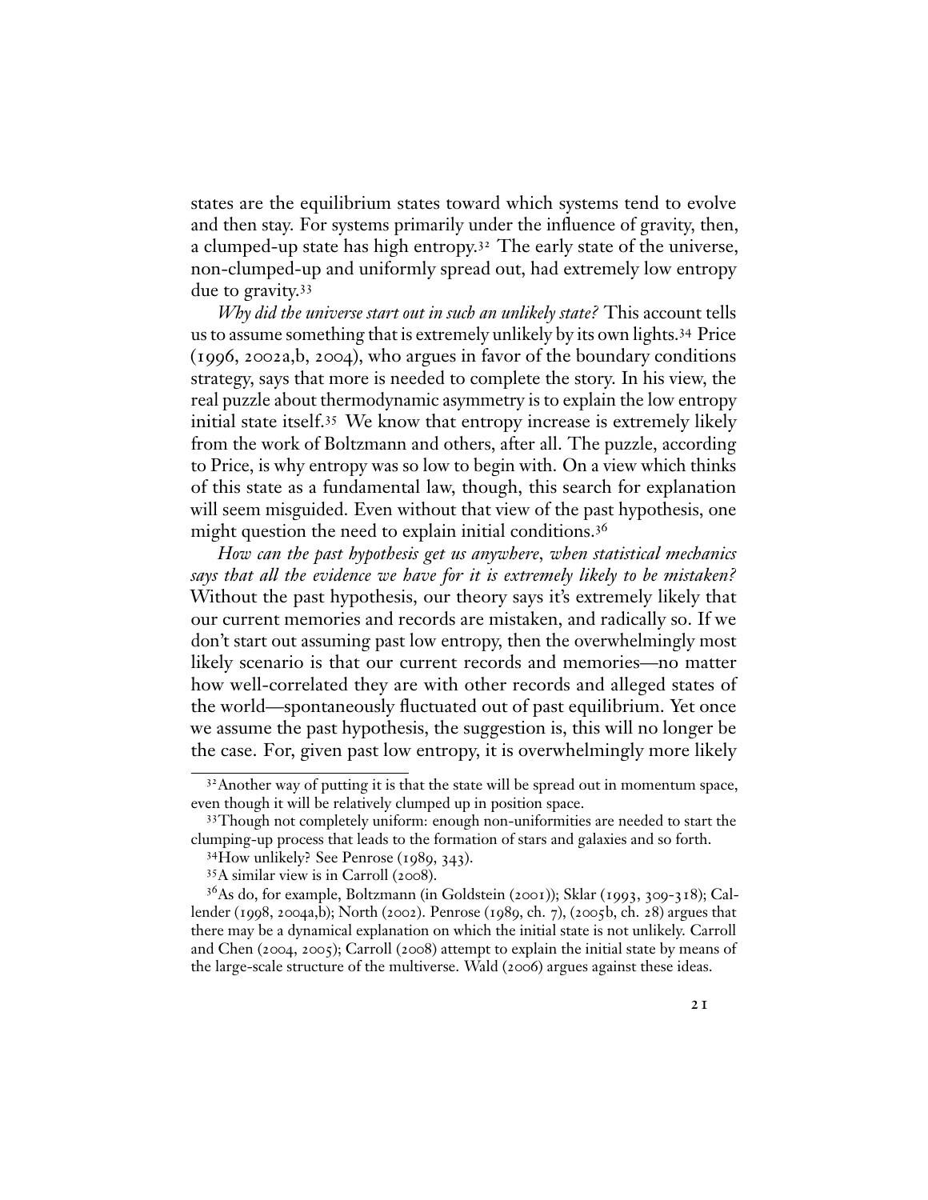states are the equilibrium states toward which systems tend to evolve and then stay. For systems primarily under the influence of gravity, then, a clumped-up state has high entropy.[32] The early state of the universe, non-clumped-up and uniformly spread out, had extremely low entropy due to gravity.[33]

*Why did the universe start out in such an unlikely state?* This account tells us to assume something that is extremely unlikely by its own lights.[34] Price (1996, 2002a,b, 2004), who argues in favor of the boundary conditions strategy, says that more is needed to complete the story. In his view, the real puzzle about thermodynamic asymmetry is to explain the low entropy initial state itself.[35] We know that entropy increase is extremely likely from the work of Boltzmann and others, after all. The puzzle, according to Price, is why entropy was so low to begin with. On a view which thinks of this state as a fundamental law, though, this search for explanation will seem misguided. Even without that view of the past hypothesis, one might question the need to explain initial conditions.[36]

*How can the past hypothesis get us anywhere, when statistical mechanics says that all the evidence we have for it is extremely likely to be mistaken?* Without the past hypothesis, our theory says it's extremely likely that our current memories and records are mistaken, and radically so. If we don't start out assuming past low entropy, then the overwhelmingly most likely scenario is that our current records and memories—no matter how well-correlated they are with other records and alleged states of the world—spontaneously fluctuated out of past equilibrium. Yet once we assume the past hypothesis, the suggestion is, this will no longer be the case. For, given past low entropy, it is overwhelmingly more likely

---

[32] Another way of putting it is that the state will be spread out in momentum space, even though it will be relatively clumped up in position space.

[33] Though not completely uniform: enough non-uniformities are needed to start the clumping-up process that leads to the formation of stars and galaxies and so forth.

[34] How unlikely? See Penrose (1989, 343).

[35] A similar view is in Carroll (2008).

[36] As do, for example, Boltzmann (in Goldstein (2001)); Sklar (1993, 309-318); Callender (1998, 2004a,b); North (2002). Penrose (1989, ch. 7), (2005b, ch. 28) argues that there may be a dynamical explanation on which the initial state is not unlikely. Carroll and Chen (2004, 2005); Carroll (2008) attempt to explain the initial state by means of the large-scale structure of the multiverse. Wald (2006) argues against these ideas.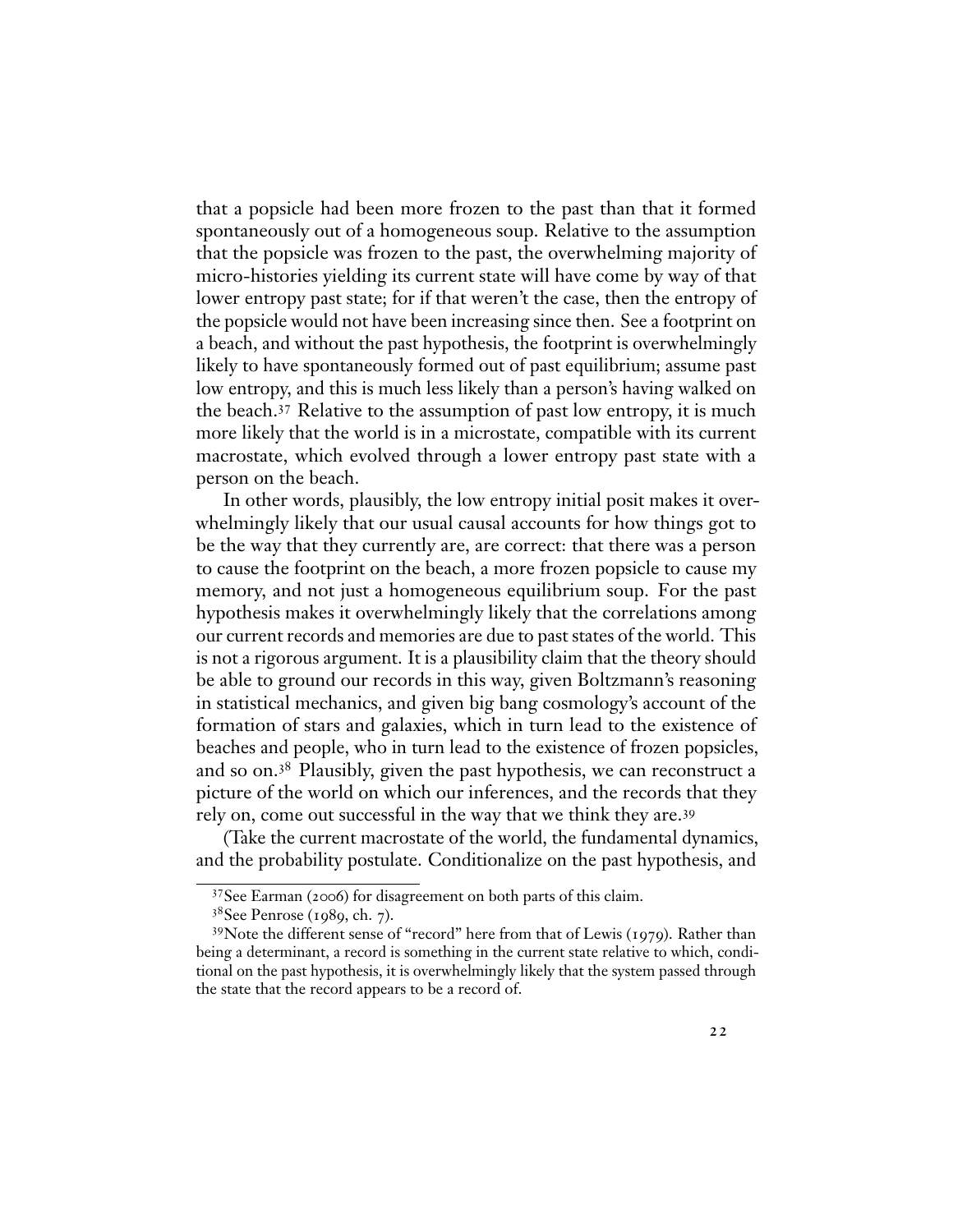that a popsicle had been more frozen to the past than that it formed spontaneously out of a homogeneous soup. Relative to the assumption that the popsicle was frozen to the past, the overwhelming majority of micro-histories yielding its current state will have come by way of that lower entropy past state; for if that weren't the case, then the entropy of the popsicle would not have been increasing since then. See a footprint on a beach, and without the past hypothesis, the footprint is overwhelmingly likely to have spontaneously formed out of past equilibrium; assume past low entropy, and this is much less likely than a person's having walked on the beach.[37] Relative to the assumption of past low entropy, it is much more likely that the world is in a microstate, compatible with its current macrostate, which evolved through a lower entropy past state with a person on the beach.

In other words, plausibly, the low entropy initial posit makes it overwhelmingly likely that our usual causal accounts for how things got to be the way that they currently are, are correct: that there was a person to cause the footprint on the beach, a more frozen popsicle to cause my memory, and not just a homogeneous equilibrium soup. For the past hypothesis makes it overwhelmingly likely that the correlations among our current records and memories are due to past states of the world. This is not a rigorous argument. It is a plausibility claim that the theory should be able to ground our records in this way, given Boltzmann's reasoning in statistical mechanics, and given big bang cosmology's account of the formation of stars and galaxies, which in turn lead to the existence of beaches and people, who in turn lead to the existence of frozen popsicles, and so on.[38] Plausibly, given the past hypothesis, we can reconstruct a picture of the world on which our inferences, and the records that they rely on, come out successful in the way that we think they are.[39]

(Take the current macrostate of the world, the fundamental dynamics, and the probability postulate. Conditionalize on the past hypothesis, and

---

[37] See Earman (2006) for disagreement on both parts of this claim.

[38] See Penrose (1989, ch. 7).

[39] Note the different sense of "record" here from that of Lewis (1979). Rather than being a determinant, a record is something in the current state relative to which, conditional on the past hypothesis, it is overwhelmingly likely that the system passed through the state that the record appears to be a record of.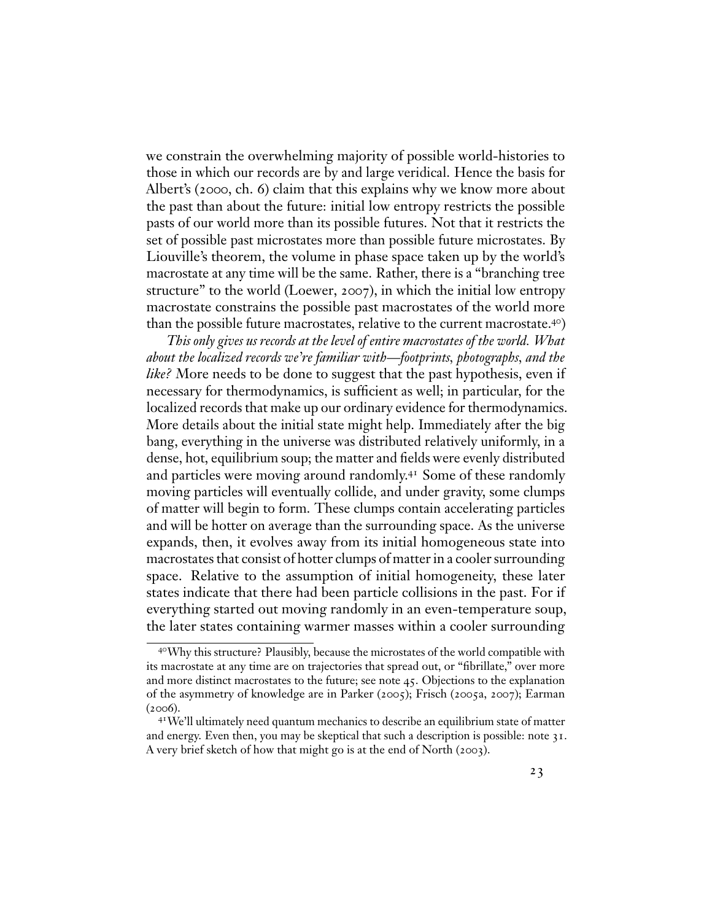we constrain the overwhelming majority of possible world-histories to those in which our records are by and large veridical. Hence the basis for Albert's (2000, ch. 6) claim that this explains why we know more about the past than about the future: initial low entropy restricts the possible pasts of our world more than its possible futures. Not that it restricts the set of possible past microstates more than possible future microstates. By Liouville's theorem, the volume in phase space taken up by the world's macrostate at any time will be the same. Rather, there is a "branching tree structure" to the world (Loewer, 2007), in which the initial low entropy macrostate constrains the possible past macrostates of the world more than the possible future macrostates, relative to the current macrostate.[40])

*This only gives us records at the level of entire macrostates of the world. What about the localized records we're familiar with—footprints, photographs, and the like?* More needs to be done to suggest that the past hypothesis, even if necessary for thermodynamics, is sufficient as well; in particular, for the localized records that make up our ordinary evidence for thermodynamics. More details about the initial state might help. Immediately after the big bang, everything in the universe was distributed relatively uniformly, in a dense, hot, equilibrium soup; the matter and fields were evenly distributed and particles were moving around randomly.[41] Some of these randomly moving particles will eventually collide, and under gravity, some clumps of matter will begin to form. These clumps contain accelerating particles and will be hotter on average than the surrounding space. As the universe expands, then, it evolves away from its initial homogeneous state into macrostates that consist of hotter clumps of matter in a cooler surrounding space. Relative to the assumption of initial homogeneity, these later states indicate that there had been particle collisions in the past. For if everything started out moving randomly in an even-temperature soup, the later states containing warmer masses within a cooler surrounding

[40]Why this structure? Plausibly, because the microstates of the world compatible with its macrostate at any time are on trajectories that spread out, or "fibrillate," over more and more distinct macrostates to the future; see note 45. Objections to the explanation of the asymmetry of knowledge are in Parker (2005); Frisch (2005a, 2007); Earman (2006).

[41]We'll ultimately need quantum mechanics to describe an equilibrium state of matter and energy. Even then, you may be skeptical that such a description is possible: note 31. A very brief sketch of how that might go is at the end of North (2003).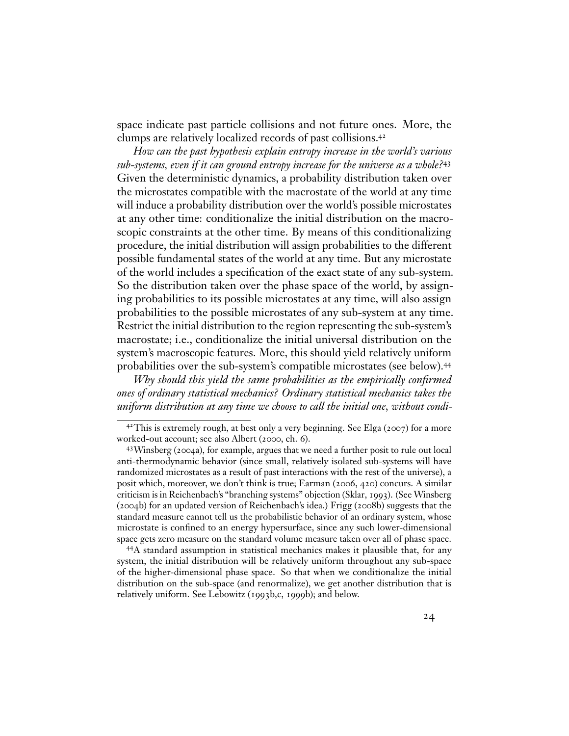space indicate past particle collisions and not future ones. More, the clumps are relatively localized records of past collisions.[42]

*How can the past hypothesis explain entropy increase in the world's various sub-systems, even if it can ground entropy increase for the universe as a whole?*[43] Given the deterministic dynamics, a probability distribution taken over the microstates compatible with the macrostate of the world at any time will induce a probability distribution over the world's possible microstates at any other time: conditionalize the initial distribution on the macroscopic constraints at the other time. By means of this conditionalizing procedure, the initial distribution will assign probabilities to the different possible fundamental states of the world at any time. But any microstate of the world includes a specification of the exact state of any sub-system. So the distribution taken over the phase space of the world, by assigning probabilities to its possible microstates at any time, will also assign probabilities to the possible microstates of any sub-system at any time. Restrict the initial distribution to the region representing the sub-system's macrostate; i.e., conditionalize the initial universal distribution on the system's macroscopic features. More, this should yield relatively uniform probabilities over the sub-system's compatible microstates (see below).[44]

*Why should this yield the same probabilities as the empirically confirmed ones of ordinary statistical mechanics? Ordinary statistical mechanics takes the uniform distribution at any time we choose to call the initial one, without condi-*

---

[42] This is extremely rough, at best only a very beginning. See Elga (2007) for a more worked-out account; see also Albert (2000, ch. 6).

[43] Winsberg (2004a), for example, argues that we need a further posit to rule out local anti-thermodynamic behavior (since small, relatively isolated sub-systems will have randomized microstates as a result of past interactions with the rest of the universe), a posit which, moreover, we don't think is true; Earman (2006, 420) concurs. A similar criticism is in Reichenbach's "branching systems" objection (Sklar, 1993). (See Winsberg (2004b) for an updated version of Reichenbach's idea.) Frigg (2008b) suggests that the standard measure cannot tell us the probabilistic behavior of an ordinary system, whose microstate is confined to an energy hypersurface, since any such lower-dimensional space gets zero measure on the standard volume measure taken over all of phase space.

[44] A standard assumption in statistical mechanics makes it plausible that, for any system, the initial distribution will be relatively uniform throughout any sub-space of the higher-dimensional phase space. So that when we conditionalize the initial distribution on the sub-space (and renormalize), we get another distribution that is relatively uniform. See Lebowitz (1993b,c, 1999b); and below.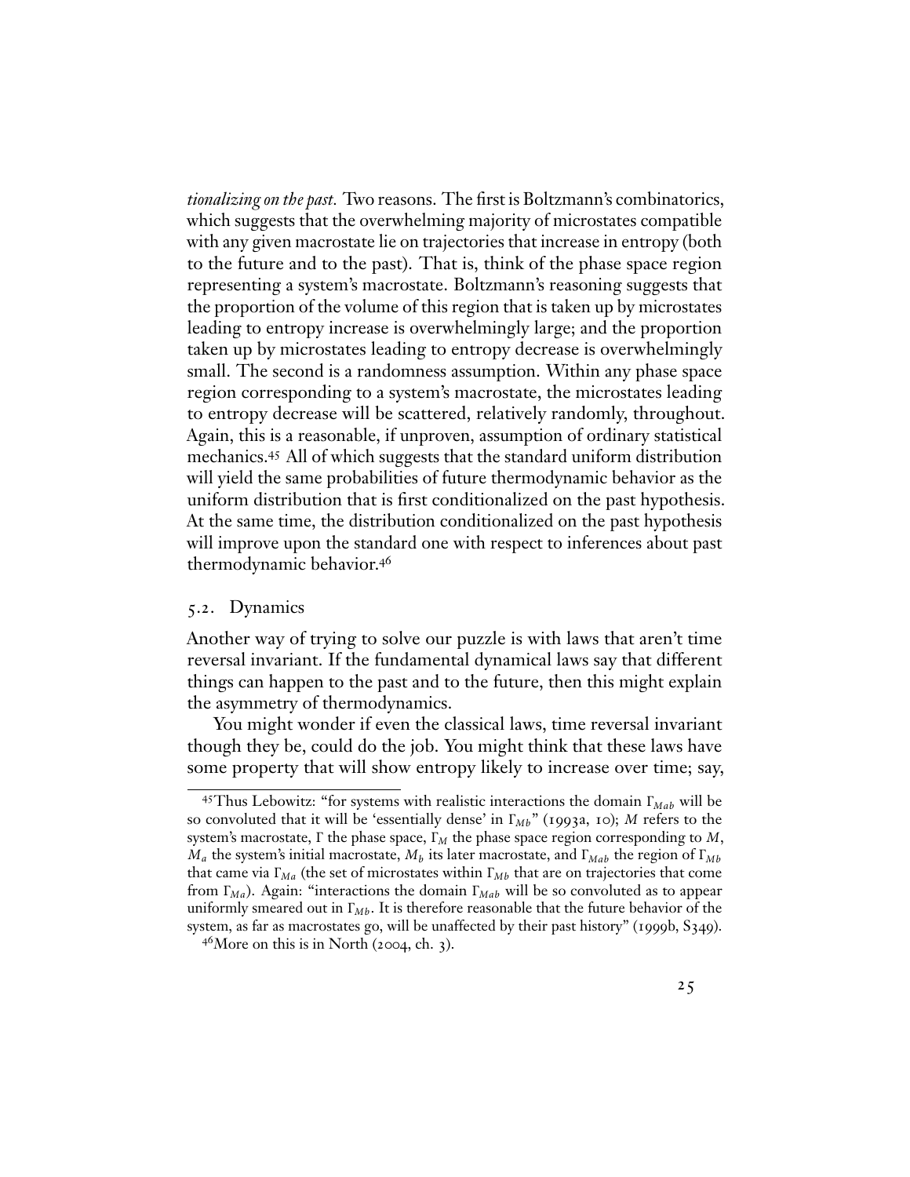*tionalizing on the past.* Two reasons. The first is Boltzmann's combinatorics, which suggests that the overwhelming majority of microstates compatible with any given macrostate lie on trajectories that increase in entropy (both to the future and to the past). That is, think of the phase space region representing a system's macrostate. Boltzmann's reasoning suggests that the proportion of the volume of this region that is taken up by microstates leading to entropy increase is overwhelmingly large; and the proportion taken up by microstates leading to entropy decrease is overwhelmingly small. The second is a randomness assumption. Within any phase space region corresponding to a system's macrostate, the microstates leading to entropy decrease will be scattered, relatively randomly, throughout. Again, this is a reasonable, if unproven, assumption of ordinary statistical mechanics.[45] All of which suggests that the standard uniform distribution will yield the same probabilities of future thermodynamic behavior as the uniform distribution that is first conditionalized on the past hypothesis. At the same time, the distribution conditionalized on the past hypothesis will improve upon the standard one with respect to inferences about past thermodynamic behavior.[46]

## 5.2. Dynamics

Another way of trying to solve our puzzle is with laws that aren't time reversal invariant. If the fundamental dynamical laws say that different things can happen to the past and to the future, then this might explain the asymmetry of thermodynamics.

You might wonder if even the classical laws, time reversal invariant though they be, could do the job. You might think that these laws have some property that will show entropy likely to increase over time; say,

---

[45] Thus Lebowitz: "for systems with realistic interactions the domain $\Gamma_{Mab}$ will be so convoluted that it will be 'essentially dense' in $\Gamma_{Mb}$" (1993a, 10); $M$ refers to the system's macrostate, $\Gamma$ the phase space, $\Gamma_M$ the phase space region corresponding to $M$, $M_a$ the system's initial macrostate, $M_b$ its later macrostate, and $\Gamma_{Mab}$ the region of $\Gamma_{Mb}$ that came via $\Gamma_{Ma}$ (the set of microstates within $\Gamma_{Mb}$ that are on trajectories that come from $\Gamma_{Ma}$). Again: "interactions the domain $\Gamma_{Mab}$ will be so convoluted as to appear uniformly smeared out in $\Gamma_{Mb}$. It is therefore reasonable that the future behavior of the system, as far as macrostates go, will be unaffected by their past history" (1999b, S349).

[46] More on this is in North (2004, ch. 3).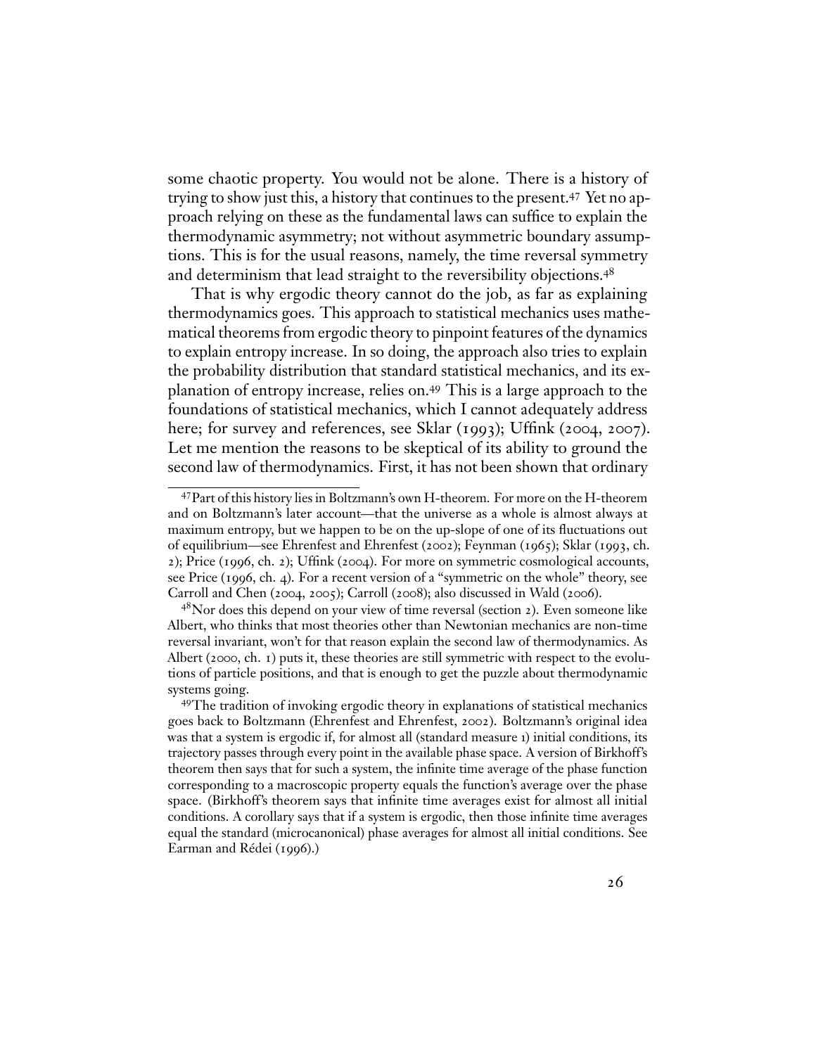some chaotic property. You would not be alone. There is a history of trying to show just this, a history that continues to the present.[47] Yet no approach relying on these as the fundamental laws can suffice to explain the thermodynamic asymmetry; not without asymmetric boundary assumptions. This is for the usual reasons, namely, the time reversal symmetry and determinism that lead straight to the reversibility objections.[48]

That is why ergodic theory cannot do the job, as far as explaining thermodynamics goes. This approach to statistical mechanics uses mathematical theorems from ergodic theory to pinpoint features of the dynamics to explain entropy increase. In so doing, the approach also tries to explain the probability distribution that standard statistical mechanics, and its explanation of entropy increase, relies on.[49] This is a large approach to the foundations of statistical mechanics, which I cannot adequately address here; for survey and references, see Sklar (1993); Uffink (2004, 2007). Let me mention the reasons to be skeptical of its ability to ground the second law of thermodynamics. First, it has not been shown that ordinary

---

[47] Part of this history lies in Boltzmann's own H-theorem. For more on the H-theorem and on Boltzmann's later account—that the universe as a whole is almost always at maximum entropy, but we happen to be on the up-slope of one of its fluctuations out of equilibrium—see Ehrenfest and Ehrenfest (2002); Feynman (1965); Sklar (1993, ch. 2); Price (1996, ch. 2); Uffink (2004). For more on symmetric cosmological accounts, see Price (1996, ch. 4). For a recent version of a "symmetric on the whole" theory, see Carroll and Chen (2004, 2005); Carroll (2008); also discussed in Wald (2006).

[48] Nor does this depend on your view of time reversal (section 2). Even someone like Albert, who thinks that most theories other than Newtonian mechanics are non-time reversal invariant, won't for that reason explain the second law of thermodynamics. As Albert (2000, ch. 1) puts it, these theories are still symmetric with respect to the evolutions of particle positions, and that is enough to get the puzzle about thermodynamic systems going.

[49] The tradition of invoking ergodic theory in explanations of statistical mechanics goes back to Boltzmann (Ehrenfest and Ehrenfest, 2002). Boltzmann's original idea was that a system is ergodic if, for almost all (standard measure 1) initial conditions, its trajectory passes through every point in the available phase space. A version of Birkhoff's theorem then says that for such a system, the infinite time average of the phase function corresponding to a macroscopic property equals the function's average over the phase space. (Birkhoff's theorem says that infinite time averages exist for almost all initial conditions. A corollary says that if a system is ergodic, then those infinite time averages equal the standard (microcanonical) phase averages for almost all initial conditions. See Earman and Rédei (1996).)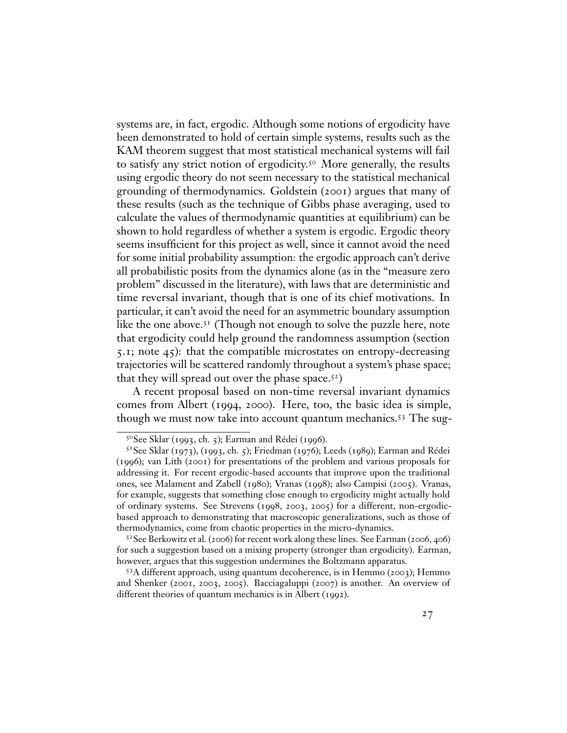systems are, in fact, ergodic. Although some notions of ergodicity have been demonstrated to hold of certain simple systems, results such as the KAM theorem suggest that most statistical mechanical systems will fail to satisfy any strict notion of ergodicity.[50] More generally, the results using ergodic theory do not seem necessary to the statistical mechanical grounding of thermodynamics. Goldstein (2001) argues that many of these results (such as the technique of Gibbs phase averaging, used to calculate the values of thermodynamic quantities at equilibrium) can be shown to hold regardless of whether a system is ergodic. Ergodic theory seems insufficient for this project as well, since it cannot avoid the need for some initial probability assumption: the ergodic approach can't derive all probabilistic posits from the dynamics alone (as in the "measure zero problem" discussed in the literature), with laws that are deterministic and time reversal invariant, though that is one of its chief motivations. In particular, it can't avoid the need for an asymmetric boundary assumption like the one above.[51] (Though not enough to solve the puzzle here, note that ergodicity could help ground the randomness assumption (section 5.1; note 45): that the compatible microstates on entropy-decreasing trajectories will be scattered randomly throughout a system's phase space; that they will spread out over the phase space.[52])

A recent proposal based on non-time reversal invariant dynamics comes from Albert (1994, 2000). Here, too, the basic idea is simple, though we must now take into account quantum mechanics.[53] The sug-

---

[50] See Sklar (1993, ch. 5); Earman and Rédei (1996).

[51] See Sklar (1973), (1993, ch. 5); Friedman (1976); Leeds (1989); Earman and Rédei (1996); van Lith (2001) for presentations of the problem and various proposals for addressing it. For recent ergodic-based accounts that improve upon the traditional ones, see Malament and Zabell (1980); Vranas (1998); also Campisi (2005). Vranas, for example, suggests that something close enough to ergodicity might actually hold of ordinary systems. See Strevens (1998, 2003, 2005) for a different, non-ergodic-based approach to demonstrating that macroscopic generalizations, such as those of thermodynamics, come from chaotic properties in the micro-dynamics.

[52] See Berkowitz et al. (2006) for recent work along these lines. See Earman (2006, 406) for such a suggestion based on a mixing property (stronger than ergodicity). Earman, however, argues that this suggestion undermines the Boltzmann apparatus.

[53] A different approach, using quantum decoherence, is in Hemmo (2003); Hemmo and Shenker (2001, 2003, 2005). Bacciagaluppi (2007) is another. An overview of different theories of quantum mechanics is in Albert (1992).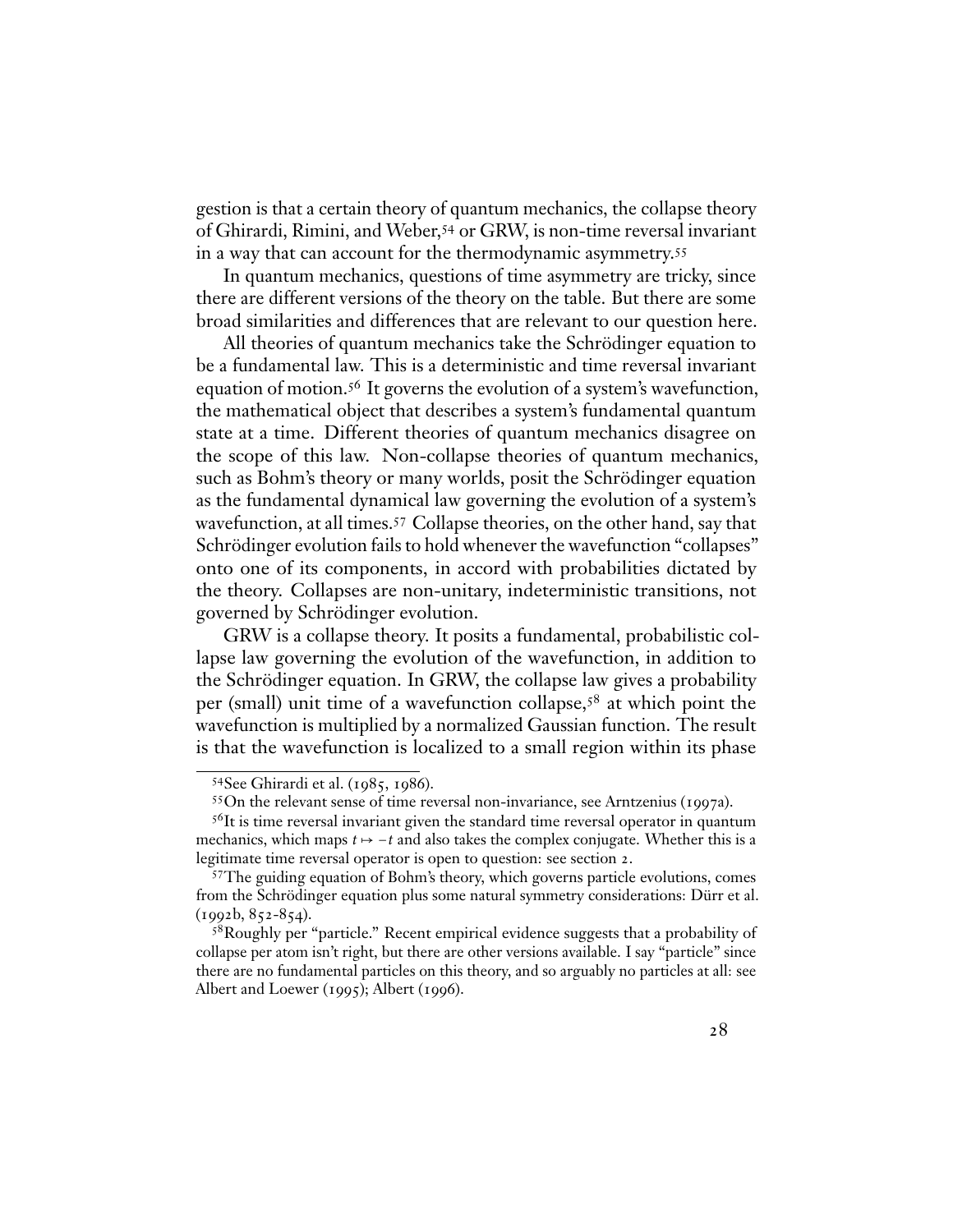gestion is that a certain theory of quantum mechanics, the collapse theory of Ghirardi, Rimini, and Weber,[54] or GRW, is non-time reversal invariant in a way that can account for the thermodynamic asymmetry.[55]

In quantum mechanics, questions of time asymmetry are tricky, since there are different versions of the theory on the table. But there are some broad similarities and differences that are relevant to our question here.

All theories of quantum mechanics take the Schrödinger equation to be a fundamental law. This is a deterministic and time reversal invariant equation of motion.[56] It governs the evolution of a system's wavefunction, the mathematical object that describes a system's fundamental quantum state at a time. Different theories of quantum mechanics disagree on the scope of this law. Non-collapse theories of quantum mechanics, such as Bohm's theory or many worlds, posit the Schrödinger equation as the fundamental dynamical law governing the evolution of a system's wavefunction, at all times.[57] Collapse theories, on the other hand, say that Schrödinger evolution fails to hold whenever the wavefunction "collapses" onto one of its components, in accord with probabilities dictated by the theory. Collapses are non-unitary, indeterministic transitions, not governed by Schrödinger evolution.

GRW is a collapse theory. It posits a fundamental, probabilistic collapse law governing the evolution of the wavefunction, in addition to the Schrödinger equation. In GRW, the collapse law gives a probability per (small) unit time of a wavefunction collapse,[58] at which point the wavefunction is multiplied by a normalized Gaussian function. The result is that the wavefunction is localized to a small region within its phase

---

[54] See Ghirardi et al. (1985, 1986).

[55] On the relevant sense of time reversal non-invariance, see Arntzenius (1997a).

[56] It is time reversal invariant given the standard time reversal operator in quantum mechanics, which maps $t \mapsto -t$ and also takes the complex conjugate. Whether this is a legitimate time reversal operator is open to question: see section 2.

[57] The guiding equation of Bohm's theory, which governs particle evolutions, comes from the Schrödinger equation plus some natural symmetry considerations: Dürr et al. (1992b, 852-854).

[58] Roughly per "particle." Recent empirical evidence suggests that a probability of collapse per atom isn't right, but there are other versions available. I say "particle" since there are no fundamental particles on this theory, and so arguably no particles at all: see Albert and Loewer (1995); Albert (1996).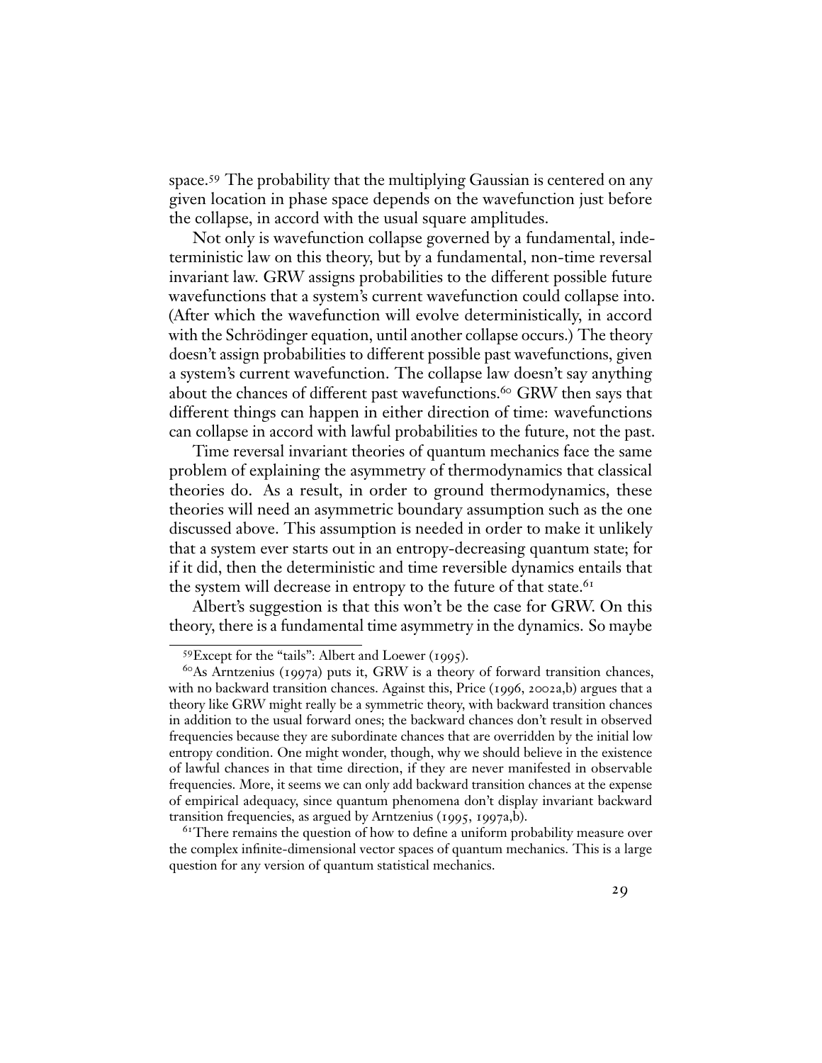space.[59] The probability that the multiplying Gaussian is centered on any given location in phase space depends on the wavefunction just before the collapse, in accord with the usual square amplitudes.

Not only is wavefunction collapse governed by a fundamental, indeterministic law on this theory, but by a fundamental, non-time reversal invariant law. GRW assigns probabilities to the different possible future wavefunctions that a system's current wavefunction could collapse into. (After which the wavefunction will evolve deterministically, in accord with the Schrödinger equation, until another collapse occurs.) The theory doesn't assign probabilities to different possible past wavefunctions, given a system's current wavefunction. The collapse law doesn't say anything about the chances of different past wavefunctions.[60] GRW then says that different things can happen in either direction of time: wavefunctions can collapse in accord with lawful probabilities to the future, not the past.

Time reversal invariant theories of quantum mechanics face the same problem of explaining the asymmetry of thermodynamics that classical theories do. As a result, in order to ground thermodynamics, these theories will need an asymmetric boundary assumption such as the one discussed above. This assumption is needed in order to make it unlikely that a system ever starts out in an entropy-decreasing quantum state; for if it did, then the deterministic and time reversible dynamics entails that the system will decrease in entropy to the future of that state.[61]

Albert's suggestion is that this won't be the case for GRW. On this theory, there is a fundamental time asymmetry in the dynamics. So maybe

---

[59] Except for the "tails": Albert and Loewer (1995).

[60] As Arntzenius (1997a) puts it, GRW is a theory of forward transition chances, with no backward transition chances. Against this, Price (1996, 2002a,b) argues that a theory like GRW might really be a symmetric theory, with backward transition chances in addition to the usual forward ones; the backward chances don't result in observed frequencies because they are subordinate chances that are overridden by the initial low entropy condition. One might wonder, though, why we should believe in the existence of lawful chances in that time direction, if they are never manifested in observable frequencies. More, it seems we can only add backward transition chances at the expense of empirical adequacy, since quantum phenomena don't display invariant backward transition frequencies, as argued by Arntzenius (1995, 1997a,b).

[61] There remains the question of how to define a uniform probability measure over the complex infinite-dimensional vector spaces of quantum mechanics. This is a large question for any version of quantum statistical mechanics.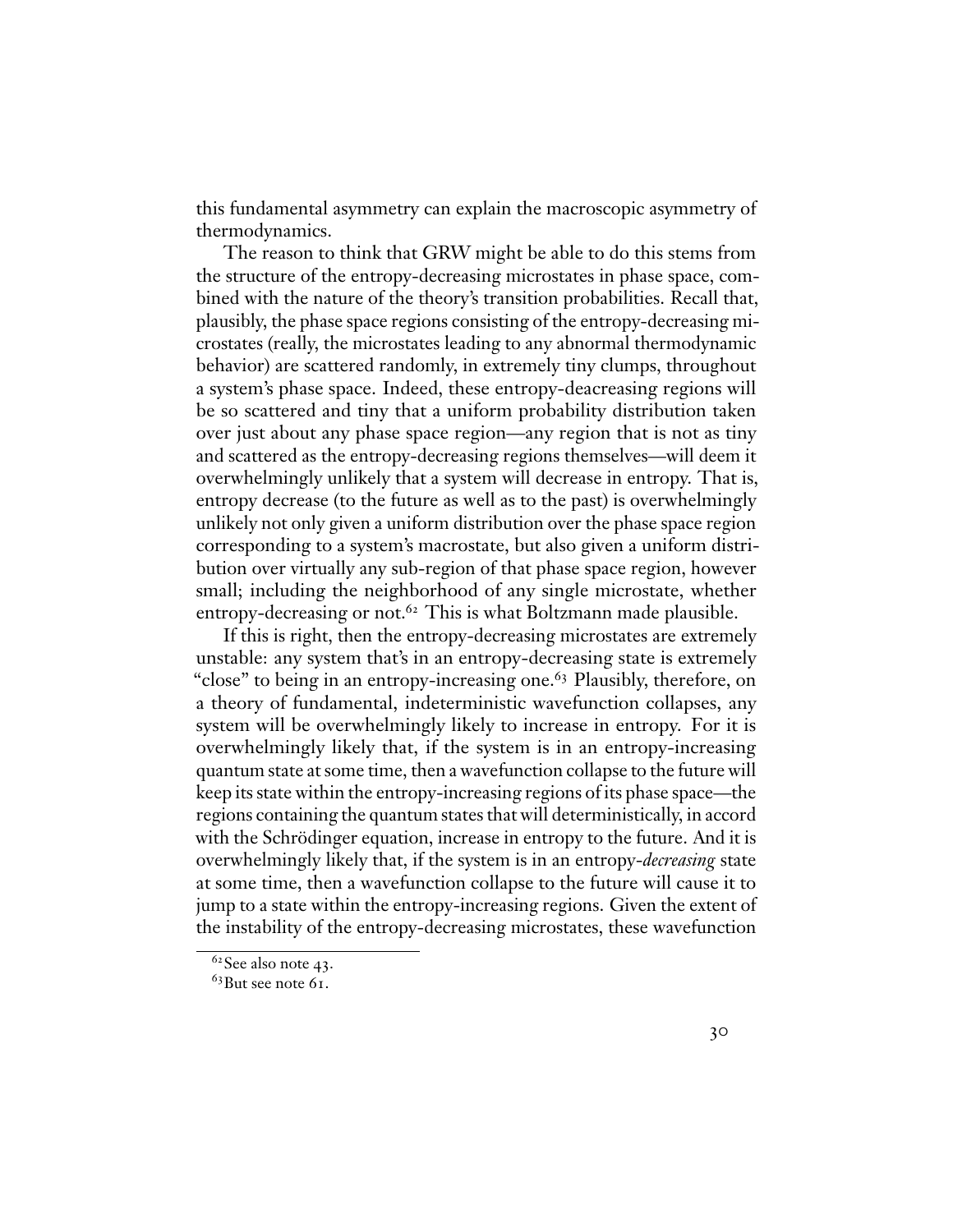this fundamental asymmetry can explain the macroscopic asymmetry of thermodynamics.

The reason to think that GRW might be able to do this stems from the structure of the entropy-decreasing microstates in phase space, combined with the nature of the theory's transition probabilities. Recall that, plausibly, the phase space regions consisting of the entropy-decreasing microstates (really, the microstates leading to any abnormal thermodynamic behavior) are scattered randomly, in extremely tiny clumps, throughout a system's phase space. Indeed, these entropy-deacreasing regions will be so scattered and tiny that a uniform probability distribution taken over just about any phase space region—any region that is not as tiny and scattered as the entropy-decreasing regions themselves—will deem it overwhelmingly unlikely that a system will decrease in entropy. That is, entropy decrease (to the future as well as to the past) is overwhelmingly unlikely not only given a uniform distribution over the phase space region corresponding to a system's macrostate, but also given a uniform distribution over virtually any sub-region of that phase space region, however small; including the neighborhood of any single microstate, whether entropy-decreasing or not.[62] This is what Boltzmann made plausible.

If this is right, then the entropy-decreasing microstates are extremely unstable: any system that's in an entropy-decreasing state is extremely "close" to being in an entropy-increasing one.[63] Plausibly, therefore, on a theory of fundamental, indeterministic wavefunction collapses, any system will be overwhelmingly likely to increase in entropy. For it is overwhelmingly likely that, if the system is in an entropy-increasing quantum state at some time, then a wavefunction collapse to the future will keep its state within the entropy-increasing regions of its phase space—the regions containing the quantum states that will deterministically, in accord with the Schrödinger equation, increase in entropy to the future. And it is overwhelmingly likely that, if the system is in an entropy-*decreasing* state at some time, then a wavefunction collapse to the future will cause it to jump to a state within the entropy-increasing regions. Given the extent of the instability of the entropy-decreasing microstates, these wavefunction

[62] See also note 43.

[63] But see note 61.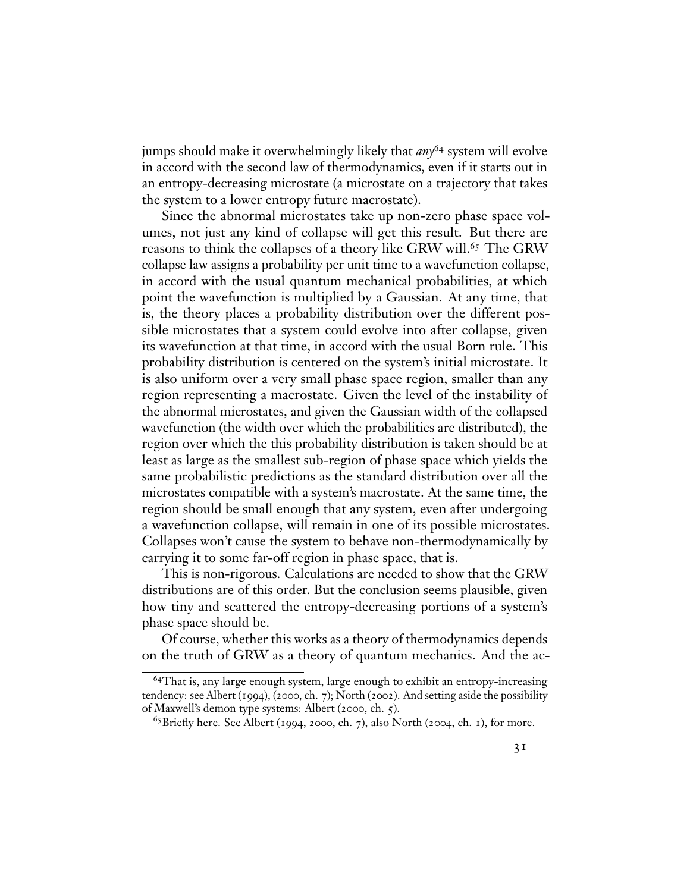jumps should make it overwhelmingly likely that *any*[64] system will evolve in accord with the second law of thermodynamics, even if it starts out in an entropy-decreasing microstate (a microstate on a trajectory that takes the system to a lower entropy future macrostate).

Since the abnormal microstates take up non-zero phase space volumes, not just any kind of collapse will get this result. But there are reasons to think the collapses of a theory like GRW will.[65] The GRW collapse law assigns a probability per unit time to a wavefunction collapse, in accord with the usual quantum mechanical probabilities, at which point the wavefunction is multiplied by a Gaussian. At any time, that is, the theory places a probability distribution over the different possible microstates that a system could evolve into after collapse, given its wavefunction at that time, in accord with the usual Born rule. This probability distribution is centered on the system's initial microstate. It is also uniform over a very small phase space region, smaller than any region representing a macrostate. Given the level of the instability of the abnormal microstates, and given the Gaussian width of the collapsed wavefunction (the width over which the probabilities are distributed), the region over which the this probability distribution is taken should be at least as large as the smallest sub-region of phase space which yields the same probabilistic predictions as the standard distribution over all the microstates compatible with a system's macrostate. At the same time, the region should be small enough that any system, even after undergoing a wavefunction collapse, will remain in one of its possible microstates. Collapses won't cause the system to behave non-thermodynamically by carrying it to some far-off region in phase space, that is.

This is non-rigorous. Calculations are needed to show that the GRW distributions are of this order. But the conclusion seems plausible, given how tiny and scattered the entropy-decreasing portions of a system's phase space should be.

Of course, whether this works as a theory of thermodynamics depends on the truth of GRW as a theory of quantum mechanics. And the ac-

---

[64] That is, any large enough system, large enough to exhibit an entropy-increasing tendency: see Albert (1994), (2000, ch. 7); North (2002). And setting aside the possibility of Maxwell's demon type systems: Albert (2000, ch. 5).

[65] Briefly here. See Albert (1994, 2000, ch. 7), also North (2004, ch. 1), for more.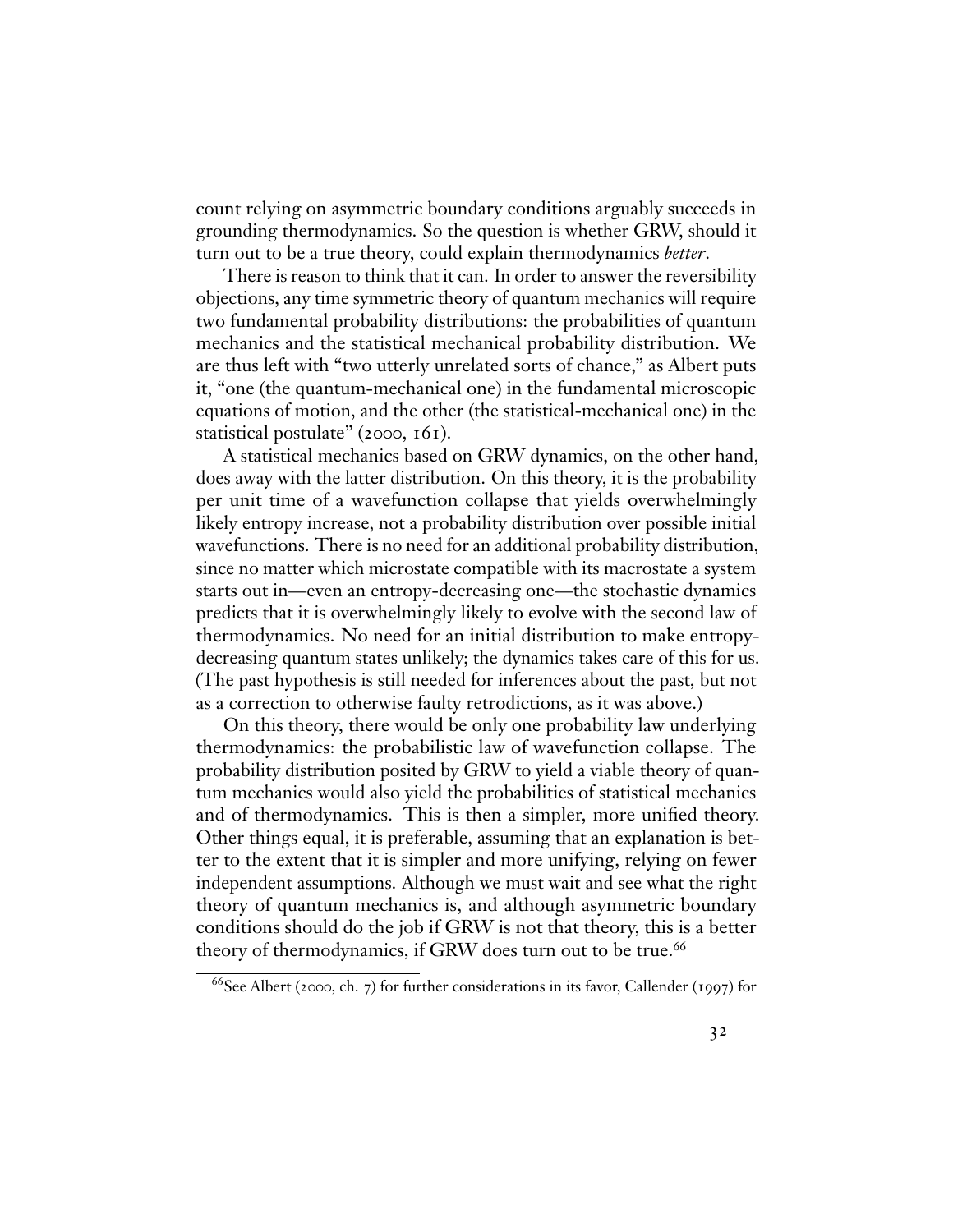count relying on asymmetric boundary conditions arguably succeeds in grounding thermodynamics. So the question is whether GRW, should it turn out to be a true theory, could explain thermodynamics *better*.

There is reason to think that it can. In order to answer the reversibility objections, any time symmetric theory of quantum mechanics will require two fundamental probability distributions: the probabilities of quantum mechanics and the statistical mechanical probability distribution. We are thus left with "two utterly unrelated sorts of chance," as Albert puts it, "one (the quantum-mechanical one) in the fundamental microscopic equations of motion, and the other (the statistical-mechanical one) in the statistical postulate" (2000, 161).

A statistical mechanics based on GRW dynamics, on the other hand, does away with the latter distribution. On this theory, it is the probability per unit time of a wavefunction collapse that yields overwhelmingly likely entropy increase, not a probability distribution over possible initial wavefunctions. There is no need for an additional probability distribution, since no matter which microstate compatible with its macrostate a system starts out in—even an entropy-decreasing one—the stochastic dynamics predicts that it is overwhelmingly likely to evolve with the second law of thermodynamics. No need for an initial distribution to make entropy-decreasing quantum states unlikely; the dynamics takes care of this for us. (The past hypothesis is still needed for inferences about the past, but not as a correction to otherwise faulty retrodictions, as it was above.)

On this theory, there would be only one probability law underlying thermodynamics: the probabilistic law of wavefunction collapse. The probability distribution posited by GRW to yield a viable theory of quantum mechanics would also yield the probabilities of statistical mechanics and of thermodynamics. This is then a simpler, more unified theory. Other things equal, it is preferable, assuming that an explanation is better to the extent that it is simpler and more unifying, relying on fewer independent assumptions. Although we must wait and see what the right theory of quantum mechanics is, and although asymmetric boundary conditions should do the job if GRW is not that theory, this is a better theory of thermodynamics, if GRW does turn out to be true.[66]

[66] See Albert (2000, ch. 7) for further considerations in its favor, Callender (1997) for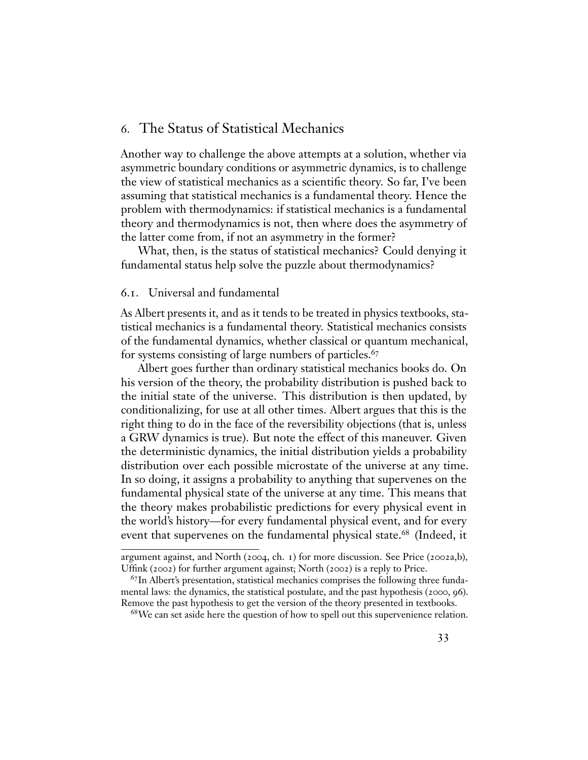## 6. The Status of Statistical Mechanics

Another way to challenge the above attempts at a solution, whether via asymmetric boundary conditions or asymmetric dynamics, is to challenge the view of statistical mechanics as a scientific theory. So far, I've been assuming that statistical mechanics is a fundamental theory. Hence the problem with thermodynamics: if statistical mechanics is a fundamental theory and thermodynamics is not, then where does the asymmetry of the latter come from, if not an asymmetry in the former?

What, then, is the status of statistical mechanics? Could denying it fundamental status help solve the puzzle about thermodynamics?

### 6.1. Universal and fundamental

As Albert presents it, and as it tends to be treated in physics textbooks, statistical mechanics is a fundamental theory. Statistical mechanics consists of the fundamental dynamics, whether classical or quantum mechanical, for systems consisting of large numbers of particles.[67]

Albert goes further than ordinary statistical mechanics books do. On his version of the theory, the probability distribution is pushed back to the initial state of the universe. This distribution is then updated, by conditionalizing, for use at all other times. Albert argues that this is the right thing to do in the face of the reversibility objections (that is, unless a GRW dynamics is true). But note the effect of this maneuver. Given the deterministic dynamics, the initial distribution yields a probability distribution over each possible microstate of the universe at any time. In so doing, it assigns a probability to anything that supervenes on the fundamental physical state of the universe at any time. This means that the theory makes probabilistic predictions for every physical event in the world's history—for every fundamental physical event, and for every event that supervenes on the fundamental physical state.[68] (Indeed, it

---

argument against, and North (2004, ch. 1) for more discussion. See Price (2002a,b), Uffink (2002) for further argument against; North (2002) is a reply to Price.

[67] In Albert's presentation, statistical mechanics comprises the following three fundamental laws: the dynamics, the statistical postulate, and the past hypothesis (2000, 96). Remove the past hypothesis to get the version of the theory presented in textbooks.

[68] We can set aside here the question of how to spell out this supervenience relation.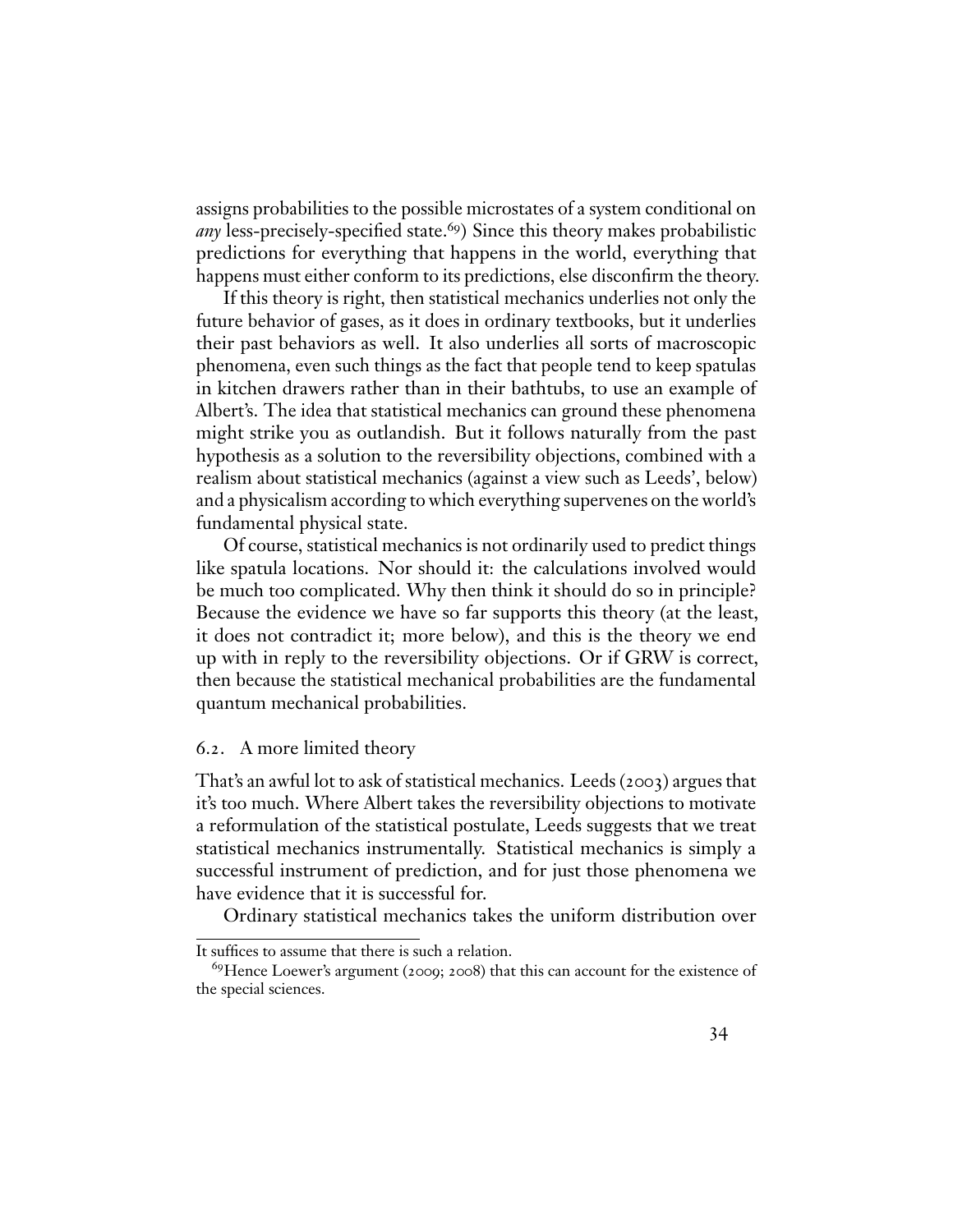assigns probabilities to the possible microstates of a system conditional on *any* less-precisely-specified state.[69]) Since this theory makes probabilistic predictions for everything that happens in the world, everything that happens must either conform to its predictions, else disconfirm the theory.

If this theory is right, then statistical mechanics underlies not only the future behavior of gases, as it does in ordinary textbooks, but it underlies their past behaviors as well. It also underlies all sorts of macroscopic phenomena, even such things as the fact that people tend to keep spatulas in kitchen drawers rather than in their bathtubs, to use an example of Albert's. The idea that statistical mechanics can ground these phenomena might strike you as outlandish. But it follows naturally from the past hypothesis as a solution to the reversibility objections, combined with a realism about statistical mechanics (against a view such as Leeds', below) and a physicalism according to which everything supervenes on the world's fundamental physical state.

Of course, statistical mechanics is not ordinarily used to predict things like spatula locations. Nor should it: the calculations involved would be much too complicated. Why then think it should do so in principle? Because the evidence we have so far supports this theory (at the least, it does not contradict it; more below), and this is the theory we end up with in reply to the reversibility objections. Or if GRW is correct, then because the statistical mechanical probabilities are the fundamental quantum mechanical probabilities.

### 6.2. A more limited theory

That's an awful lot to ask of statistical mechanics. Leeds (2003) argues that it's too much. Where Albert takes the reversibility objections to motivate a reformulation of the statistical postulate, Leeds suggests that we treat statistical mechanics instrumentally. Statistical mechanics is simply a successful instrument of prediction, and for just those phenomena we have evidence that it is successful for.

Ordinary statistical mechanics takes the uniform distribution over

---

It suffices to assume that there is such a relation.

[69] Hence Loewer's argument (2009; 2008) that this can account for the existence of the special sciences.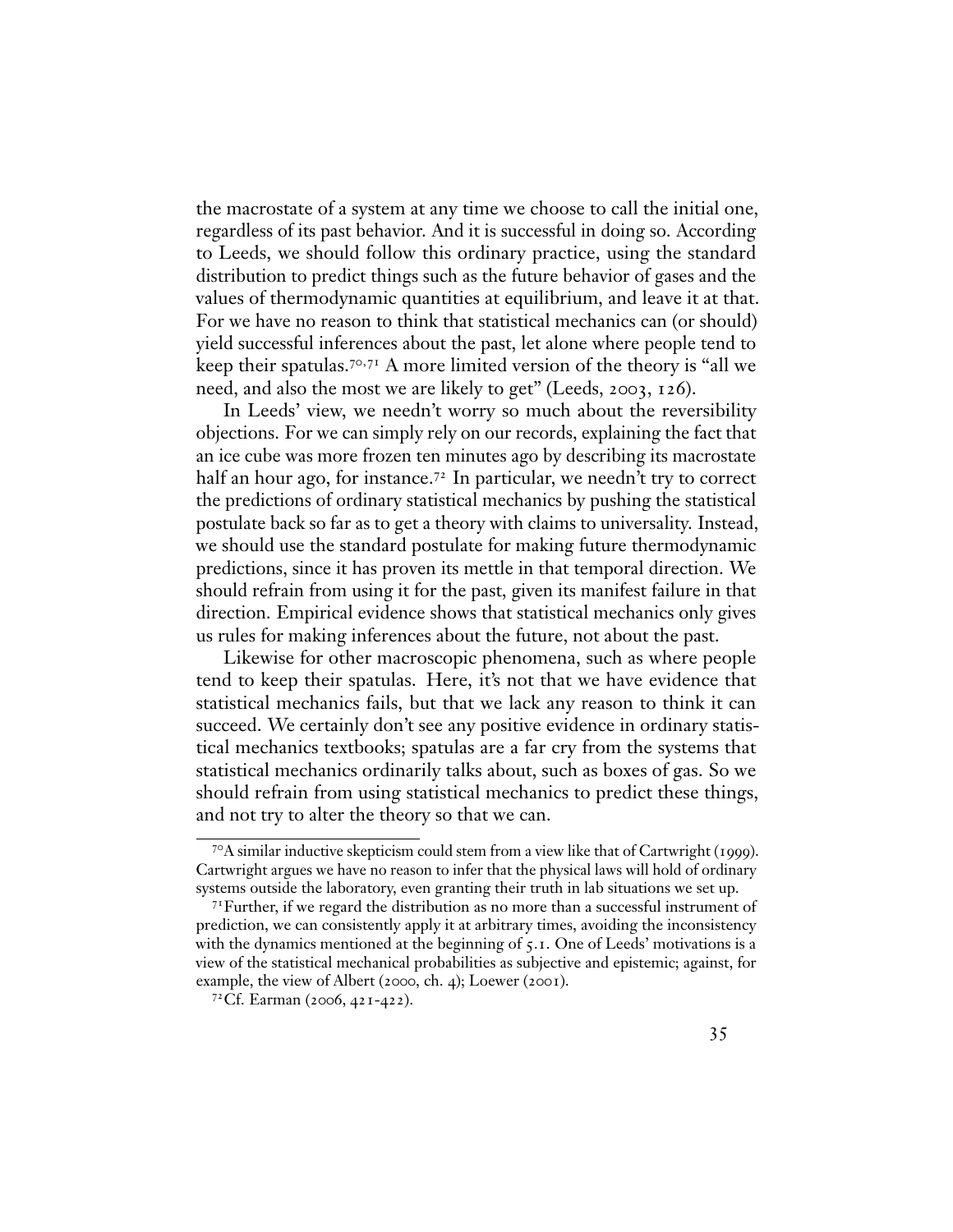the macrostate of a system at any time we choose to call the initial one, regardless of its past behavior. And it is successful in doing so. According to Leeds, we should follow this ordinary practice, using the standard distribution to predict things such as the future behavior of gases and the values of thermodynamic quantities at equilibrium, and leave it at that. For we have no reason to think that statistical mechanics can (or should) yield successful inferences about the past, let alone where people tend to keep their spatulas.[70,71] A more limited version of the theory is "all we need, and also the most we are likely to get" (Leeds, 2003, 126).

In Leeds' view, we needn't worry so much about the reversibility objections. For we can simply rely on our records, explaining the fact that an ice cube was more frozen ten minutes ago by describing its macrostate half an hour ago, for instance.[72] In particular, we needn't try to correct the predictions of ordinary statistical mechanics by pushing the statistical postulate back so far as to get a theory with claims to universality. Instead, we should use the standard postulate for making future thermodynamic predictions, since it has proven its mettle in that temporal direction. We should refrain from using it for the past, given its manifest failure in that direction. Empirical evidence shows that statistical mechanics only gives us rules for making inferences about the future, not about the past.

Likewise for other macroscopic phenomena, such as where people tend to keep their spatulas. Here, it's not that we have evidence that statistical mechanics fails, but that we lack any reason to think it can succeed. We certainly don't see any positive evidence in ordinary statistical mechanics textbooks; spatulas are a far cry from the systems that statistical mechanics ordinarily talks about, such as boxes of gas. So we should refrain from using statistical mechanics to predict these things, and not try to alter the theory so that we can.

---

[70] A similar inductive skepticism could stem from a view like that of Cartwright (1999). Cartwright argues we have no reason to infer that the physical laws will hold of ordinary systems outside the laboratory, even granting their truth in lab situations we set up.

[71] Further, if we regard the distribution as no more than a successful instrument of prediction, we can consistently apply it at arbitrary times, avoiding the inconsistency with the dynamics mentioned at the beginning of 5.1. One of Leeds' motivations is a view of the statistical mechanical probabilities as subjective and epistemic; against, for example, the view of Albert (2000, ch. 4); Loewer (2001).

[72] Cf. Earman (2006, 421-422).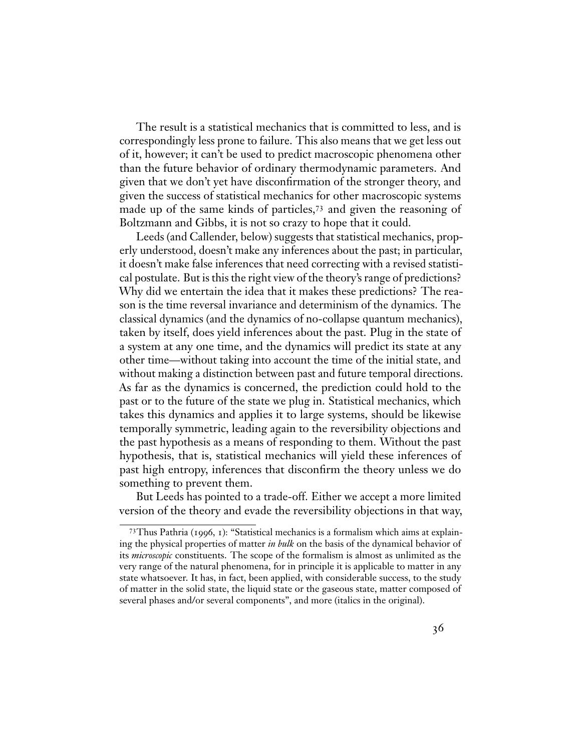The result is a statistical mechanics that is committed to less, and is correspondingly less prone to failure. This also means that we get less out of it, however; it can't be used to predict macroscopic phenomena other than the future behavior of ordinary thermodynamic parameters. And given that we don't yet have disconfirmation of the stronger theory, and given the success of statistical mechanics for other macroscopic systems made up of the same kinds of particles,[73] and given the reasoning of Boltzmann and Gibbs, it is not so crazy to hope that it could.

Leeds (and Callender, below) suggests that statistical mechanics, properly understood, doesn't make any inferences about the past; in particular, it doesn't make false inferences that need correcting with a revised statistical postulate. But is this the right view of the theory's range of predictions? Why did we entertain the idea that it makes these predictions? The reason is the time reversal invariance and determinism of the dynamics. The classical dynamics (and the dynamics of no-collapse quantum mechanics), taken by itself, does yield inferences about the past. Plug in the state of a system at any one time, and the dynamics will predict its state at any other time—without taking into account the time of the initial state, and without making a distinction between past and future temporal directions. As far as the dynamics is concerned, the prediction could hold to the past or to the future of the state we plug in. Statistical mechanics, which takes this dynamics and applies it to large systems, should be likewise temporally symmetric, leading again to the reversibility objections and the past hypothesis as a means of responding to them. Without the past hypothesis, that is, statistical mechanics will yield these inferences of past high entropy, inferences that disconfirm the theory unless we do something to prevent them.

But Leeds has pointed to a trade-off. Either we accept a more limited version of the theory and evade the reversibility objections in that way,

[73] Thus Pathria (1996, 1): "Statistical mechanics is a formalism which aims at explaining the physical properties of matter *in bulk* on the basis of the dynamical behavior of its *microscopic* constituents. The scope of the formalism is almost as unlimited as the very range of the natural phenomena, for in principle it is applicable to matter in any state whatsoever. It has, in fact, been applied, with considerable success, to the study of matter in the solid state, the liquid state or the gaseous state, matter composed of several phases and/or several components", and more (italics in the original).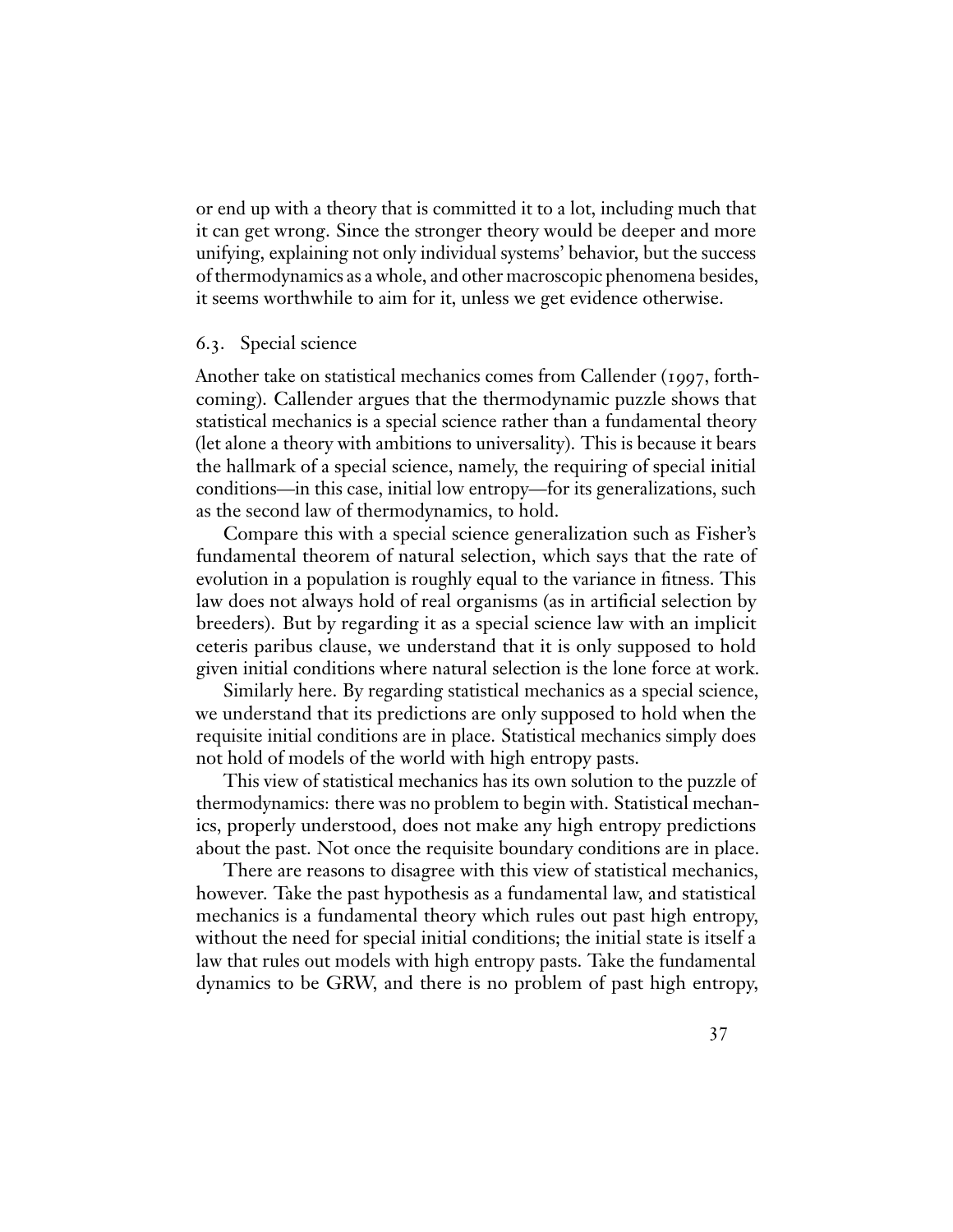or end up with a theory that is committed it to a lot, including much that it can get wrong. Since the stronger theory would be deeper and more unifying, explaining not only individual systems' behavior, but the success of thermodynamics as a whole, and other macroscopic phenomena besides, it seems worthwhile to aim for it, unless we get evidence otherwise.

### 6.3. Special science

Another take on statistical mechanics comes from Callender (1997, forthcoming). Callender argues that the thermodynamic puzzle shows that statistical mechanics is a special science rather than a fundamental theory (let alone a theory with ambitions to universality). This is because it bears the hallmark of a special science, namely, the requiring of special initial conditions—in this case, initial low entropy—for its generalizations, such as the second law of thermodynamics, to hold.

Compare this with a special science generalization such as Fisher's fundamental theorem of natural selection, which says that the rate of evolution in a population is roughly equal to the variance in fitness. This law does not always hold of real organisms (as in artificial selection by breeders). But by regarding it as a special science law with an implicit ceteris paribus clause, we understand that it is only supposed to hold given initial conditions where natural selection is the lone force at work.

Similarly here. By regarding statistical mechanics as a special science, we understand that its predictions are only supposed to hold when the requisite initial conditions are in place. Statistical mechanics simply does not hold of models of the world with high entropy pasts.

This view of statistical mechanics has its own solution to the puzzle of thermodynamics: there was no problem to begin with. Statistical mechanics, properly understood, does not make any high entropy predictions about the past. Not once the requisite boundary conditions are in place.

There are reasons to disagree with this view of statistical mechanics, however. Take the past hypothesis as a fundamental law, and statistical mechanics is a fundamental theory which rules out past high entropy, without the need for special initial conditions; the initial state is itself a law that rules out models with high entropy pasts. Take the fundamental dynamics to be GRW, and there is no problem of past high entropy,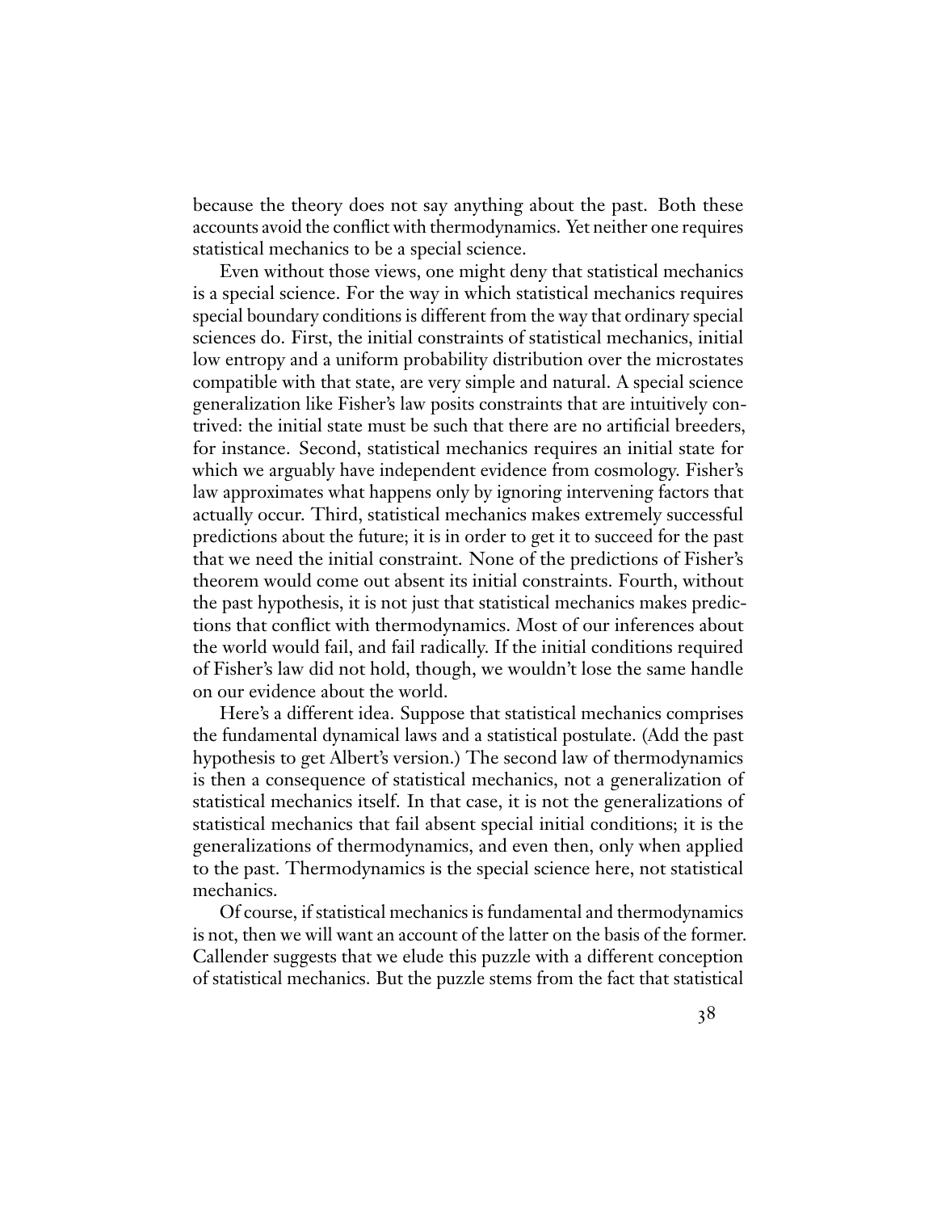because the theory does not say anything about the past. Both these accounts avoid the conflict with thermodynamics. Yet neither one requires statistical mechanics to be a special science.

Even without those views, one might deny that statistical mechanics is a special science. For the way in which statistical mechanics requires special boundary conditions is different from the way that ordinary special sciences do. First, the initial constraints of statistical mechanics, initial low entropy and a uniform probability distribution over the microstates compatible with that state, are very simple and natural. A special science generalization like Fisher's law posits constraints that are intuitively contrived: the initial state must be such that there are no artificial breeders, for instance. Second, statistical mechanics requires an initial state for which we arguably have independent evidence from cosmology. Fisher's law approximates what happens only by ignoring intervening factors that actually occur. Third, statistical mechanics makes extremely successful predictions about the future; it is in order to get it to succeed for the past that we need the initial constraint. None of the predictions of Fisher's theorem would come out absent its initial constraints. Fourth, without the past hypothesis, it is not just that statistical mechanics makes predictions that conflict with thermodynamics. Most of our inferences about the world would fail, and fail radically. If the initial conditions required of Fisher's law did not hold, though, we wouldn't lose the same handle on our evidence about the world.

Here's a different idea. Suppose that statistical mechanics comprises the fundamental dynamical laws and a statistical postulate. (Add the past hypothesis to get Albert's version.) The second law of thermodynamics is then a consequence of statistical mechanics, not a generalization of statistical mechanics itself. In that case, it is not the generalizations of statistical mechanics that fail absent special initial conditions; it is the generalizations of thermodynamics, and even then, only when applied to the past. Thermodynamics is the special science here, not statistical mechanics.

Of course, if statistical mechanics is fundamental and thermodynamics is not, then we will want an account of the latter on the basis of the former. Callender suggests that we elude this puzzle with a different conception of statistical mechanics. But the puzzle stems from the fact that statistical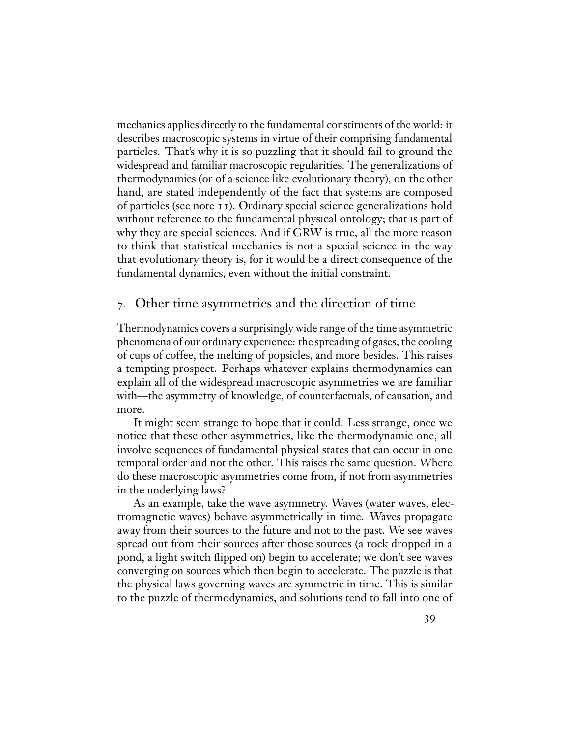mechanics applies directly to the fundamental constituents of the world: it describes macroscopic systems in virtue of their comprising fundamental particles. That's why it is so puzzling that it should fail to ground the widespread and familiar macroscopic regularities. The generalizations of thermodynamics (or of a science like evolutionary theory), on the other hand, are stated independently of the fact that systems are composed of particles (see note 11). Ordinary special science generalizations hold without reference to the fundamental physical ontology; that is part of why they are special sciences. And if GRW is true, all the more reason to think that statistical mechanics is not a special science in the way that evolutionary theory is, for it would be a direct consequence of the fundamental dynamics, even without the initial constraint.

## 7. Other time asymmetries and the direction of time

Thermodynamics covers a surprisingly wide range of the time asymmetric phenomena of our ordinary experience: the spreading of gases, the cooling of cups of coffee, the melting of popsicles, and more besides. This raises a tempting prospect. Perhaps whatever explains thermodynamics can explain all of the widespread macroscopic asymmetries we are familiar with—the asymmetry of knowledge, of counterfactuals, of causation, and more.

It might seem strange to hope that it could. Less strange, once we notice that these other asymmetries, like the thermodynamic one, all involve sequences of fundamental physical states that can occur in one temporal order and not the other. This raises the same question. Where do these macroscopic asymmetries come from, if not from asymmetries in the underlying laws?

As an example, take the wave asymmetry. Waves (water waves, electromagnetic waves) behave asymmetrically in time. Waves propagate away from their sources to the future and not to the past. We see waves spread out from their sources after those sources (a rock dropped in a pond, a light switch flipped on) begin to accelerate; we don't see waves converging on sources which then begin to accelerate. The puzzle is that the physical laws governing waves are symmetric in time. This is similar to the puzzle of thermodynamics, and solutions tend to fall into one of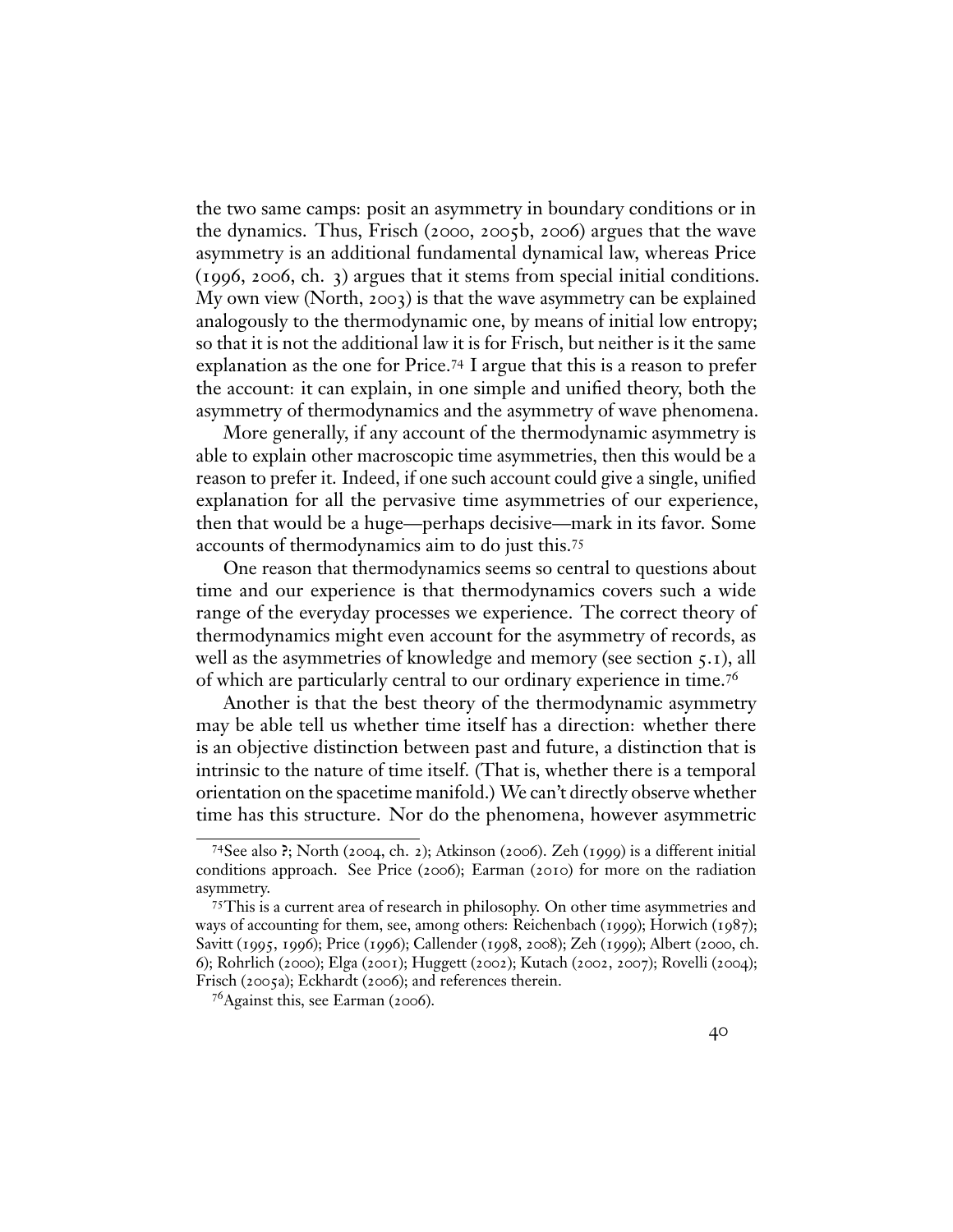the two same camps: posit an asymmetry in boundary conditions or in the dynamics. Thus, Frisch (2000, 2005b, 2006) argues that the wave asymmetry is an additional fundamental dynamical law, whereas Price (1996, 2006, ch. 3) argues that it stems from special initial conditions. My own view (North, 2003) is that the wave asymmetry can be explained analogously to the thermodynamic one, by means of initial low entropy; so that it is not the additional law it is for Frisch, but neither is it the same explanation as the one for Price.[74] I argue that this is a reason to prefer the account: it can explain, in one simple and unified theory, both the asymmetry of thermodynamics and the asymmetry of wave phenomena.

More generally, if any account of the thermodynamic asymmetry is able to explain other macroscopic time asymmetries, then this would be a reason to prefer it. Indeed, if one such account could give a single, unified explanation for all the pervasive time asymmetries of our experience, then that would be a huge—perhaps decisive—mark in its favor. Some accounts of thermodynamics aim to do just this.[75]

One reason that thermodynamics seems so central to questions about time and our experience is that thermodynamics covers such a wide range of the everyday processes we experience. The correct theory of thermodynamics might even account for the asymmetry of records, as well as the asymmetries of knowledge and memory (see section 5.1), all of which are particularly central to our ordinary experience in time.[76]

Another is that the best theory of the thermodynamic asymmetry may be able tell us whether time itself has a direction: whether there is an objective distinction between past and future, a distinction that is intrinsic to the nature of time itself. (That is, whether there is a temporal orientation on the spacetime manifold.) We can't directly observe whether time has this structure. Nor do the phenomena, however asymmetric

---

[74] See also **?**; North (2004, ch. 2); Atkinson (2006). Zeh (1999) is a different initial conditions approach. See Price (2006); Earman (2010) for more on the radiation asymmetry.

[75] This is a current area of research in philosophy. On other time asymmetries and ways of accounting for them, see, among others: Reichenbach (1999); Horwich (1987); Savitt (1995, 1996); Price (1996); Callender (1998, 2008); Zeh (1999); Albert (2000, ch. 6); Rohrlich (2000); Elga (2001); Huggett (2002); Kutach (2002, 2007); Rovelli (2004); Frisch (2005a); Eckhardt (2006); and references therein.

[76] Against this, see Earman (2006).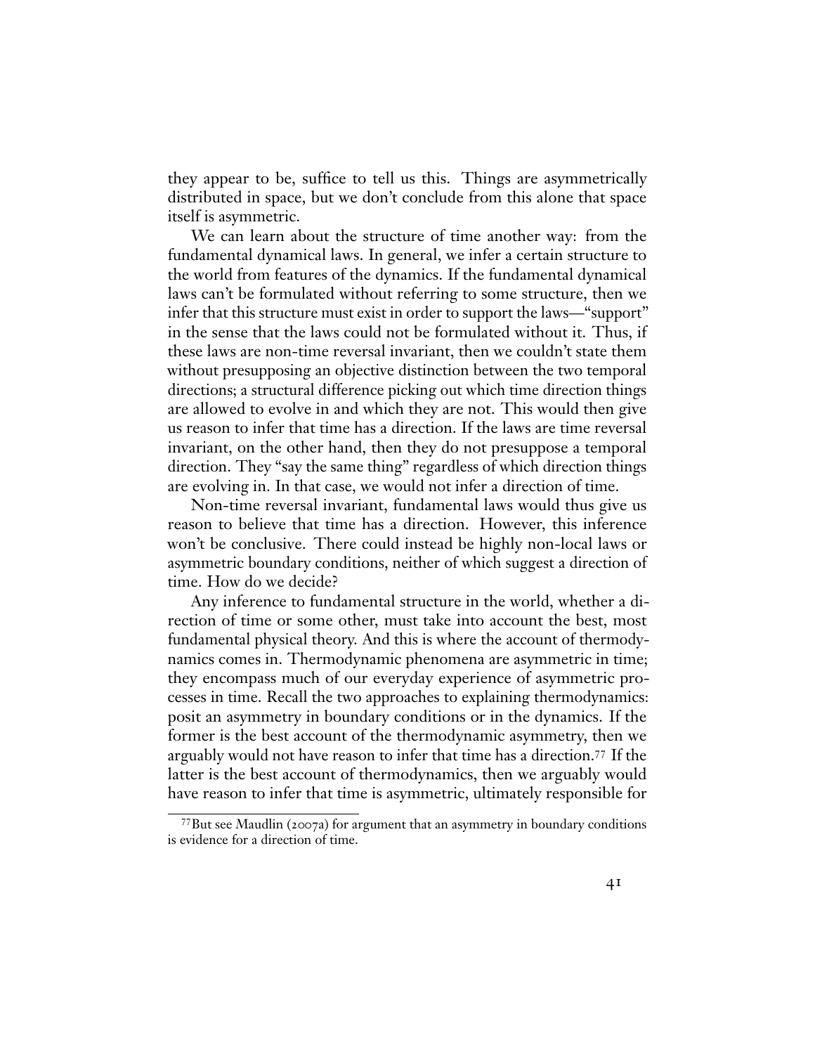they appear to be, suffice to tell us this. Things are asymmetrically distributed in space, but we don't conclude from this alone that space itself is asymmetric.

We can learn about the structure of time another way: from the fundamental dynamical laws. In general, we infer a certain structure to the world from features of the dynamics. If the fundamental dynamical laws can't be formulated without referring to some structure, then we infer that this structure must exist in order to support the laws—"support" in the sense that the laws could not be formulated without it. Thus, if these laws are non-time reversal invariant, then we couldn't state them without presupposing an objective distinction between the two temporal directions; a structural difference picking out which time direction things are allowed to evolve in and which they are not. This would then give us reason to infer that time has a direction. If the laws are time reversal invariant, on the other hand, then they do not presuppose a temporal direction. They "say the same thing" regardless of which direction things are evolving in. In that case, we would not infer a direction of time.

Non-time reversal invariant, fundamental laws would thus give us reason to believe that time has a direction. However, this inference won't be conclusive. There could instead be highly non-local laws or asymmetric boundary conditions, neither of which suggest a direction of time. How do we decide?

Any inference to fundamental structure in the world, whether a direction of time or some other, must take into account the best, most fundamental physical theory. And this is where the account of thermodynamics comes in. Thermodynamic phenomena are asymmetric in time; they encompass much of our everyday experience of asymmetric processes in time. Recall the two approaches to explaining thermodynamics: posit an asymmetry in boundary conditions or in the dynamics. If the former is the best account of the thermodynamic asymmetry, then we arguably would not have reason to infer that time has a direction.[77] If the latter is the best account of thermodynamics, then we arguably would have reason to infer that time is asymmetric, ultimately responsible for

[77] But see Maudlin (2007a) for argument that an asymmetry in boundary conditions is evidence for a direction of time.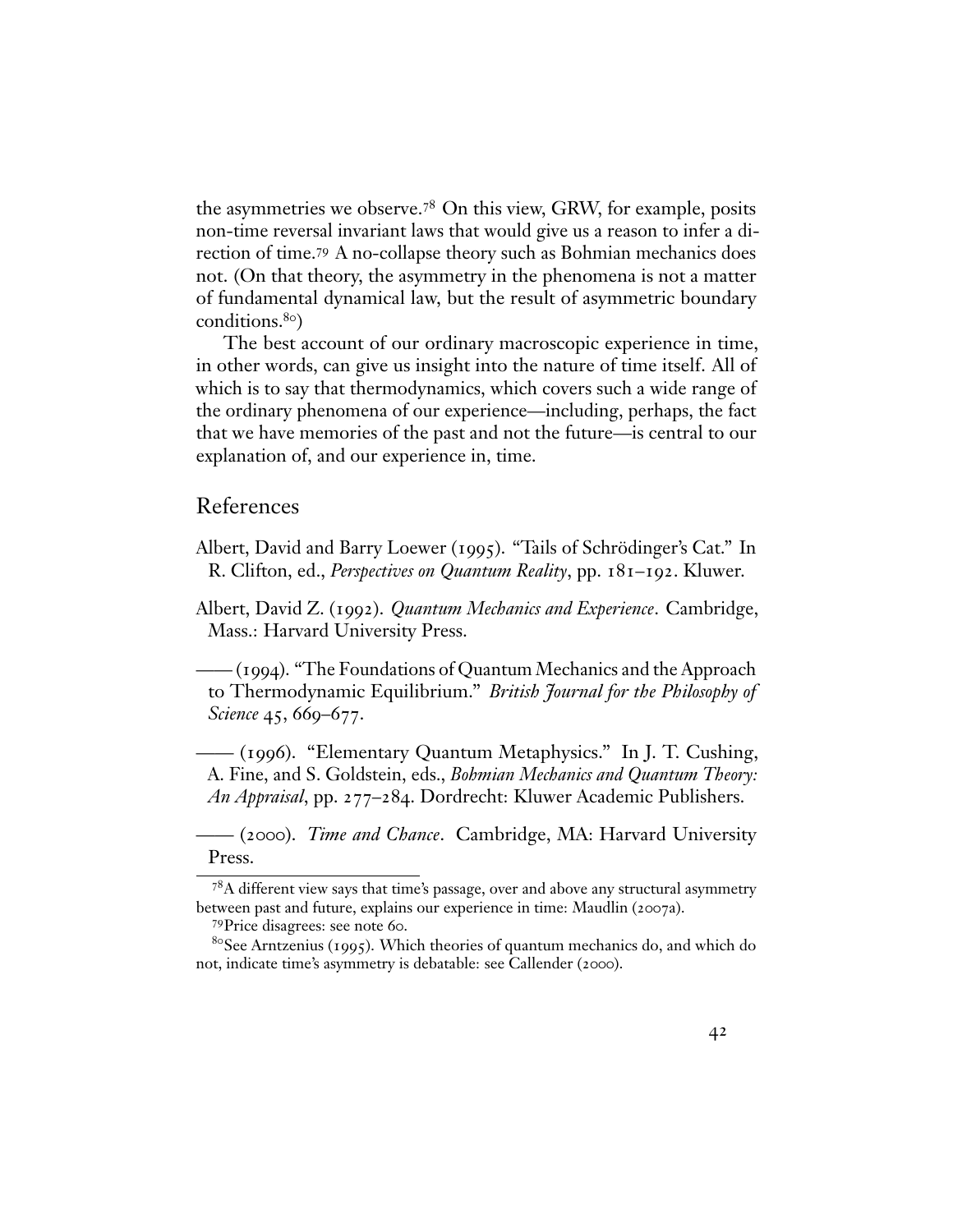the asymmetries we observe.[78] On this view, GRW, for example, posits non-time reversal invariant laws that would give us a reason to infer a direction of time.[79] A no-collapse theory such as Bohmian mechanics does not. (On that theory, the asymmetry in the phenomena is not a matter of fundamental dynamical law, but the result of asymmetric boundary conditions.[80])

The best account of our ordinary macroscopic experience in time, in other words, can give us insight into the nature of time itself. All of which is to say that thermodynamics, which covers such a wide range of the ordinary phenomena of our experience—including, perhaps, the fact that we have memories of the past and not the future—is central to our explanation of, and our experience in, time.

## References

Albert, David and Barry Loewer (1995). "Tails of Schrödinger's Cat." In R. Clifton, ed., *Perspectives on Quantum Reality*, pp. 181–192. Kluwer.

Albert, David Z. (1992). *Quantum Mechanics and Experience*. Cambridge, Mass.: Harvard University Press.

—— (1994). "The Foundations of Quantum Mechanics and the Approach to Thermodynamic Equilibrium." *British Journal for the Philosophy of Science* 45, 669–677.

—— (1996). "Elementary Quantum Metaphysics." In J. T. Cushing, A. Fine, and S. Goldstein, eds., *Bohmian Mechanics and Quantum Theory: An Appraisal*, pp. 277–284. Dordrecht: Kluwer Academic Publishers.

—— (2000). *Time and Chance*. Cambridge, MA: Harvard University Press.

[78] A different view says that time's passage, over and above any structural asymmetry between past and future, explains our experience in time: Maudlin (2007a).

[79] Price disagrees: see note 60.

[80] See Arntzenius (1995). Which theories of quantum mechanics do, and which do not, indicate time's asymmetry is debatable: see Callender (2000).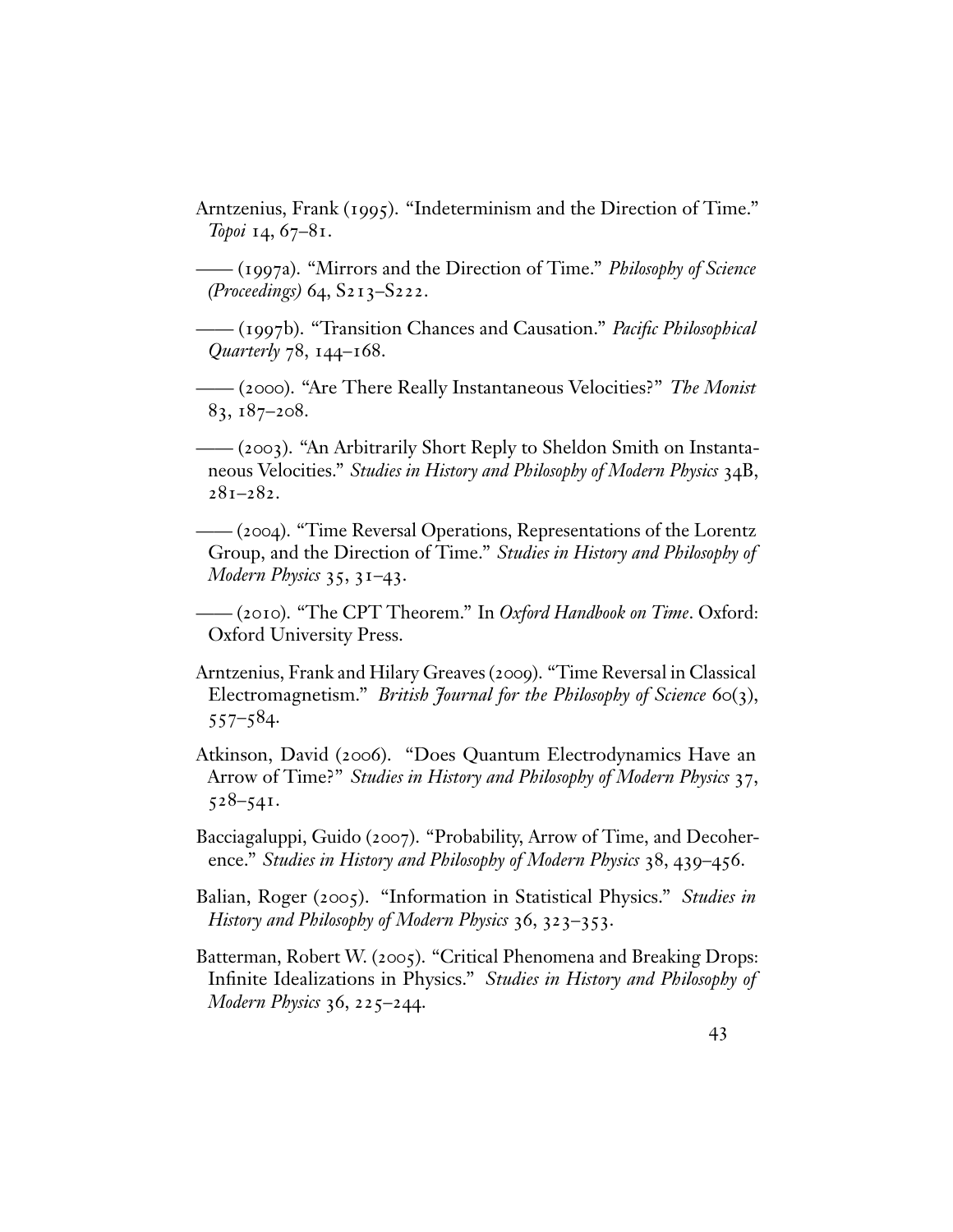Arntzenius, Frank (1995). "Indeterminism and the Direction of Time." *Topoi* 14, 67–81.

—— (1997a). "Mirrors and the Direction of Time." *Philosophy of Science (Proceedings)* 64, S213–S222.

—— (1997b). "Transition Chances and Causation." *Pacific Philosophical Quarterly* 78, 144–168.

—— (2000). "Are There Really Instantaneous Velocities?" *The Monist* 83, 187–208.

—— (2003). "An Arbitrarily Short Reply to Sheldon Smith on Instantaneous Velocities." *Studies in History and Philosophy of Modern Physics* 34B, 281–282.

—— (2004). "Time Reversal Operations, Representations of the Lorentz Group, and the Direction of Time." *Studies in History and Philosophy of Modern Physics* 35, 31–43.

—— (2010). "The CPT Theorem." In *Oxford Handbook on Time*. Oxford: Oxford University Press.

Arntzenius, Frank and Hilary Greaves (2009). "Time Reversal in Classical Electromagnetism." *British Journal for the Philosophy of Science* 60(3), 557–584.

Atkinson, David (2006). "Does Quantum Electrodynamics Have an Arrow of Time?" *Studies in History and Philosophy of Modern Physics* 37, 528–541.

Bacciagaluppi, Guido (2007). "Probability, Arrow of Time, and Decoherence." *Studies in History and Philosophy of Modern Physics* 38, 439–456.

Balian, Roger (2005). "Information in Statistical Physics." *Studies in History and Philosophy of Modern Physics* 36, 323–353.

Batterman, Robert W. (2005). "Critical Phenomena and Breaking Drops: Infinite Idealizations in Physics." *Studies in History and Philosophy of Modern Physics* 36, 225–244.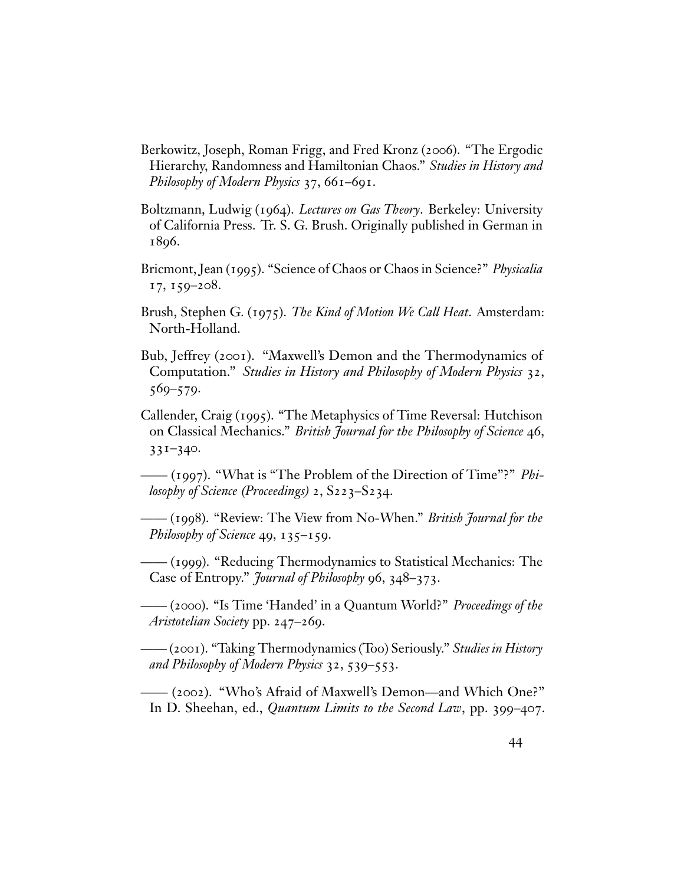Berkowitz, Joseph, Roman Frigg, and Fred Kronz (2006). "The Ergodic Hierarchy, Randomness and Hamiltonian Chaos." *Studies in History and Philosophy of Modern Physics* 37, 661–691.

Boltzmann, Ludwig (1964). *Lectures on Gas Theory*. Berkeley: University of California Press. Tr. S. G. Brush. Originally published in German in 1896.

Bricmont, Jean (1995). "Science of Chaos or Chaos in Science?" *Physicalia* 17, 159–208.

Brush, Stephen G. (1975). *The Kind of Motion We Call Heat*. Amsterdam: North-Holland.

Bub, Jeffrey (2001). "Maxwell's Demon and the Thermodynamics of Computation." *Studies in History and Philosophy of Modern Physics* 32, 569–579.

Callender, Craig (1995). "The Metaphysics of Time Reversal: Hutchison on Classical Mechanics." *British Journal for the Philosophy of Science* 46, 331–340.

—— (1997). "What is "The Problem of the Direction of Time"?" *Philosophy of Science (Proceedings)* 2, S223–S234.

—— (1998). "Review: The View from No-When." *British Journal for the Philosophy of Science* 49, 135–159.

—— (1999). "Reducing Thermodynamics to Statistical Mechanics: The Case of Entropy." *Journal of Philosophy* 96, 348–373.

—— (2000). "Is Time 'Handed' in a Quantum World?" *Proceedings of the Aristotelian Society* pp. 247–269.

—— (2001). "Taking Thermodynamics (Too) Seriously." *Studies in History and Philosophy of Modern Physics* 32, 539–553.

—— (2002). "Who's Afraid of Maxwell's Demon—and Which One?" In D. Sheehan, ed., *Quantum Limits to the Second Law*, pp. 399–407.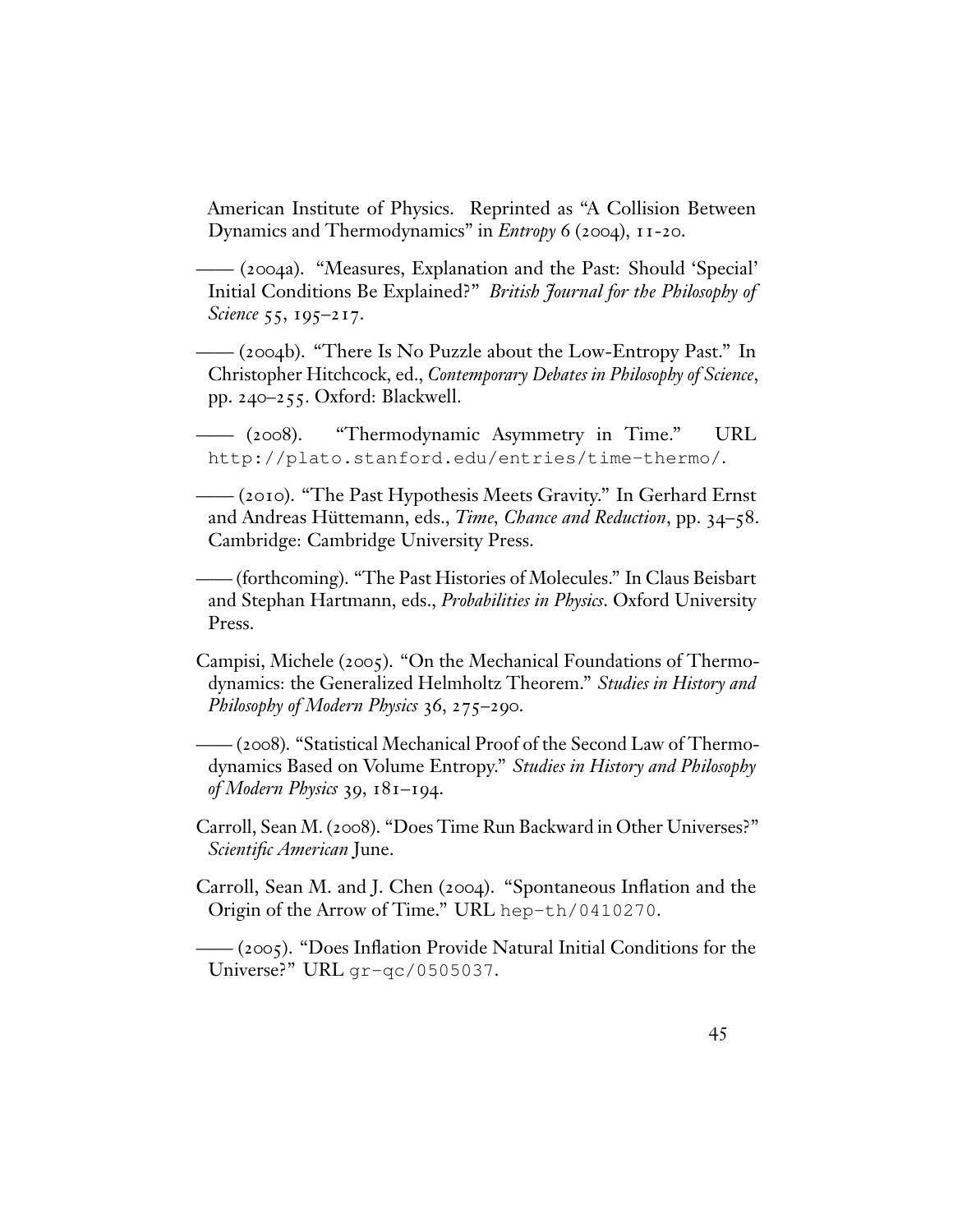American Institute of Physics. Reprinted as "A Collision Between Dynamics and Thermodynamics" in *Entropy* 6 (2004), 11-20.

—— (2004a). "Measures, Explanation and the Past: Should 'Special' Initial Conditions Be Explained?" *British Journal for the Philosophy of Science* 55, 195–217.

—— (2004b). "There Is No Puzzle about the Low-Entropy Past." In Christopher Hitchcock, ed., *Contemporary Debates in Philosophy of Science*, pp. 240–255. Oxford: Blackwell.

—— (2008). "Thermodynamic Asymmetry in Time." URL `http://plato.stanford.edu/entries/time-thermo/`.

—— (2010). "The Past Hypothesis Meets Gravity." In Gerhard Ernst and Andreas Hüttemann, eds., *Time, Chance and Reduction*, pp. 34–58. Cambridge: Cambridge University Press.

—— (forthcoming). "The Past Histories of Molecules." In Claus Beisbart and Stephan Hartmann, eds., *Probabilities in Physics*. Oxford University Press.

Campisi, Michele (2005). "On the Mechanical Foundations of Thermodynamics: the Generalized Helmholtz Theorem." *Studies in History and Philosophy of Modern Physics* 36, 275–290.

—— (2008). "Statistical Mechanical Proof of the Second Law of Thermodynamics Based on Volume Entropy." *Studies in History and Philosophy of Modern Physics* 39, 181–194.

Carroll, Sean M. (2008). "Does Time Run Backward in Other Universes?" *Scientific American* June.

Carroll, Sean M. and J. Chen (2004). "Spontaneous Inflation and the Origin of the Arrow of Time." URL `hep-th/0410270`.

—— (2005). "Does Inflation Provide Natural Initial Conditions for the Universe?" URL `gr-qc/0505037`.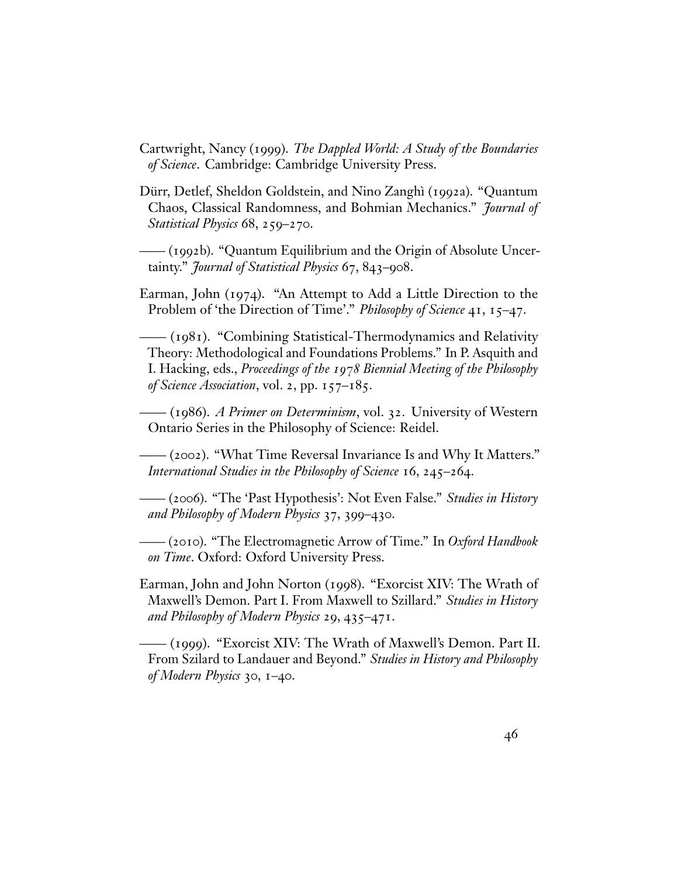Cartwright, Nancy (1999). *The Dappled World: A Study of the Boundaries of Science*. Cambridge: Cambridge University Press.

Dürr, Detlef, Sheldon Goldstein, and Nino Zanghì (1992a). "Quantum Chaos, Classical Randomness, and Bohmian Mechanics." *Journal of Statistical Physics* 68, 259–270.

—— (1992b). "Quantum Equilibrium and the Origin of Absolute Uncertainty." *Journal of Statistical Physics* 67, 843–908.

Earman, John (1974). "An Attempt to Add a Little Direction to the Problem of 'the Direction of Time'." *Philosophy of Science* 41, 15–47.

—— (1981). "Combining Statistical-Thermodynamics and Relativity Theory: Methodological and Foundations Problems." In P. Asquith and I. Hacking, eds., *Proceedings of the 1978 Biennial Meeting of the Philosophy of Science Association*, vol. 2, pp. 157–185.

—— (1986). *A Primer on Determinism*, vol. 32. University of Western Ontario Series in the Philosophy of Science: Reidel.

—— (2002). "What Time Reversal Invariance Is and Why It Matters." *International Studies in the Philosophy of Science* 16, 245–264.

—— (2006). "The 'Past Hypothesis': Not Even False." *Studies in History and Philosophy of Modern Physics* 37, 399–430.

—— (2010). "The Electromagnetic Arrow of Time." In *Oxford Handbook on Time*. Oxford: Oxford University Press.

Earman, John and John Norton (1998). "Exorcist XIV: The Wrath of Maxwell's Demon. Part I. From Maxwell to Szillard." *Studies in History and Philosophy of Modern Physics* 29, 435–471.

—— (1999). "Exorcist XIV: The Wrath of Maxwell's Demon. Part II. From Szilard to Landauer and Beyond." *Studies in History and Philosophy of Modern Physics* 30, 1–40.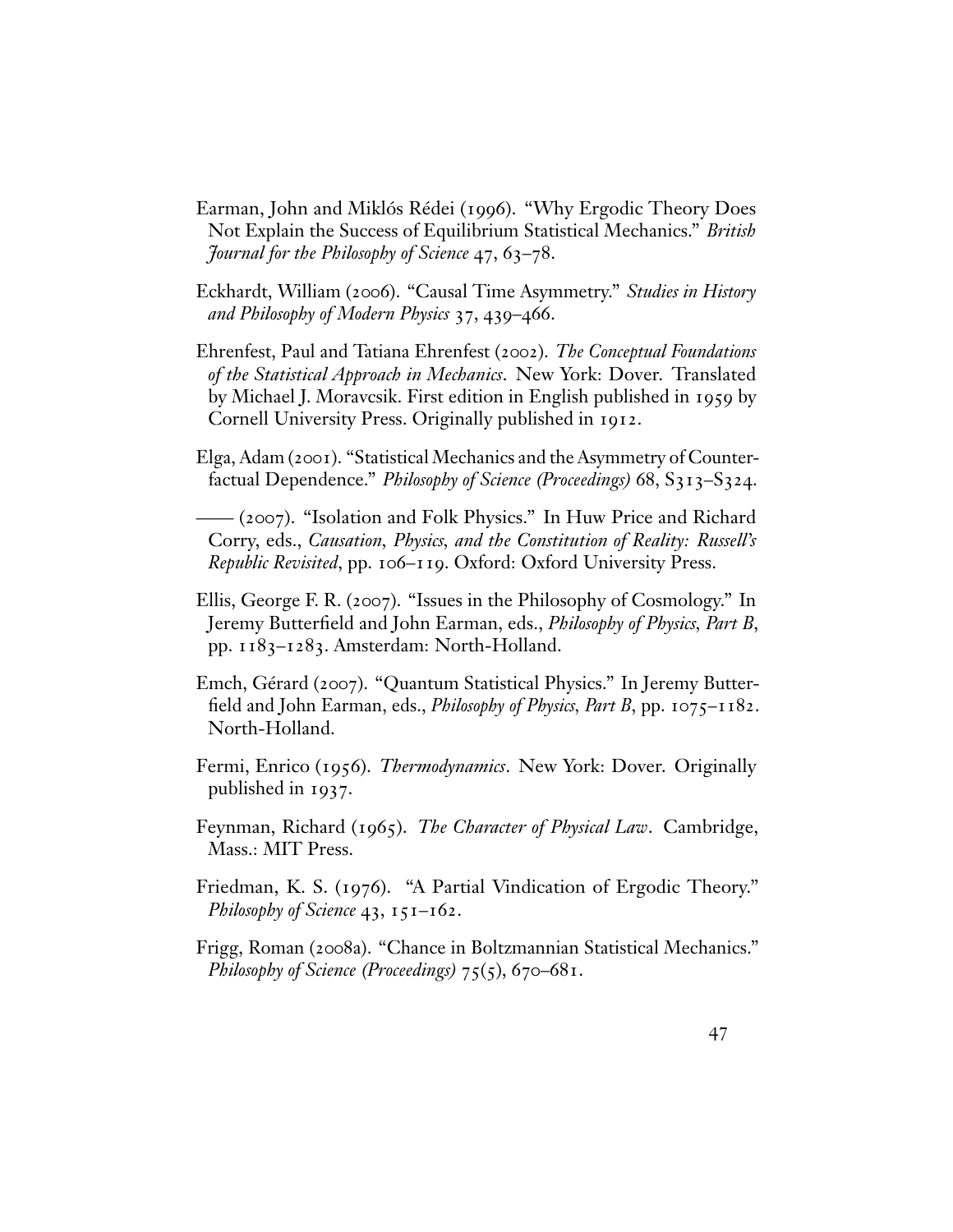Earman, John and Miklós Rédei (1996). "Why Ergodic Theory Does Not Explain the Success of Equilibrium Statistical Mechanics." *British Journal for the Philosophy of Science* 47, 63–78.

Eckhardt, William (2006). "Causal Time Asymmetry." *Studies in History and Philosophy of Modern Physics* 37, 439–466.

Ehrenfest, Paul and Tatiana Ehrenfest (2002). *The Conceptual Foundations of the Statistical Approach in Mechanics*. New York: Dover. Translated by Michael J. Moravcsik. First edition in English published in 1959 by Cornell University Press. Originally published in 1912.

Elga, Adam (2001). "Statistical Mechanics and the Asymmetry of Counterfactual Dependence." *Philosophy of Science (Proceedings)* 68, S313–S324.

—— (2007). "Isolation and Folk Physics." In Huw Price and Richard Corry, eds., *Causation, Physics, and the Constitution of Reality: Russell's Republic Revisited*, pp. 106–119. Oxford: Oxford University Press.

Ellis, George F. R. (2007). "Issues in the Philosophy of Cosmology." In Jeremy Butterfield and John Earman, eds., *Philosophy of Physics, Part B*, pp. 1183–1283. Amsterdam: North-Holland.

Emch, Gérard (2007). "Quantum Statistical Physics." In Jeremy Butterfield and John Earman, eds., *Philosophy of Physics, Part B*, pp. 1075–1182. North-Holland.

Fermi, Enrico (1956). *Thermodynamics*. New York: Dover. Originally published in 1937.

Feynman, Richard (1965). *The Character of Physical Law*. Cambridge, Mass.: MIT Press.

Friedman, K. S. (1976). "A Partial Vindication of Ergodic Theory." *Philosophy of Science* 43, 151–162.

Frigg, Roman (2008a). "Chance in Boltzmannian Statistical Mechanics." *Philosophy of Science (Proceedings)* 75(5), 670–681.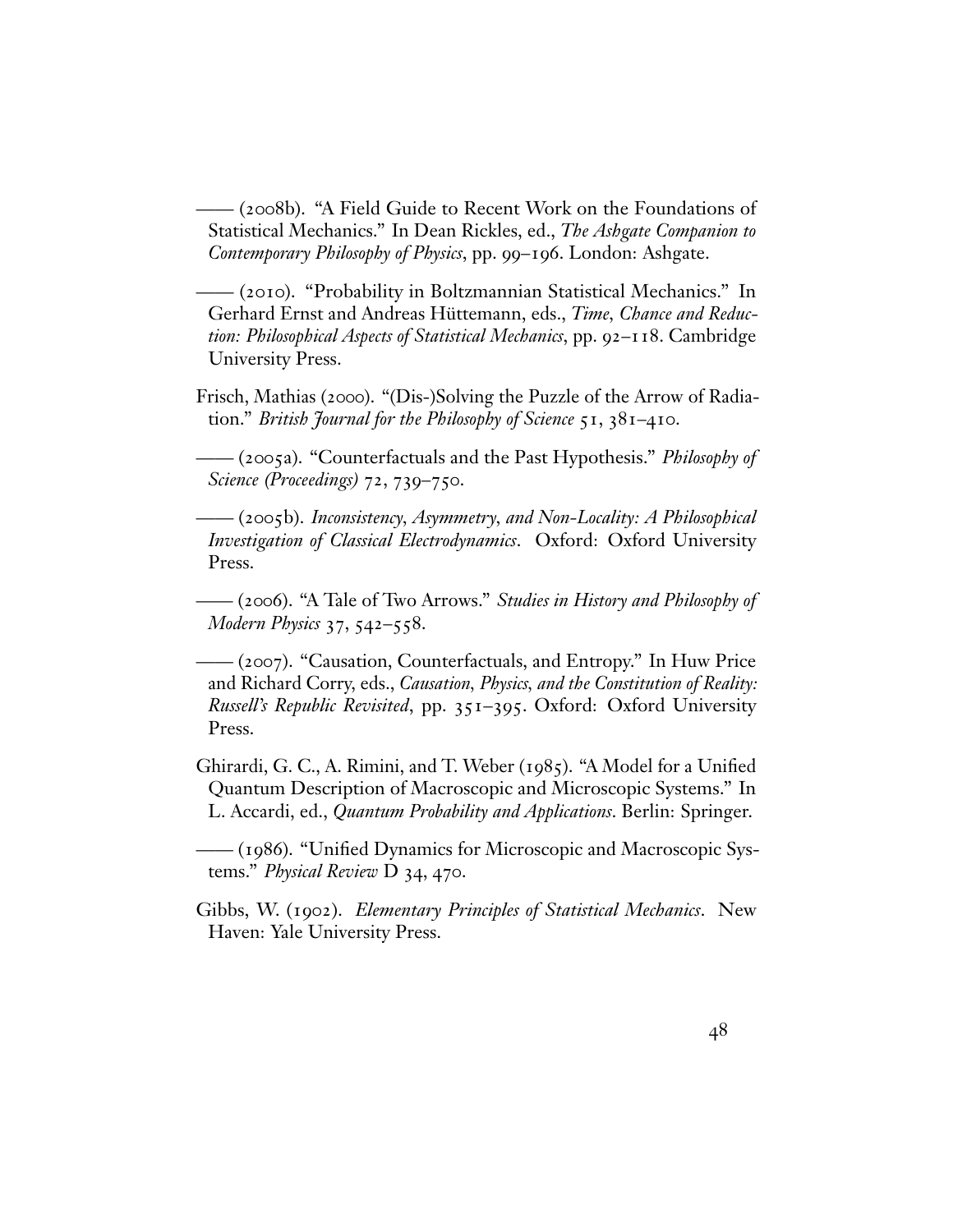—— (2008b). "A Field Guide to Recent Work on the Foundations of Statistical Mechanics." In Dean Rickles, ed., *The Ashgate Companion to Contemporary Philosophy of Physics*, pp. 99–196. London: Ashgate.

—— (2010). "Probability in Boltzmannian Statistical Mechanics." In Gerhard Ernst and Andreas Hüttemann, eds., *Time, Chance and Reduction: Philosophical Aspects of Statistical Mechanics*, pp. 92–118. Cambridge University Press.

Frisch, Mathias (2000). "(Dis-)Solving the Puzzle of the Arrow of Radiation." *British Journal for the Philosophy of Science* 51, 381–410.

—— (2005a). "Counterfactuals and the Past Hypothesis." *Philosophy of Science (Proceedings)* 72, 739–750.

—— (2005b). *Inconsistency, Asymmetry, and Non-Locality: A Philosophical Investigation of Classical Electrodynamics*. Oxford: Oxford University Press.

—— (2006). "A Tale of Two Arrows." *Studies in History and Philosophy of Modern Physics* 37, 542–558.

—— (2007). "Causation, Counterfactuals, and Entropy." In Huw Price and Richard Corry, eds., *Causation, Physics, and the Constitution of Reality: Russell's Republic Revisited*, pp. 351–395. Oxford: Oxford University Press.

Ghirardi, G. C., A. Rimini, and T. Weber (1985). "A Model for a Unified Quantum Description of Macroscopic and Microscopic Systems." In L. Accardi, ed., *Quantum Probability and Applications*. Berlin: Springer.

—— (1986). "Unified Dynamics for Microscopic and Macroscopic Systems." *Physical Review* D 34, 470.

Gibbs, W. (1902). *Elementary Principles of Statistical Mechanics*. New Haven: Yale University Press.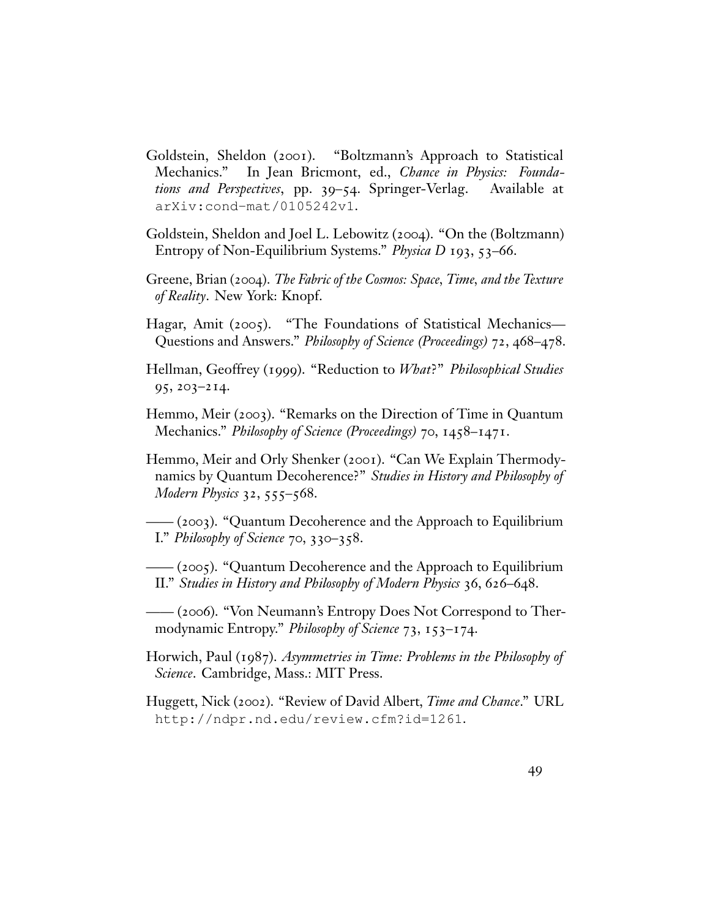Goldstein, Sheldon (2001). "Boltzmann's Approach to Statistical Mechanics." In Jean Bricmont, ed., *Chance in Physics: Foundations and Perspectives*, pp. 39–54. Springer-Verlag. Available at `arXiv:cond-mat/0105242v1`.

Goldstein, Sheldon and Joel L. Lebowitz (2004). "On the (Boltzmann) Entropy of Non-Equilibrium Systems." *Physica D* 193, 53–66.

Greene, Brian (2004). *The Fabric of the Cosmos: Space, Time, and the Texture of Reality*. New York: Knopf.

Hagar, Amit (2005). "The Foundations of Statistical Mechanics—Questions and Answers." *Philosophy of Science (Proceedings)* 72, 468–478.

Hellman, Geoffrey (1999). "Reduction to *What*?" *Philosophical Studies* 95, 203–214.

Hemmo, Meir (2003). "Remarks on the Direction of Time in Quantum Mechanics." *Philosophy of Science (Proceedings)* 70, 1458–1471.

Hemmo, Meir and Orly Shenker (2001). "Can We Explain Thermodynamics by Quantum Decoherence?" *Studies in History and Philosophy of Modern Physics* 32, 555–568.

—— (2003). "Quantum Decoherence and the Approach to Equilibrium I." *Philosophy of Science* 70, 330–358.

—— (2005). "Quantum Decoherence and the Approach to Equilibrium II." *Studies in History and Philosophy of Modern Physics* 36, 626–648.

—— (2006). "Von Neumann's Entropy Does Not Correspond to Thermodynamic Entropy." *Philosophy of Science* 73, 153–174.

Horwich, Paul (1987). *Asymmetries in Time: Problems in the Philosophy of Science*. Cambridge, Mass.: MIT Press.

Huggett, Nick (2002). "Review of David Albert, *Time and Chance*." URL `http://ndpr.nd.edu/review.cfm?id=1261`.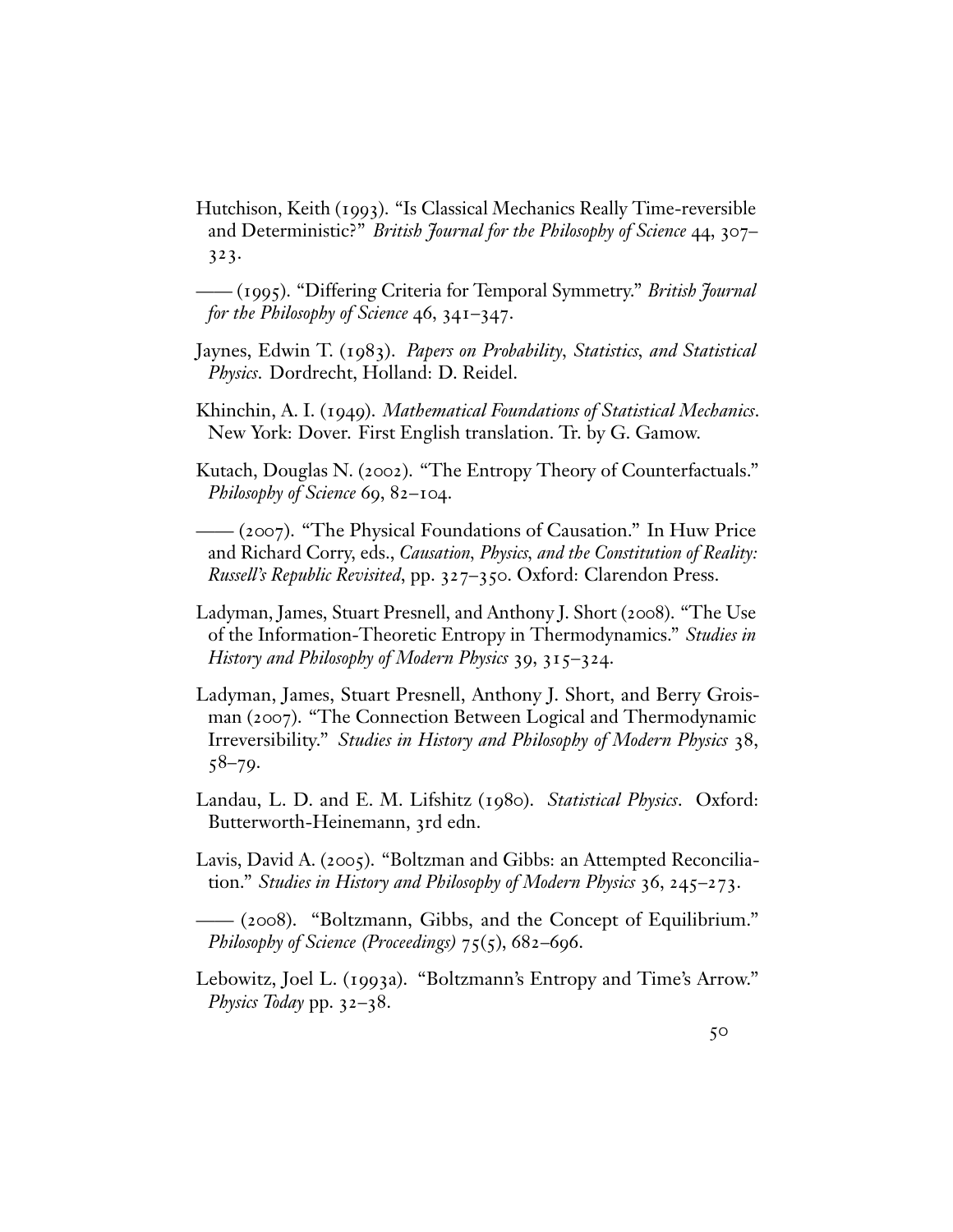Hutchison, Keith (1993). "Is Classical Mechanics Really Time-reversible and Deterministic?" *British Journal for the Philosophy of Science* 44, 307–323.

—— (1995). "Differing Criteria for Temporal Symmetry." *British Journal for the Philosophy of Science* 46, 341–347.

Jaynes, Edwin T. (1983). *Papers on Probability, Statistics, and Statistical Physics*. Dordrecht, Holland: D. Reidel.

Khinchin, A. I. (1949). *Mathematical Foundations of Statistical Mechanics*. New York: Dover. First English translation. Tr. by G. Gamow.

Kutach, Douglas N. (2002). "The Entropy Theory of Counterfactuals." *Philosophy of Science* 69, 82–104.

—— (2007). "The Physical Foundations of Causation." In Huw Price and Richard Corry, eds., *Causation, Physics, and the Constitution of Reality: Russell's Republic Revisited*, pp. 327–350. Oxford: Clarendon Press.

Ladyman, James, Stuart Presnell, and Anthony J. Short (2008). "The Use of the Information-Theoretic Entropy in Thermodynamics." *Studies in History and Philosophy of Modern Physics* 39, 315–324.

Ladyman, James, Stuart Presnell, Anthony J. Short, and Berry Groisman (2007). "The Connection Between Logical and Thermodynamic Irreversibility." *Studies in History and Philosophy of Modern Physics* 38, 58–79.

Landau, L. D. and E. M. Lifshitz (1980). *Statistical Physics*. Oxford: Butterworth-Heinemann, 3rd edn.

Lavis, David A. (2005). "Boltzman and Gibbs: an Attempted Reconciliation." *Studies in History and Philosophy of Modern Physics* 36, 245–273.

—— (2008). "Boltzmann, Gibbs, and the Concept of Equilibrium." *Philosophy of Science (Proceedings)* 75(5), 682–696.

Lebowitz, Joel L. (1993a). "Boltzmann's Entropy and Time's Arrow." *Physics Today* pp. 32–38.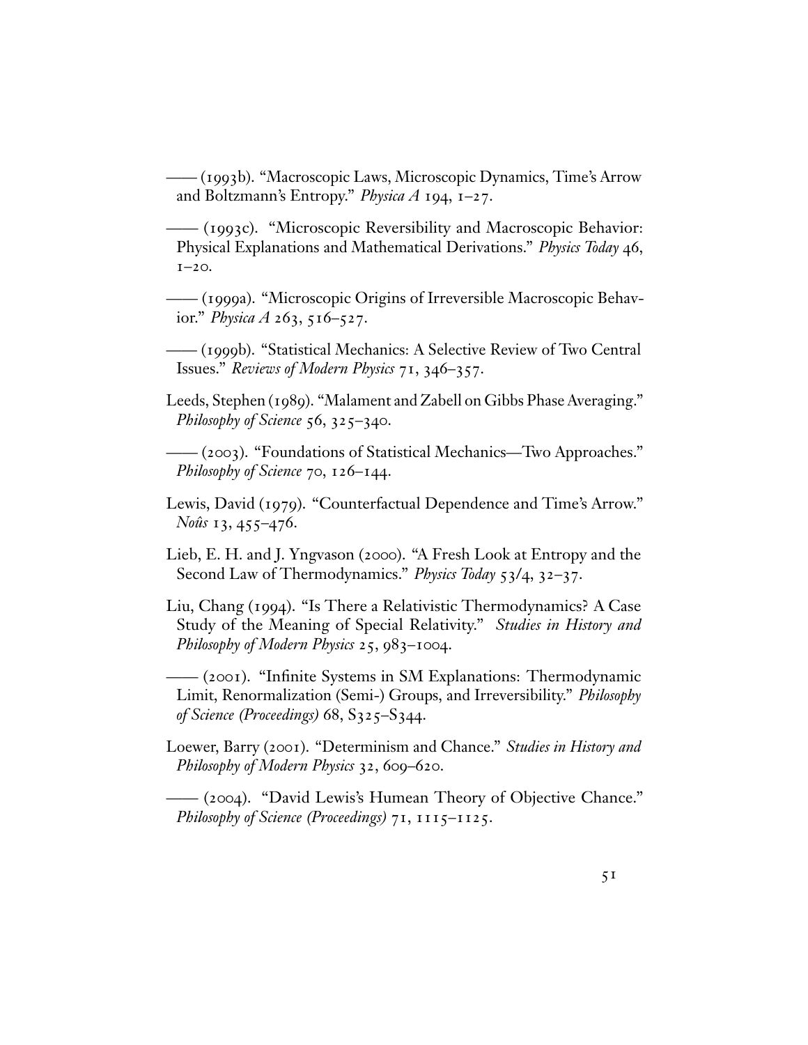—— (1993b). "Macroscopic Laws, Microscopic Dynamics, Time's Arrow and Boltzmann's Entropy." *Physica A* 194, 1–27.

—— (1993c). "Microscopic Reversibility and Macroscopic Behavior: Physical Explanations and Mathematical Derivations." *Physics Today* 46, 1–20.

—— (1999a). "Microscopic Origins of Irreversible Macroscopic Behavior." *Physica A* 263, 516–527.

—— (1999b). "Statistical Mechanics: A Selective Review of Two Central Issues." *Reviews of Modern Physics* 71, 346–357.

Leeds, Stephen (1989). "Malament and Zabell on Gibbs Phase Averaging." *Philosophy of Science* 56, 325–340.

—— (2003). "Foundations of Statistical Mechanics—Two Approaches." *Philosophy of Science* 70, 126–144.

Lewis, David (1979). "Counterfactual Dependence and Time's Arrow." *Noûs* 13, 455–476.

Lieb, E. H. and J. Yngvason (2000). "A Fresh Look at Entropy and the Second Law of Thermodynamics." *Physics Today* 53/4, 32–37.

Liu, Chang (1994). "Is There a Relativistic Thermodynamics? A Case Study of the Meaning of Special Relativity." *Studies in History and Philosophy of Modern Physics* 25, 983–1004.

—— (2001). "Infinite Systems in SM Explanations: Thermodynamic Limit, Renormalization (Semi-) Groups, and Irreversibility." *Philosophy of Science (Proceedings)* 68, S325–S344.

Loewer, Barry (2001). "Determinism and Chance." *Studies in History and Philosophy of Modern Physics* 32, 609–620.

—— (2004). "David Lewis's Humean Theory of Objective Chance." *Philosophy of Science (Proceedings)* 71, 1115–1125.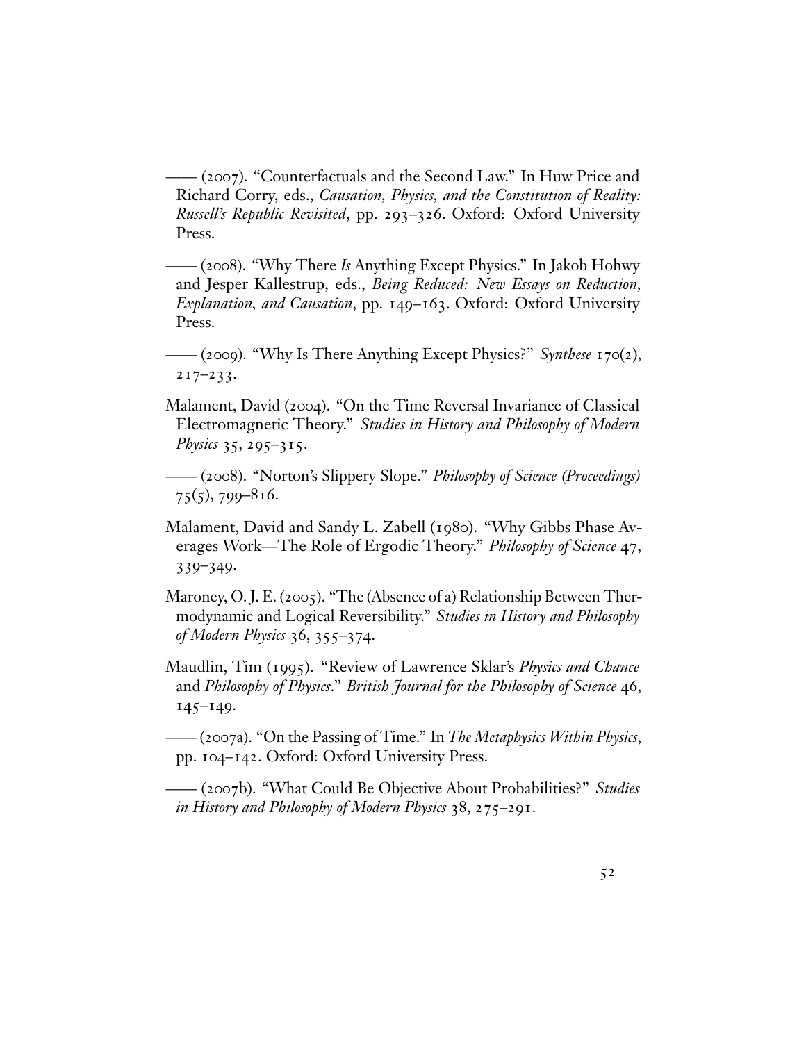—— (2007). "Counterfactuals and the Second Law." In Huw Price and Richard Corry, eds., *Causation, Physics, and the Constitution of Reality: Russell's Republic Revisited*, pp. 293–326. Oxford: Oxford University Press.

—— (2008). "Why There *Is* Anything Except Physics." In Jakob Hohwy and Jesper Kallestrup, eds., *Being Reduced: New Essays on Reduction, Explanation, and Causation*, pp. 149–163. Oxford: Oxford University Press.

—— (2009). "Why Is There Anything Except Physics?" *Synthese* 170(2), 217–233.

Malament, David (2004). "On the Time Reversal Invariance of Classical Electromagnetic Theory." *Studies in History and Philosophy of Modern Physics* 35, 295–315.

—— (2008). "Norton's Slippery Slope." *Philosophy of Science (Proceedings)* 75(5), 799–816.

Malament, David and Sandy L. Zabell (1980). "Why Gibbs Phase Averages Work—The Role of Ergodic Theory." *Philosophy of Science* 47, 339–349.

Maroney, O. J. E. (2005). "The (Absence of a) Relationship Between Thermodynamic and Logical Reversibility." *Studies in History and Philosophy of Modern Physics* 36, 355–374.

Maudlin, Tim (1995). "Review of Lawrence Sklar's *Physics and Chance* and *Philosophy of Physics*." *British Journal for the Philosophy of Science* 46, 145–149.

—— (2007a). "On the Passing of Time." In *The Metaphysics Within Physics*, pp. 104–142. Oxford: Oxford University Press.

—— (2007b). "What Could Be Objective About Probabilities?" *Studies in History and Philosophy of Modern Physics* 38, 275–291.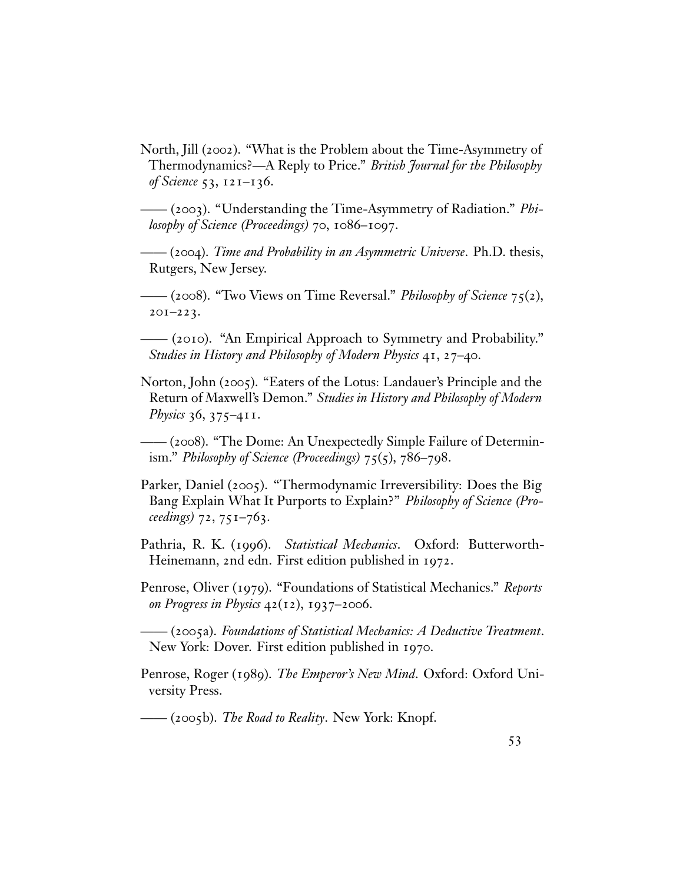North, Jill (2002). "What is the Problem about the Time-Asymmetry of Thermodynamics?—A Reply to Price." *British Journal for the Philosophy of Science* 53, 121–136.

—— (2003). "Understanding the Time-Asymmetry of Radiation." *Philosophy of Science (Proceedings)* 70, 1086–1097.

—— (2004). *Time and Probability in an Asymmetric Universe*. Ph.D. thesis, Rutgers, New Jersey.

—— (2008). "Two Views on Time Reversal." *Philosophy of Science* 75(2), 201–223.

—— (2010). "An Empirical Approach to Symmetry and Probability." *Studies in History and Philosophy of Modern Physics* 41, 27–40.

Norton, John (2005). "Eaters of the Lotus: Landauer's Principle and the Return of Maxwell's Demon." *Studies in History and Philosophy of Modern Physics* 36, 375–411.

—— (2008). "The Dome: An Unexpectedly Simple Failure of Determinism." *Philosophy of Science (Proceedings)* 75(5), 786–798.

Parker, Daniel (2005). "Thermodynamic Irreversibility: Does the Big Bang Explain What It Purports to Explain?" *Philosophy of Science (Proceedings)* 72, 751–763.

Pathria, R. K. (1996). *Statistical Mechanics*. Oxford: Butterworth-Heinemann, 2nd edn. First edition published in 1972.

Penrose, Oliver (1979). "Foundations of Statistical Mechanics." *Reports on Progress in Physics* 42(12), 1937–2006.

—— (2005a). *Foundations of Statistical Mechanics: A Deductive Treatment*. New York: Dover. First edition published in 1970.

Penrose, Roger (1989). *The Emperor's New Mind*. Oxford: Oxford University Press.

—— (2005b). *The Road to Reality*. New York: Knopf.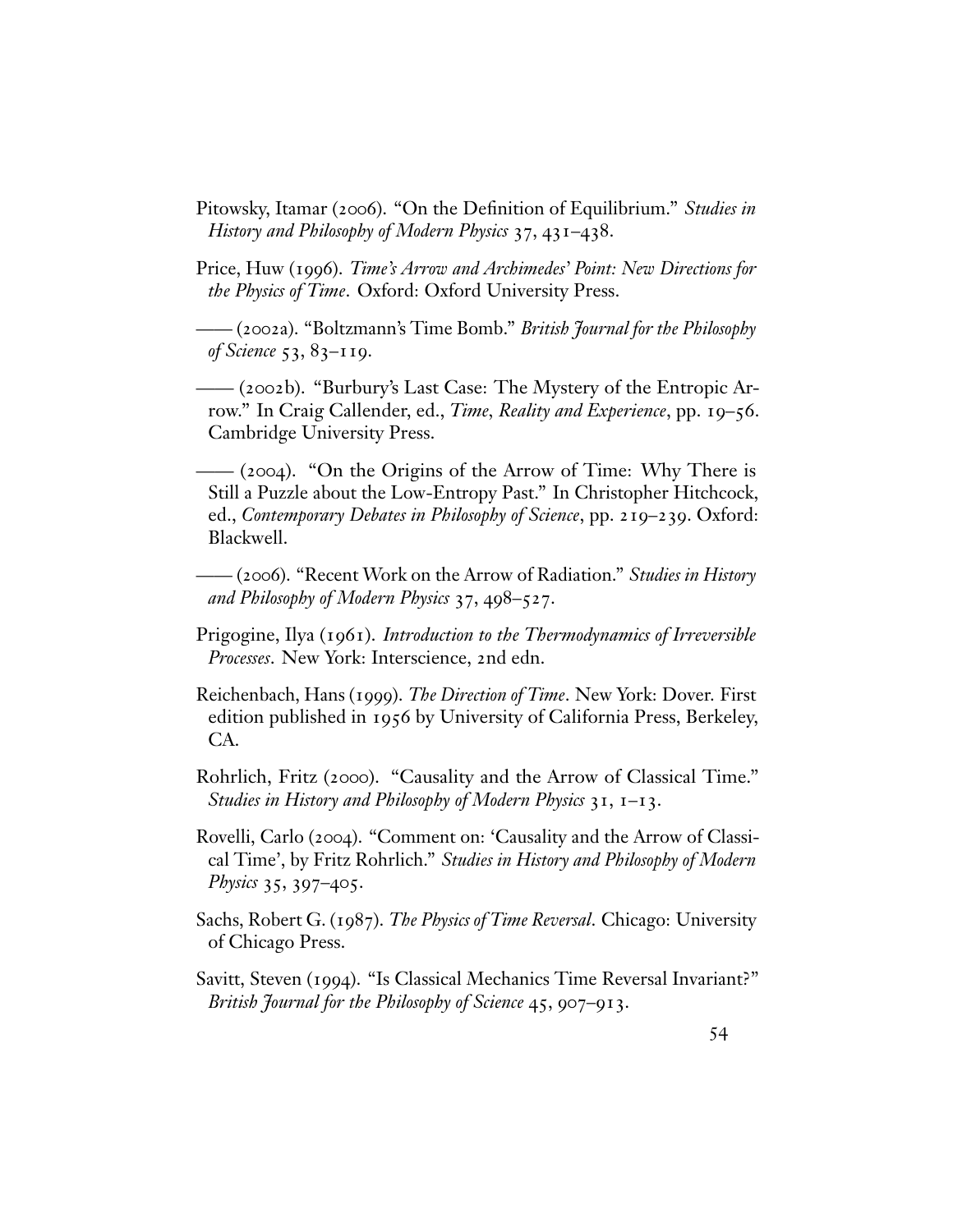Pitowsky, Itamar (2006). "On the Definition of Equilibrium." *Studies in History and Philosophy of Modern Physics* 37, 431–438.

Price, Huw (1996). *Time's Arrow and Archimedes' Point: New Directions for the Physics of Time*. Oxford: Oxford University Press.

—— (2002a). "Boltzmann's Time Bomb." *British Journal for the Philosophy of Science* 53, 83–119.

—— (2002b). "Burbury's Last Case: The Mystery of the Entropic Arrow." In Craig Callender, ed., *Time, Reality and Experience*, pp. 19–56. Cambridge University Press.

—— (2004). "On the Origins of the Arrow of Time: Why There is Still a Puzzle about the Low-Entropy Past." In Christopher Hitchcock, ed., *Contemporary Debates in Philosophy of Science*, pp. 219–239. Oxford: Blackwell.

—— (2006). "Recent Work on the Arrow of Radiation." *Studies in History and Philosophy of Modern Physics* 37, 498–527.

Prigogine, Ilya (1961). *Introduction to the Thermodynamics of Irreversible Processes*. New York: Interscience, 2nd edn.

Reichenbach, Hans (1999). *The Direction of Time*. New York: Dover. First edition published in 1956 by University of California Press, Berkeley, CA.

Rohrlich, Fritz (2000). "Causality and the Arrow of Classical Time." *Studies in History and Philosophy of Modern Physics* 31, 1–13.

Rovelli, Carlo (2004). "Comment on: 'Causality and the Arrow of Classical Time', by Fritz Rohrlich." *Studies in History and Philosophy of Modern Physics* 35, 397–405.

Sachs, Robert G. (1987). *The Physics of Time Reversal*. Chicago: University of Chicago Press.

Savitt, Steven (1994). "Is Classical Mechanics Time Reversal Invariant?" *British Journal for the Philosophy of Science* 45, 907–913.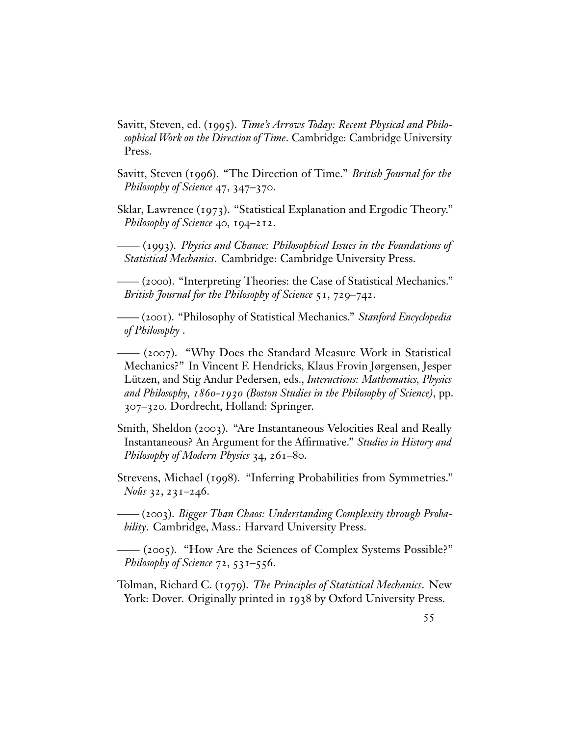Savitt, Steven, ed. (1995). *Time's Arrows Today: Recent Physical and Philosophical Work on the Direction of Time*. Cambridge: Cambridge University Press.

Savitt, Steven (1996). "The Direction of Time." *British Journal for the Philosophy of Science* 47, 347–370.

Sklar, Lawrence (1973). "Statistical Explanation and Ergodic Theory." *Philosophy of Science* 40, 194–212.

—— (1993). *Physics and Chance: Philosophical Issues in the Foundations of Statistical Mechanics*. Cambridge: Cambridge University Press.

—— (2000). "Interpreting Theories: the Case of Statistical Mechanics." *British Journal for the Philosophy of Science* 51, 729–742.

—— (2001). "Philosophy of Statistical Mechanics." *Stanford Encyclopedia of Philosophy* .

—— (2007). "Why Does the Standard Measure Work in Statistical Mechanics?" In Vincent F. Hendricks, Klaus Frovin Jørgensen, Jesper Lützen, and Stig Andur Pedersen, eds., *Interactions: Mathematics, Physics and Philosophy, 1860-1930 (Boston Studies in the Philosophy of Science)*, pp. 307–320. Dordrecht, Holland: Springer.

Smith, Sheldon (2003). "Are Instantaneous Velocities Real and Really Instantaneous? An Argument for the Affirmative." *Studies in History and Philosophy of Modern Physics* 34, 261–80.

Strevens, Michael (1998). "Inferring Probabilities from Symmetries." *Noûs* 32, 231–246.

—— (2003). *Bigger Than Chaos: Understanding Complexity through Probability*. Cambridge, Mass.: Harvard University Press.

—— (2005). "How Are the Sciences of Complex Systems Possible?" *Philosophy of Science* 72, 531–556.

Tolman, Richard C. (1979). *The Principles of Statistical Mechanics*. New York: Dover. Originally printed in 1938 by Oxford University Press.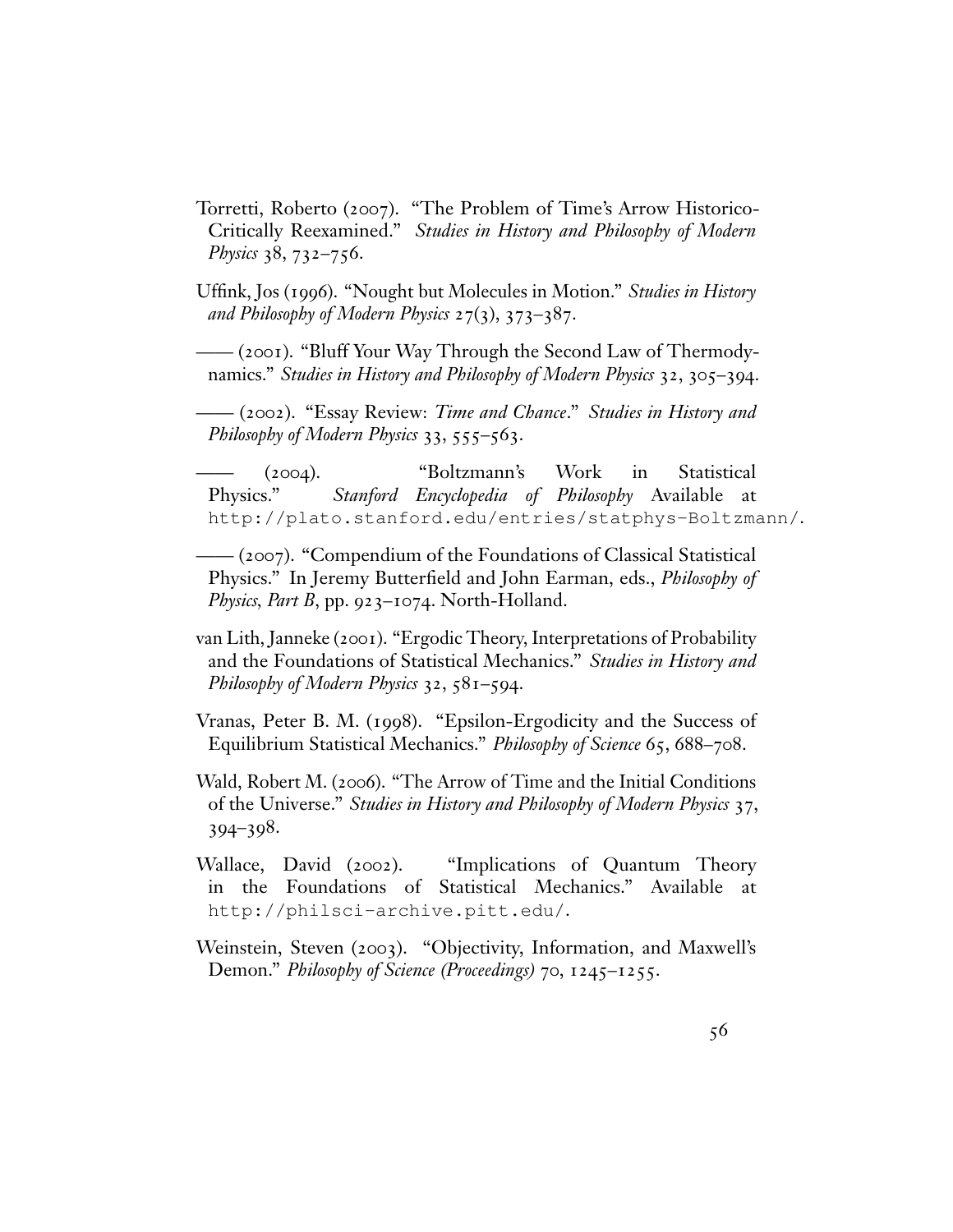Torretti, Roberto (2007). "The Problem of Time's Arrow Historico-Critically Reexamined." *Studies in History and Philosophy of Modern Physics* 38, 732–756.

Uffink, Jos (1996). "Nought but Molecules in Motion." *Studies in History and Philosophy of Modern Physics* 27(3), 373–387.

—— (2001). "Bluff Your Way Through the Second Law of Thermodynamics." *Studies in History and Philosophy of Modern Physics* 32, 305–394.

—— (2002). "Essay Review: *Time and Chance*." *Studies in History and Philosophy of Modern Physics* 33, 555–563.

—— (2004). "Boltzmann's Work in Statistical Physics." *Stanford Encyclopedia of Philosophy* Available at `http://plato.stanford.edu/entries/statphys-Boltzmann/`.

—— (2007). "Compendium of the Foundations of Classical Statistical Physics." In Jeremy Butterfield and John Earman, eds., *Philosophy of Physics, Part B*, pp. 923–1074. North-Holland.

van Lith, Janneke (2001). "Ergodic Theory, Interpretations of Probability and the Foundations of Statistical Mechanics." *Studies in History and Philosophy of Modern Physics* 32, 581–594.

Vranas, Peter B. M. (1998). "Epsilon-Ergodicity and the Success of Equilibrium Statistical Mechanics." *Philosophy of Science* 65, 688–708.

Wald, Robert M. (2006). "The Arrow of Time and the Initial Conditions of the Universe." *Studies in History and Philosophy of Modern Physics* 37, 394–398.

Wallace, David (2002). "Implications of Quantum Theory in the Foundations of Statistical Mechanics." Available at `http://philsci-archive.pitt.edu/`.

Weinstein, Steven (2003). "Objectivity, Information, and Maxwell's Demon." *Philosophy of Science (Proceedings)* 70, 1245–1255.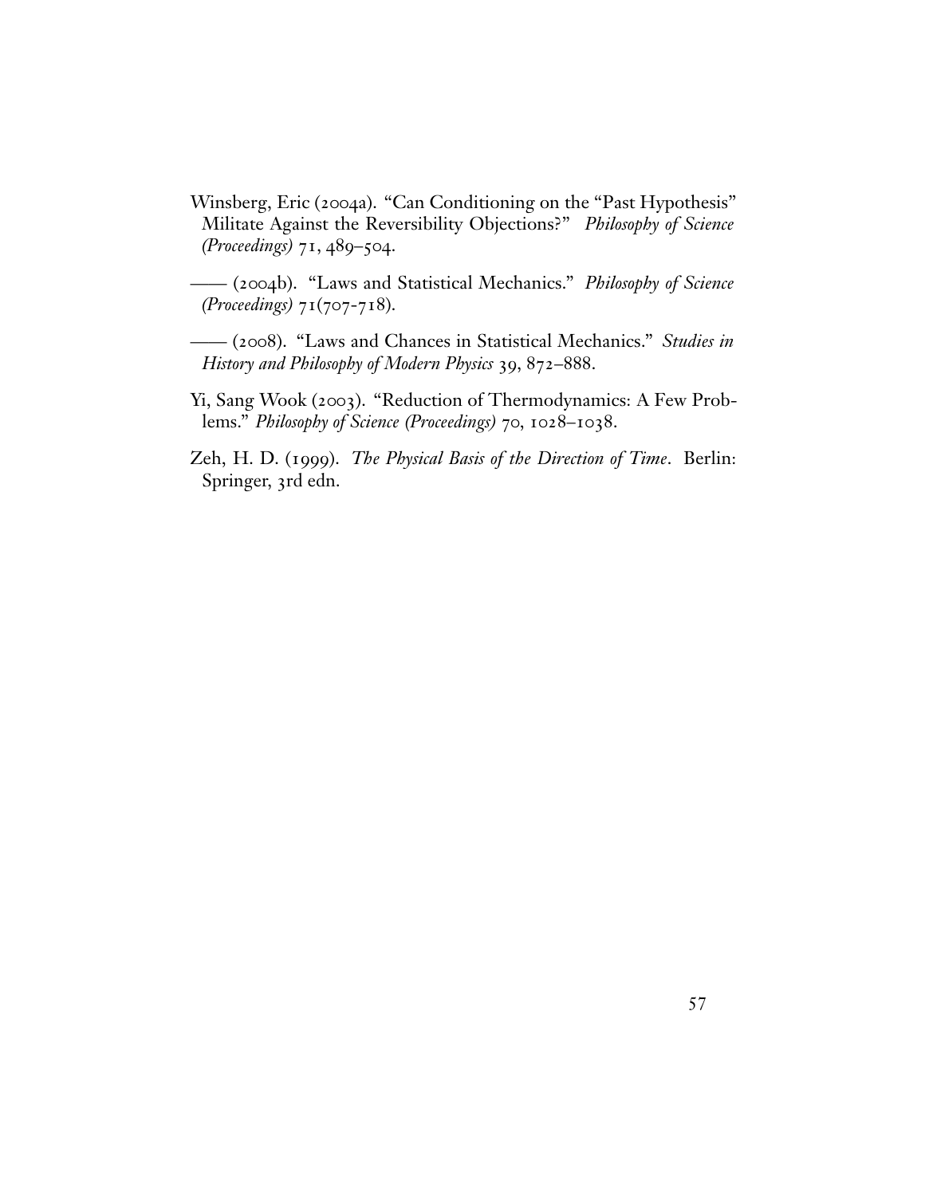Winsberg, Eric (2004a). "Can Conditioning on the "Past Hypothesis" Militate Against the Reversibility Objections?" *Philosophy of Science (Proceedings)* 71, 489–504.

—— (2004b). "Laws and Statistical Mechanics." *Philosophy of Science (Proceedings)* 71(707-718).

—— (2008). "Laws and Chances in Statistical Mechanics." *Studies in History and Philosophy of Modern Physics* 39, 872–888.

Yi, Sang Wook (2003). "Reduction of Thermodynamics: A Few Problems." *Philosophy of Science (Proceedings)* 70, 1028–1038.

Zeh, H. D. (1999). *The Physical Basis of the Direction of Time*. Berlin: Springer, 3rd edn.